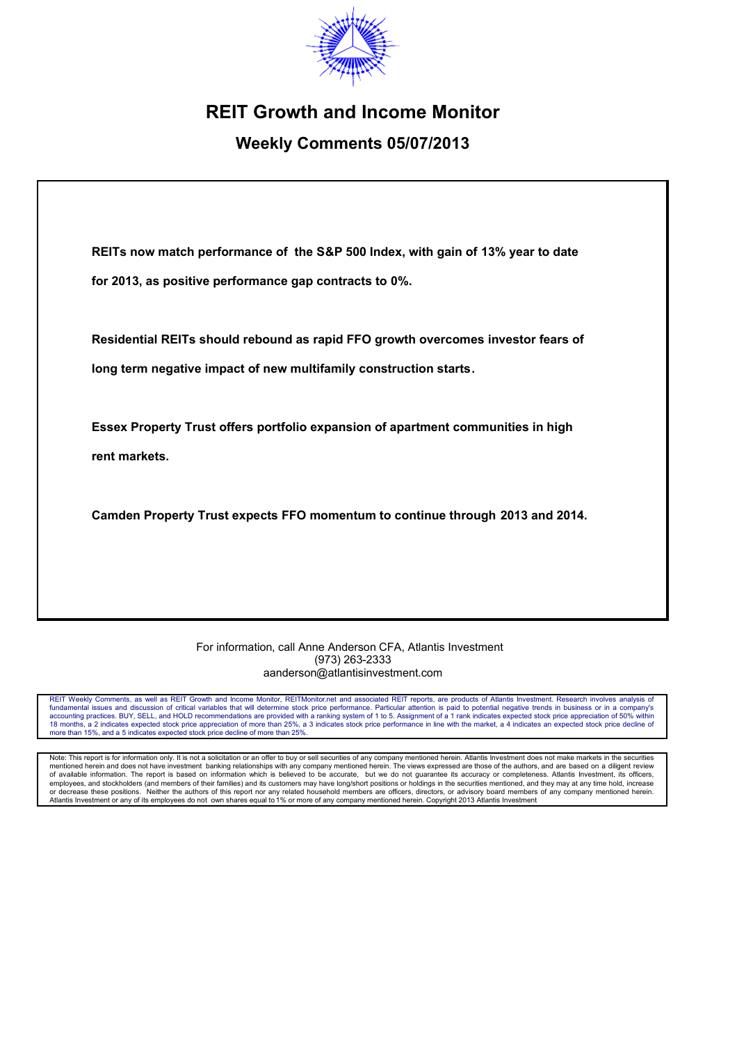# REIT Growth and Income Monitor

## Weekly Comments 05/07/2013

**REITs now match performance of the S&P 500 Index, with gain of 13% year to date for 2013, as positive performance gap contracts to 0%.**

**Residential REITs should rebound as rapid FFO growth overcomes investor fears of long term negative impact of new multifamily construction starts.**

**Essex Property Trust offers portfolio expansion of apartment communities in high rent markets.**

**Camden Property Trust expects FFO momentum to continue through 2013 and 2014.**

For information, call Anne Anderson CFA, Atlantis Investment
(973) 263-2333
aanderson@atlantisinvestment.com

REIT Weekly Comments, as well as REIT Growth and Income Monitor, REITMonitor.net and associated REIT reports, are products of Atlantis Investment. Research involves analysis of fundamental issues and discussion of critical variables that will determine stock price performance. Particular attention is paid to potential negative trends in business or in a company's accounting practices. BUY, SELL, and HOLD recommendations are provided with a ranking system of 1 to 5. Assignment of a 1 rank indicates expected stock price appreciation of 50% within 18 months, a 2 indicates expected stock price appreciation of more than 25%, a 3 indicates stock price performance in line with the market, a 4 indicates an expected stock price decline of more than 15%, and a 5 indicates expected stock price decline of more than 25%.

Note: This report is for information only. It is not a solicitation or an offer to buy or sell securities of any company mentioned herein. Atlantis Investment does not make markets in the securities mentioned herein and does not have investment banking relationships with any company mentioned herein. The views expressed are those of the authors, and are based on a diligent review of available information. The report is based on information which is believed to be accurate, but we do not guarantee its accuracy or completeness. Atlantis Investment, its officers, employees, and stockholders (and members of their families) and its customers may have long/short positions or holdings in the securities mentioned, and they may at any time hold, increase or decrease these positions. Neither the authors of this report nor any related household members are officers, directors, or advisory board members of any company mentioned herein. Atlantis Investment or any of its employees do not own shares equal to 1% or more of any company mentioned herein. Copyright 2013 Atlantis Investment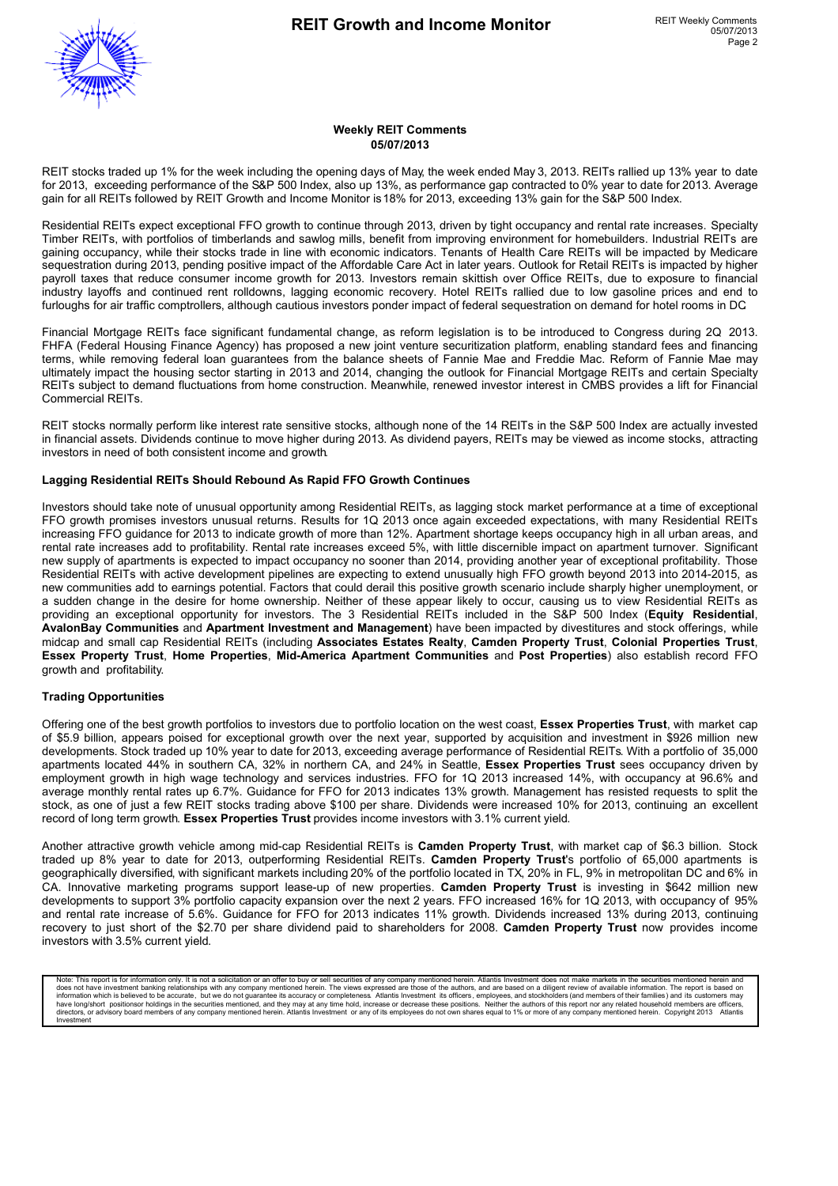**Weekly REIT Comments**
**05/07/2013**

REIT stocks traded up 1% for the week including the opening days of May, the week ended May 3, 2013. REITs rallied up 13% year to date for 2013, exceeding performance of the S&P 500 Index, also up 13%, as performance gap contracted to 0% year to date for 2013. Average gain for all REITs followed by REIT Growth and Income Monitor is 18% for 2013, exceeding 13% gain for the S&P 500 Index.

Residential REITs expect exceptional FFO growth to continue through 2013, driven by tight occupancy and rental rate increases. Specialty Timber REITs, with portfolios of timberlands and sawlog mills, benefit from improving environment for homebuilders. Industrial REITs are gaining occupancy, while their stocks trade in line with economic indicators. Tenants of Health Care REITs will be impacted by Medicare sequestration during 2013, pending positive impact of the Affordable Care Act in later years. Outlook for Retail REITs is impacted by higher payroll taxes that reduce consumer income growth for 2013. Investors remain skittish over Office REITs, due to exposure to financial industry layoffs and continued rent rolldowns, lagging economic recovery. Hotel REITs rallied due to low gasoline prices and end to furloughs for air traffic comptrollers, although cautious investors ponder impact of federal sequestration on demand for hotel rooms in DC

Financial Mortgage REITs face significant fundamental change, as reform legislation is to be introduced to Congress during 2Q 2013. FHFA (Federal Housing Finance Agency) has proposed a new joint venture securitization platform, enabling standard fees and financing terms, while removing federal loan guarantees from the balance sheets of Fannie Mae and Freddie Mac. Reform of Fannie Mae may ultimately impact the housing sector starting in 2013 and 2014, changing the outlook for Financial Mortgage REITs and certain Specialty REITs subject to demand fluctuations from home construction. Meanwhile, renewed investor interest in CMBS provides a lift for Financial Commercial REITs.

REIT stocks normally perform like interest rate sensitive stocks, although none of the 14 REITs in the S&P 500 Index are actually invested in financial assets. Dividends continue to move higher during 2013. As dividend payers, REITs may be viewed as income stocks, attracting investors in need of both consistent income and growth.

**Lagging Residential REITs Should Rebound As Rapid FFO Growth Continues**

Investors should take note of unusual opportunity among Residential REITs, as lagging stock market performance at a time of exceptional FFO growth promises investors unusual returns. Results for 1Q 2013 once again exceeded expectations, with many Residential REITs increasing FFO guidance for 2013 to indicate growth of more than 12%. Apartment shortage keeps occupancy high in all urban areas, and rental rate increases add to profitability. Rental rate increases exceed 5%, with little discernible impact on apartment turnover. Significant new supply of apartments is expected to impact occupancy no sooner than 2014, providing another year of exceptional profitability. Those Residential REITs with active development pipelines are expecting to extend unusually high FFO growth beyond 2013 into 2014-2015, as new communities add to earnings potential. Factors that could derail this positive growth scenario include sharply higher unemployment, or a sudden change in the desire for home ownership. Neither of these appear likely to occur, causing us to view Residential REITs as providing an exceptional opportunity for investors. The 3 Residential REITs included in the S&P 500 Index (**Equity Residential**, **AvalonBay Communities** and **Apartment Investment and Management**) have been impacted by divestitures and stock offerings, while midcap and small cap Residential REITs (including **Associates Estates Realty**, **Camden Property Trust**, **Colonial Properties Trust**, **Essex Property Trust**, **Home Properties**, **Mid-America Apartment Communities** and **Post Properties**) also establish record FFO growth and profitability.

**Trading Opportunities**

Offering one of the best growth portfolios to investors due to portfolio location on the west coast, **Essex Properties Trust**, with market cap of $5.9 billion, appears poised for exceptional growth over the next year, supported by acquisition and investment in $926 million new developments. Stock traded up 10% year to date for 2013, exceeding average performance of Residential REITs. With a portfolio of 35,000 apartments located 44% in southern CA, 32% in northern CA, and 24% in Seattle, **Essex Properties Trust** sees occupancy driven by employment growth in high wage technology and services industries. FFO for 1Q 2013 increased 14%, with occupancy at 96.6% and average monthly rental rates up 6.7%. Guidance for FFO for 2013 indicates 13% growth. Management has resisted requests to split the stock, as one of just a few REIT stocks trading above $100 per share. Dividends were increased 10% for 2013, continuing an excellent record of long term growth. **Essex Properties Trust** provides income investors with 3.1% current yield.

Another attractive growth vehicle among mid-cap Residential REITs is **Camden Property Trust**, with market cap of $6.3 billion. Stock traded up 8% year to date for 2013, outperforming Residential REITs. **Camden Property Trust**'s portfolio of 65,000 apartments is geographically diversified, with significant markets including 20% of the portfolio located in TX, 20% in FL, 9% in metropolitan DC and 6% in CA. Innovative marketing programs support lease-up of new properties. **Camden Property Trust** is investing in $642 million new developments to support 3% portfolio capacity expansion over the next 2 years. FFO increased 16% for 1Q 2013, with occupancy of 95% and rental rate increase of 5.6%. Guidance for FFO for 2013 indicates 11% growth. Dividends increased 13% during 2013, continuing recovery to just short of the $2.70 per share dividend paid to shareholders for 2008. **Camden Property Trust** now provides income investors with 3.5% current yield.

Note: This report is for information only. It is not a solicitation or an offer to buy or sell securities of any company mentioned herein. Atlantis Investment does not make markets in the securities mentioned herein and does not have investment banking relationships with any company mentioned herein. The views expressed are those of the authors, and are based on a diligent review of available information. The report is based on information which is believed to be accurate, but we do not guarantee its accuracy or completeness. Atlantis Investment its officers, employees, and stockholders (and members of their families) and its customers may have long/short positionsor holdings in the securities mentioned, and they may at any time hold, increase or decrease these positions. Neither the authors of this report nor any related household members are officers, directors, or advisory board members of any company mentioned herein. Atlantis Investment or any of its employees do not own shares equal to 1% or more of any company mentioned herein. Copyright 2013 Atlantis Investment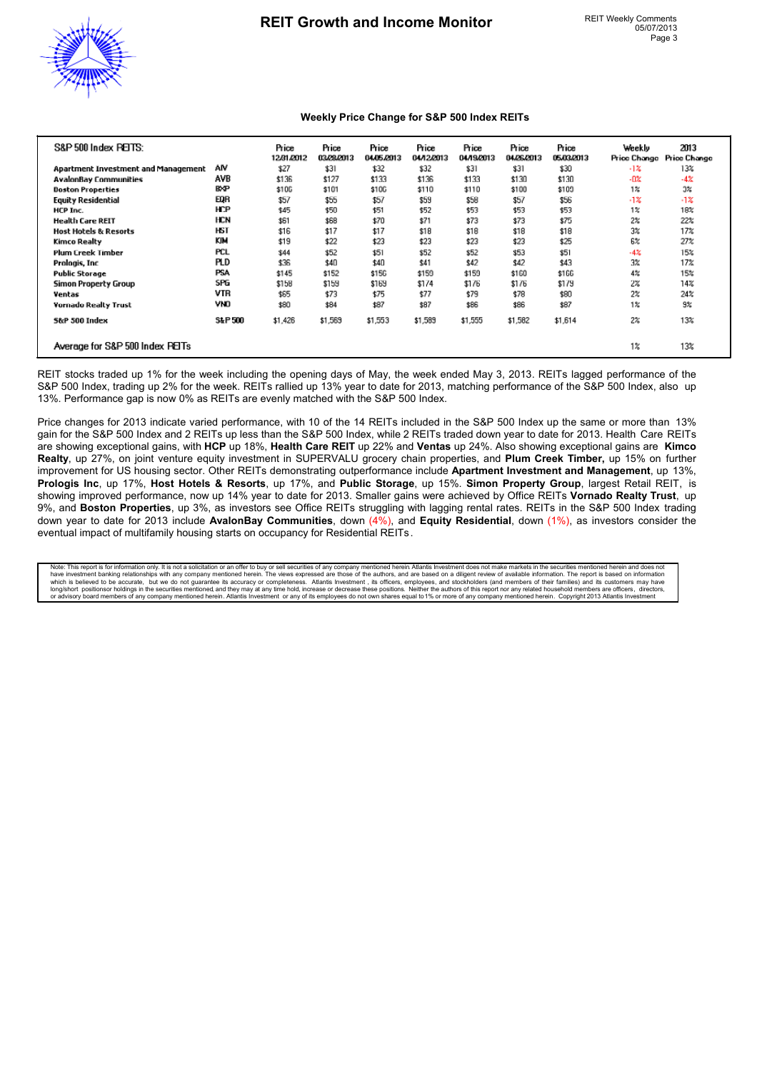## Weekly Price Change for S&P 500 Index REITs

| S&P 500 Index REITS: | | Price 12/31/2012 | Price 03/28/2013 | Price 04/05/2013 | Price 04/12/2013 | Price 04/19/2013 | Price 04/26/2013 | Price 05/03/2013 | Weekly Price Change | 2013 Price Change |
|---|---|---|---|---|---|---|---|---|---|---|
| Apartment Investment and Management | AIV | $27 | $31 | $32 | $32 | $31 | $31 | $30 | -1% | 13% |
| AvalonBay Communities | AVB | $136 | $127 | $133 | $136 | $133 | $130 | $130 | -0% | -4% |
| Boston Properties | BXP | $106 | $101 | $106 | $110 | $110 | $100 | $109 | 1% | 3% |
| Equity Residential | EQR | $57 | $55 | $57 | $59 | $58 | $57 | $56 | -1% | -1% |
| HCP Inc. | HCP | $45 | $50 | $51 | $52 | $53 | $53 | $53 | 1% | 18% |
| Health Care REIT | HCN | $61 | $68 | $70 | $71 | $73 | $73 | $75 | 2% | 22% |
| Host Hotels & Resorts | HST | $16 | $17 | $17 | $18 | $18 | $18 | $18 | 3% | 17% |
| Kimco Realty | KIM | $19 | $22 | $23 | $23 | $23 | $23 | $25 | 6% | 27% |
| Plum Creek Timber | PCL | $44 | $52 | $51 | $52 | $52 | $53 | $51 | -4% | 15% |
| Prologis, Inc | PLD | $36 | $40 | $40 | $41 | $42 | $42 | $43 | 3% | 17% |
| Public Storage | PSA | $145 | $152 | $156 | $159 | $159 | $160 | $166 | 4% | 15% |
| Simon Property Group | SPG | $158 | $159 | $169 | $174 | $176 | $176 | $179 | 2% | 14% |
| Ventas | VTR | $65 | $73 | $75 | $77 | $79 | $78 | $80 | 2% | 24% |
| Vornado Realty Trust | VNO | $80 | $84 | $87 | $87 | $86 | $86 | $87 | 1% | 9% |
| S&P 500 Index | S&P 500 | $1,426 | $1,569 | $1,553 | $1,589 | $1,555 | $1,582 | $1,614 | 2% | 13% |
| Average for S&P 500 Index REITs | | | | | | | | | 1% | 13% |

REIT stocks traded up 1% for the week including the opening days of May, the week ended May 3, 2013. REITs lagged performance of the S&P 500 Index, trading up 2% for the week. REITs rallied up 13% year to date for 2013, matching performance of the S&P 500 Index, also up 13%. Performance gap is now 0% as REITs are evenly matched with the S&P 500 Index.

Price changes for 2013 indicate varied performance, with 10 of the 14 REITs included in the S&P 500 Index up the same or more than 13% gain for the S&P 500 Index and 2 REITs up less than the S&P 500 Index, while 2 REITs traded down year to date for 2013. Health Care REITs are showing exceptional gains, with **HCP** up 18%, **Health Care REIT** up 22% and **Ventas** up 24%. Also showing exceptional gains are **Kimco Realty**, up 27%, on joint venture equity investment in SUPERVALU grocery chain properties, and **Plum Creek Timber,** up 15% on further improvement for US housing sector. Other REITs demonstrating outperformance include **Apartment Investment and Management**, up 13%, **Prologis Inc**, up 17%, **Host Hotels & Resorts**, up 17%, and **Public Storage**, up 15%. **Simon Property Group**, largest Retail REIT, is showing improved performance, now up 14% year to date for 2013. Smaller gains were achieved by Office REITs **Vornado Realty Trust**, up 9%, and **Boston Properties**, up 3%, as investors see Office REITs struggling with lagging rental rates. REITs in the S&P 500 Index trading down year to date for 2013 include **AvalonBay Communities**, down (4%), and **Equity Residential**, down (1%), as investors consider the eventual impact of multifamily housing starts on occupancy for Residential REITs.

Note: This report is for information only. It is not a solicitation or an offer to buy or sell securities of any company mentioned herein Atlantis Investment does not make markets in the securities mentioned herein and does not have investment banking relationships with any company mentioned herein. The views expressed are those of the authors, and are based on a diligent review of available information. The report is based on information which is believed to be accurate, but we do not guarantee its accuracy or completeness. Atlantis Investment , its officers, employees, and stockholders (and members of their families) and its customers may have long/short positionsor holdings in the securities mentioned and they may at any time hold, increase or decrease these positions. Neither the authors of this report nor any related household members are officers, directors, or advisory board members of any company mentioned herein. Atlantis Investment or any of its employees do not own shares equal to1% or more of any company mentioned herein. Copyright 2013 Atlantis Investment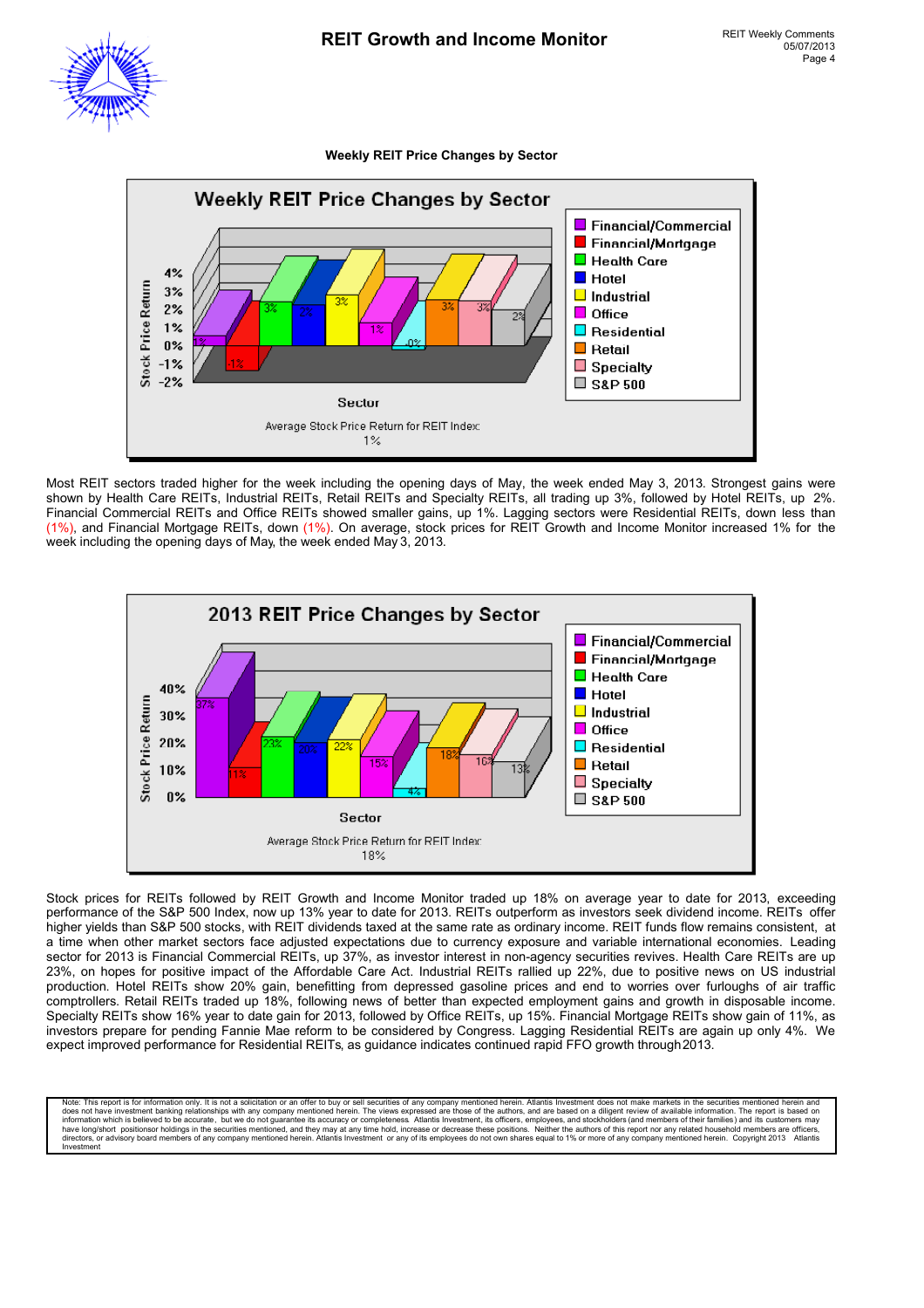**Weekly REIT Price Changes by Sector**

## Weekly REIT Price Changes by Sector

| Sector | Stock Price Return |
|---|---|
| Financial/Commercial | 1% |
| Financial/Mortgage | -1% |
| Health Care | 3% |
| Hotel | 2% |
| Industrial | 3% |
| Office | 1% |
| Residential | -0% |
| Retail | 3% |
| Specialty | 3% |
| S&P 500 | 2% |

Average Stock Price Return for REIT Index: 1%

Most REIT sectors traded higher for the week including the opening days of May, the week ended May 3, 2013. Strongest gains were shown by Health Care REITs, Industrial REITs, Retail REITs and Specialty REITs, all trading up 3%, followed by Hotel REITs, up 2%. Financial Commercial REITs and Office REITs showed smaller gains, up 1%. Lagging sectors were Residential REITs, down less than (1%), and Financial Mortgage REITs, down (1%). On average, stock prices for REIT Growth and Income Monitor increased 1% for the week including the opening days of May, the week ended May 3, 2013.

## 2013 REIT Price Changes by Sector

| Sector | Stock Price Return |
|---|---|
| Financial/Commercial | 37% |
| Financial/Mortgage | 11% |
| Health Care | 23% |
| Hotel | 20% |
| Industrial | 22% |
| Office | 15% |
| Residential | 4% |
| Retail | 18% |
| Specialty | 16% |
| S&P 500 | 13% |

Average Stock Price Return for REIT Index: 18%

Stock prices for REITs followed by REIT Growth and Income Monitor traded up 18% on average year to date for 2013, exceeding performance of the S&P 500 Index, now up 13% year to date for 2013. REITs outperform as investors seek dividend income. REITs offer higher yields than S&P 500 stocks, with REIT dividends taxed at the same rate as ordinary income. REIT funds flow remains consistent, at a time when other market sectors face adjusted expectations due to currency exposure and variable international economies. Leading sector for 2013 is Financial Commercial REITs, up 37%, as investor interest in non-agency securities revives. Health Care REITs are up 23%, on hopes for positive impact of the Affordable Care Act. Industrial REITs rallied up 22%, due to positive news on US industrial production. Hotel REITs show 20% gain, benefitting from depressed gasoline prices and end to worries over furloughs of air traffic comptrollers. Retail REITs traded up 18%, following news of better than expected employment gains and growth in disposable income. Specialty REITs show 16% year to date gain for 2013, followed by Office REITs, up 15%. Financial Mortgage REITs show gain of 11%, as investors prepare for pending Fannie Mae reform to be considered by Congress. Lagging Residential REITs are again up only 4%. We expect improved performance for Residential REITs, as guidance indicates continued rapid FFO growth through 2013.

Note: This report is for information only. It is not a solicitation or an offer to buy or sell securities of any company mentioned herein. Atlantis Investment does not make markets in the securities mentioned herein and does not have investment banking relationships with any company mentioned herein. The views expressed are those of the authors, and are based on a diligent review of available information. The report is based on information which is believed to be accurate, but we do not guarantee its accuracy or completeness. Atlantis Investment, its officers, employees, and stockholders (and members of their families) and its customers may have long/short positionsor holdings in the securities mentioned, and they may at any time hold, increase or decrease these positions. Neither the authors of this report nor any related household members are officers, directors, or advisory board members of any company mentioned herein. Atlantis Investment or any of its employees do not own shares equal to 1% or more of any company mentioned herein. Copyright 2013 Atlantis Investment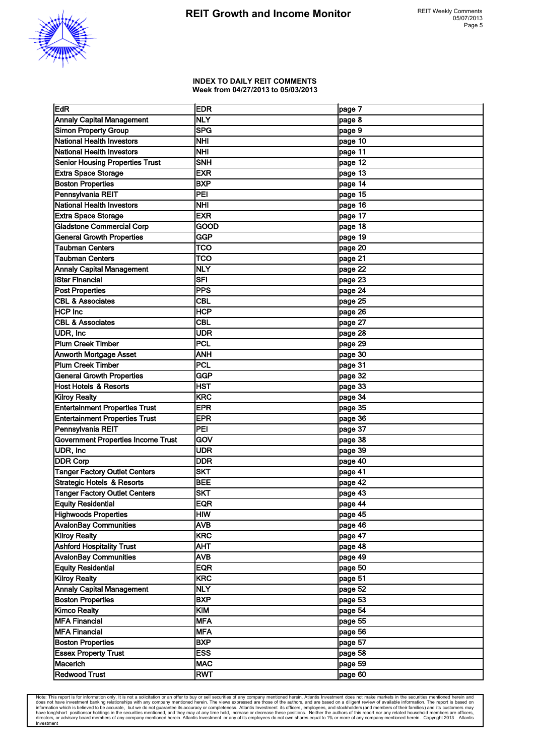### INDEX TO DAILY REIT COMMENTS
### Week from 04/27/2013 to 05/03/2013

| | | |
|---|---|---|
| EdR | EDR | page 7 |
| Annaly Capital Management | NLY | page 8 |
| Simon Property Group | SPG | page 9 |
| National Health Investors | NHI | page 10 |
| National Health Investors | NHI | page 11 |
| Senior Housing Properties Trust | SNH | page 12 |
| Extra Space Storage | EXR | page 13 |
| Boston Properties | BXP | page 14 |
| Pennsylvania REIT | PEI | page 15 |
| National Health Investors | NHI | page 16 |
| Extra Space Storage | EXR | page 17 |
| Gladstone Commercial Corp | GOOD | page 18 |
| General Growth Properties | GGP | page 19 |
| Taubman Centers | TCO | page 20 |
| Taubman Centers | TCO | page 21 |
| Annaly Capital Management | NLY | page 22 |
| iStar Financial | SFI | page 23 |
| Post Properties | PPS | page 24 |
| CBL & Associates | CBL | page 25 |
| HCP Inc | HCP | page 26 |
| CBL & Associates | CBL | page 27 |
| UDR, Inc | UDR | page 28 |
| Plum Creek Timber | PCL | page 29 |
| Anworth Mortgage Asset | ANH | page 30 |
| Plum Creek Timber | PCL | page 31 |
| General Growth Properties | GGP | page 32 |
| Host Hotels & Resorts | HST | page 33 |
| Kilroy Realty | KRC | page 34 |
| Entertainment Properties Trust | EPR | page 35 |
| Entertainment Properties Trust | EPR | page 36 |
| Pennsylvania REIT | PEI | page 37 |
| Government Properties Income Trust | GOV | page 38 |
| UDR, Inc | UDR | page 39 |
| DDR Corp | DDR | page 40 |
| Tanger Factory Outlet Centers | SKT | page 41 |
| Strategic Hotels & Resorts | BEE | page 42 |
| Tanger Factory Outlet Centers | SKT | page 43 |
| Equity Residential | EQR | page 44 |
| Highwoods Properties | HIW | page 45 |
| AvalonBay Communities | AVB | page 46 |
| Kilroy Realty | KRC | page 47 |
| Ashford Hospitality Trust | AHT | page 48 |
| AvalonBay Communities | AVB | page 49 |
| Equity Residential | EQR | page 50 |
| Kilroy Realty | KRC | page 51 |
| Annaly Capital Management | NLY | page 52 |
| Boston Properties | BXP | page 53 |
| Kimco Realty | KIM | page 54 |
| MFA Financial | MFA | page 55 |
| MFA Financial | MFA | page 56 |
| Boston Properties | BXP | page 57 |
| Essex Property Trust | ESS | page 58 |
| Macerich | MAC | page 59 |
| Redwood Trust | RWT | page 60 |

Note: This report is for information only. It is not a solicitation or an offer to buy or sell securities of any company mentioned herein. Atlantis Investment does not make markets in the securities mentioned herein and does not have investment banking relationships with any company mentioned herein. The views expressed are those of the authors, and are based on a diligent review of available information. The report is based on information which is believed to be accurate, but we do not guarantee its accuracy or completeness. Atlantis Investment its officers, employees, and stockholders (and members of their families) and its customers may have long/short positionsor holdings in the securities mentioned, and they may at any time hold, increase or decrease these positions. Neither the authors of this report nor any related household members are officers, directors, or advisory board members of any company mentioned herein. Atlantis Investment or any of its employees do not own shares equal to 1% or more of any company mentioned herein. Copyright 2013 Atlantis Investment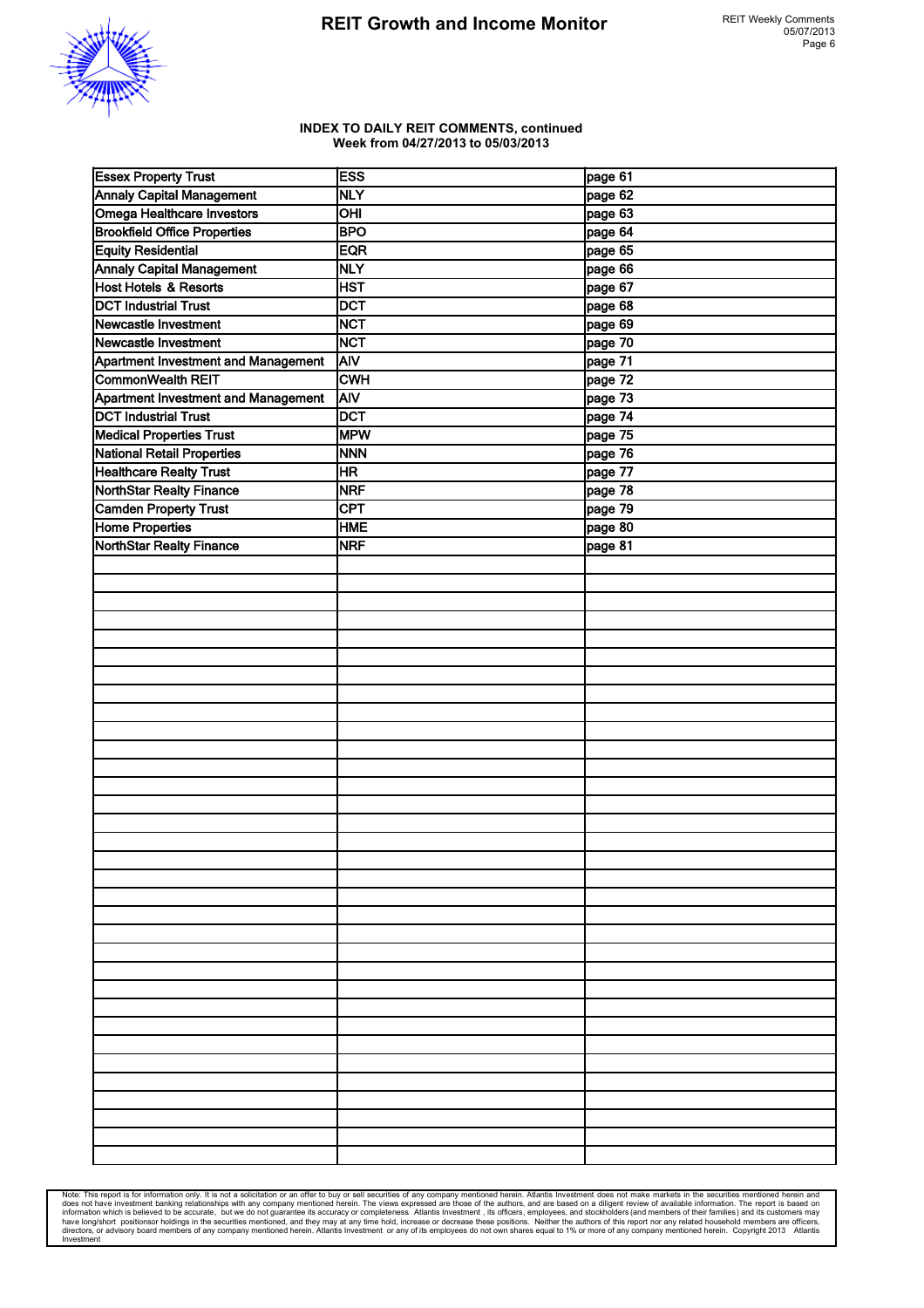**INDEX TO DAILY REIT COMMENTS, continued**
**Week from 04/27/2013 to 05/03/2013**

| | | |
|---|---|---|
| Essex Property Trust | ESS | page 61 |
| Annaly Capital Management | NLY | page 62 |
| Omega Healthcare Investors | OHI | page 63 |
| Brookfield Office Properties | BPO | page 64 |
| Equity Residential | EQR | page 65 |
| Annaly Capital Management | NLY | page 66 |
| Host Hotels & Resorts | HST | page 67 |
| DCT Industrial Trust | DCT | page 68 |
| Newcastle Investment | NCT | page 69 |
| Newcastle Investment | NCT | page 70 |
| Apartment Investment and Management | AIV | page 71 |
| CommonWealth REIT | CWH | page 72 |
| Apartment Investment and Management | AIV | page 73 |
| DCT Industrial Trust | DCT | page 74 |
| Medical Properties Trust | MPW | page 75 |
| National Retail Properties | NNN | page 76 |
| Healthcare Realty Trust | HR | page 77 |
| NorthStar Realty Finance | NRF | page 78 |
| Camden Property Trust | CPT | page 79 |
| Home Properties | HME | page 80 |
| NorthStar Realty Finance | NRF | page 81 |

Note: This report is for information only. It is not a solicitation or an offer to buy or sell securities of any company mentioned herein. Atlantis Investment does not make markets in the securities mentioned herein and does not have investment banking relationships with any company mentioned herein. The views expressed are those of the authors, and are based on a diligent review of available information. The report is based on information which is believed to be accurate, but we do not guarantee its accuracy or completeness. Atlantis Investment , its officers, employees, and stockholders (and members of their families) and its customers may have long/short positionsor holdings in the securities mentioned, and they may at any time hold, increase or decrease these positions. Neither the authors of this report nor any related household members are officers, directors, or advisory board members of any company mentioned herein. Atlantis Investment or any of its employees do not own shares equal to 1% or more of any company mentioned herein. Copyright 2013 Atlantis Investment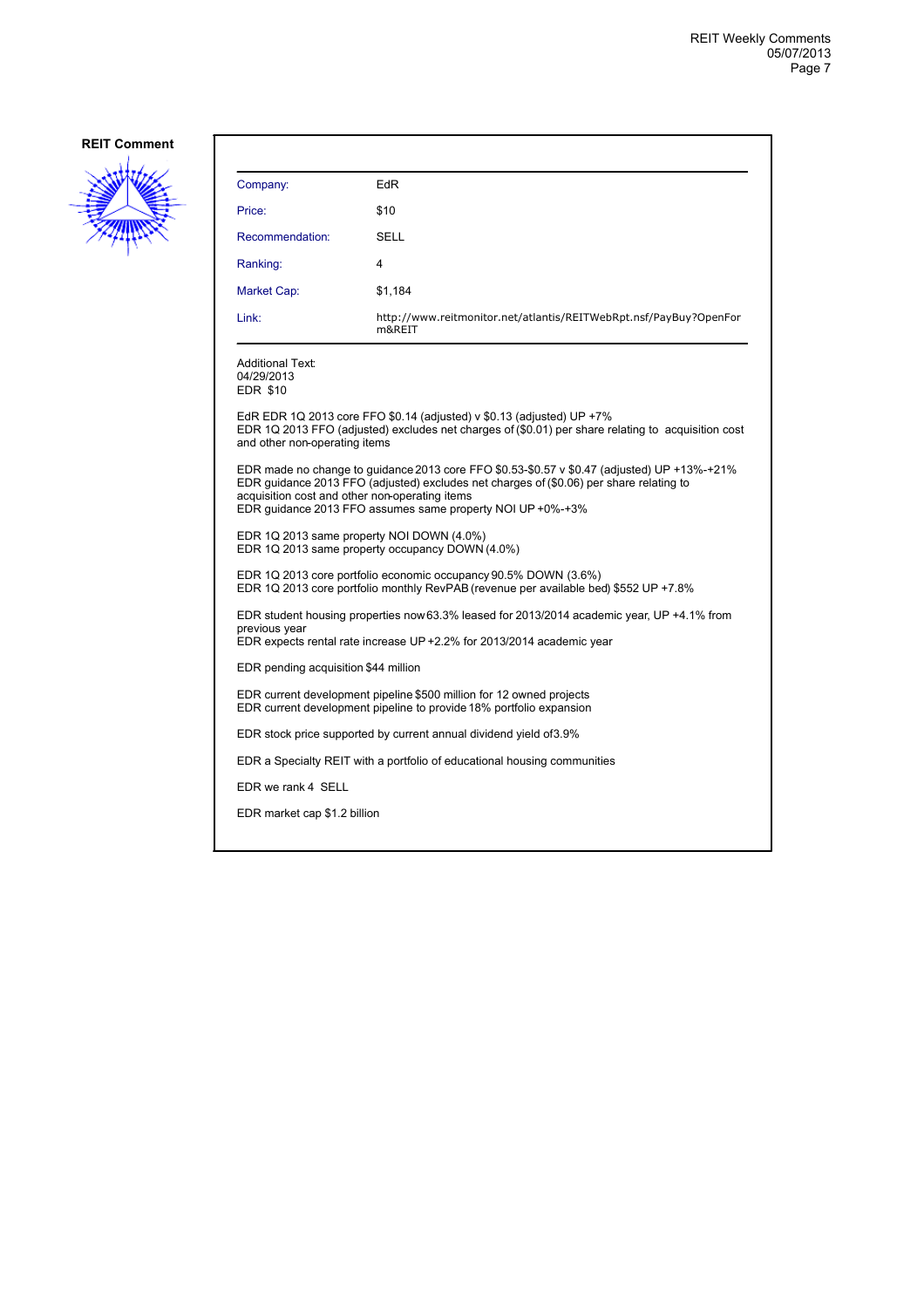**REIT Comment**

| | |
|---|---|
| Company: | EdR |
| Price: | $10 |
| Recommendation: | SELL |
| Ranking: | 4 |
| Market Cap: | $1,184 |
| Link: | http://www.reitmonitor.net/atlantis/REITWebRpt.nsf/PayBuy?OpenForm&REIT |

Additional Text:
04/29/2013
EDR $10

EdR EDR 1Q 2013 core FFO $0.14 (adjusted) v $0.13 (adjusted) UP +7%
EDR 1Q 2013 FFO (adjusted) excludes net charges of ($0.01) per share relating to acquisition cost and other non-operating items

EDR made no change to guidance 2013 core FFO $0.53-$0.57 v $0.47 (adjusted) UP +13%-+21%
EDR guidance 2013 FFO (adjusted) excludes net charges of ($0.06) per share relating to acquisition cost and other non-operating items
EDR guidance 2013 FFO assumes same property NOI UP +0%-+3%

EDR 1Q 2013 same property NOI DOWN (4.0%)
EDR 1Q 2013 same property occupancy DOWN (4.0%)

EDR 1Q 2013 core portfolio economic occupancy 90.5% DOWN (3.6%)
EDR 1Q 2013 core portfolio monthly RevPAB (revenue per available bed) $552 UP +7.8%

EDR student housing properties now 63.3% leased for 2013/2014 academic year, UP +4.1% from previous year
EDR expects rental rate increase UP +2.2% for 2013/2014 academic year

EDR pending acquisition $44 million

EDR current development pipeline $500 million for 12 owned projects
EDR current development pipeline to provide 18% portfolio expansion

EDR stock price supported by current annual dividend yield of 3.9%

EDR a Specialty REIT with a portfolio of educational housing communities

EDR we rank 4 SELL

EDR market cap $1.2 billion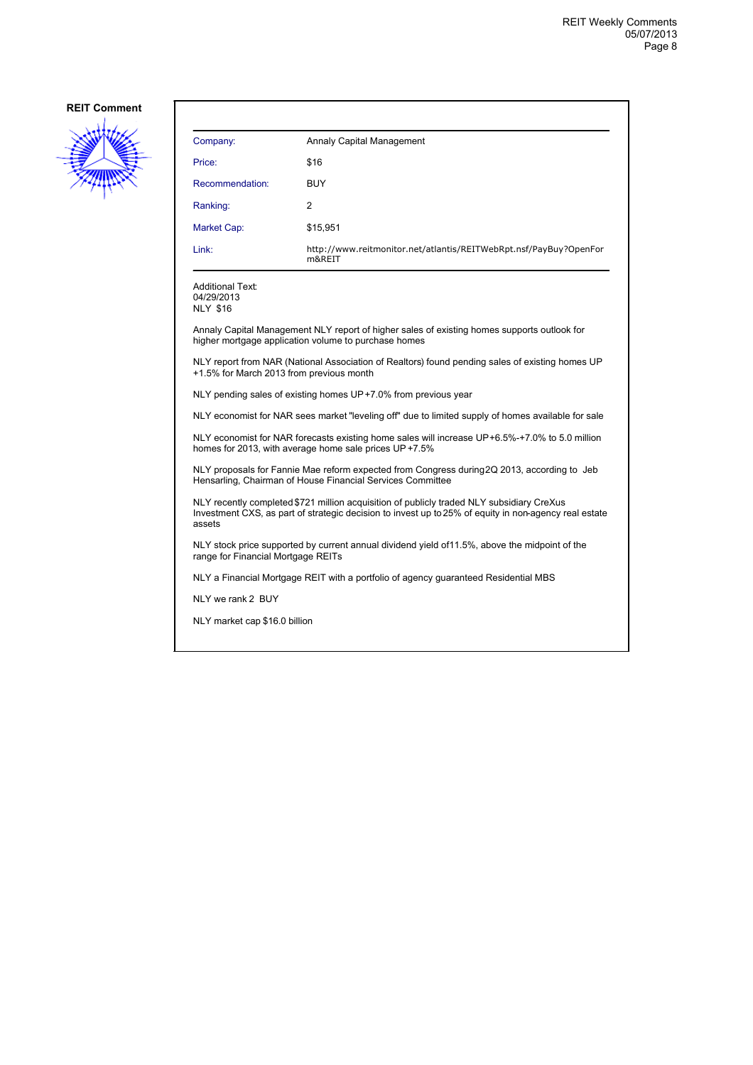**REIT Comment**

| Company: | Annaly Capital Management |
|---|---|
| Price: | $16 |
| Recommendation: | BUY |
| Ranking: | 2 |
| Market Cap: | $15,951 |
| Link: | http://www.reitmonitor.net/atlantis/REITWebRpt.nsf/PayBuy?OpenForm&REIT |

Additional Text:
04/29/2013
NLY $16

Annaly Capital Management NLY report of higher sales of existing homes supports outlook for higher mortgage application volume to purchase homes

NLY report from NAR (National Association of Realtors) found pending sales of existing homes UP +1.5% for March 2013 from previous month

NLY pending sales of existing homes UP +7.0% from previous year

NLY economist for NAR sees market "leveling off" due to limited supply of homes available for sale

NLY economist for NAR forecasts existing home sales will increase UP +6.5%-+7.0% to 5.0 million homes for 2013, with average home sale prices UP +7.5%

NLY proposals for Fannie Mae reform expected from Congress during 2Q 2013, according to Jeb Hensarling, Chairman of House Financial Services Committee

NLY recently completed $721 million acquisition of publicly traded NLY subsidiary CreXus Investment CXS, as part of strategic decision to invest up to 25% of equity in non-agency real estate assets

NLY stock price supported by current annual dividend yield of 11.5%, above the midpoint of the range for Financial Mortgage REITs

NLY a Financial Mortgage REIT with a portfolio of agency guaranteed Residential MBS

NLY we rank 2 BUY

NLY market cap $16.0 billion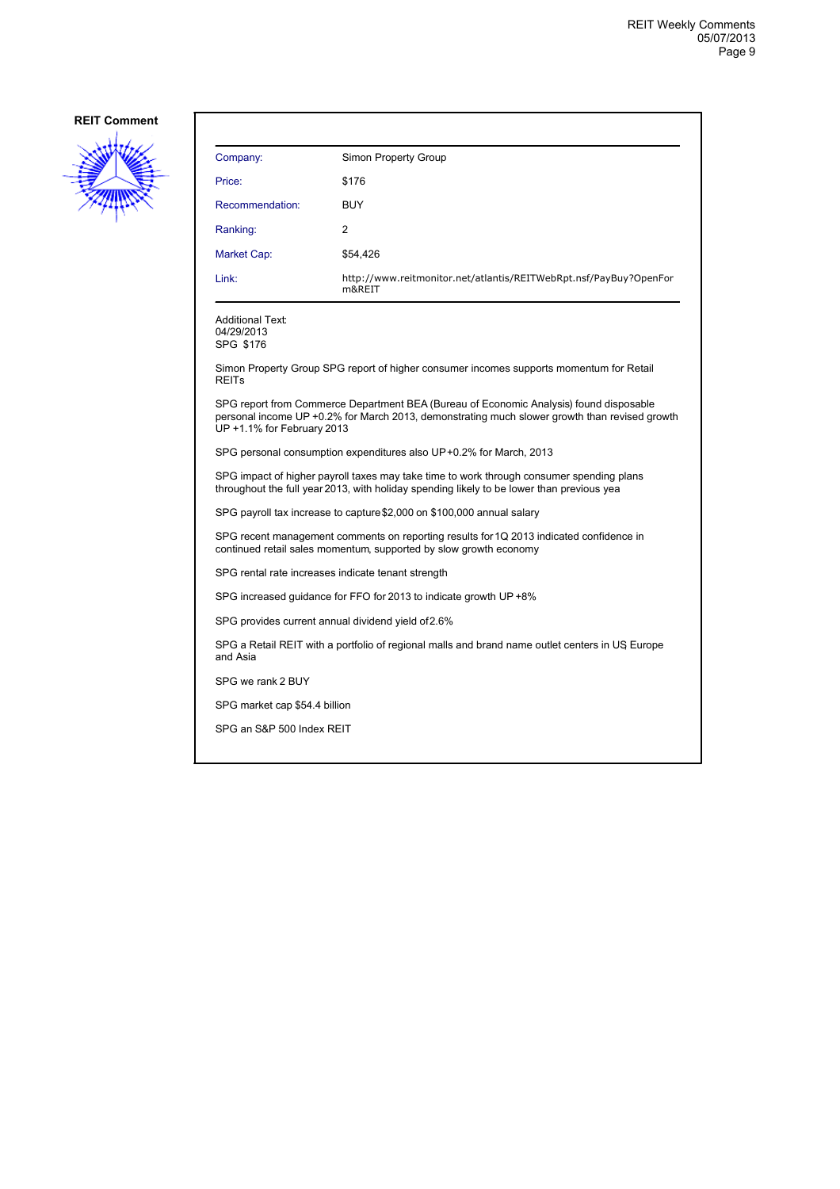**REIT Comment**

| Company: | Simon Property Group |
|---|---|
| Price: | $176 |
| Recommendation: | BUY |
| Ranking: | 2 |
| Market Cap: | $54,426 |
| Link: | http://www.reitmonitor.net/atlantis/REITWebRpt.nsf/PayBuy?OpenForm&REIT |

Additional Text:
04/29/2013
SPG $176

Simon Property Group SPG report of higher consumer incomes supports momentum for Retail REITs

SPG report from Commerce Department BEA (Bureau of Economic Analysis) found disposable personal income UP +0.2% for March 2013, demonstrating much slower growth than revised growth UP +1.1% for February 2013

SPG personal consumption expenditures also UP +0.2% for March, 2013

SPG impact of higher payroll taxes may take time to work through consumer spending plans throughout the full year 2013, with holiday spending likely to be lower than previous yea

SPG payroll tax increase to capture $2,000 on $100,000 annual salary

SPG recent management comments on reporting results for 1Q 2013 indicated confidence in continued retail sales momentum, supported by slow growth economy

SPG rental rate increases indicate tenant strength

SPG increased guidance for FFO for 2013 to indicate growth UP +8%

SPG provides current annual dividend yield of 2.6%

SPG a Retail REIT with a portfolio of regional malls and brand name outlet centers in US, Europe and Asia

SPG we rank 2 BUY

SPG market cap $54.4 billion

SPG an S&P 500 Index REIT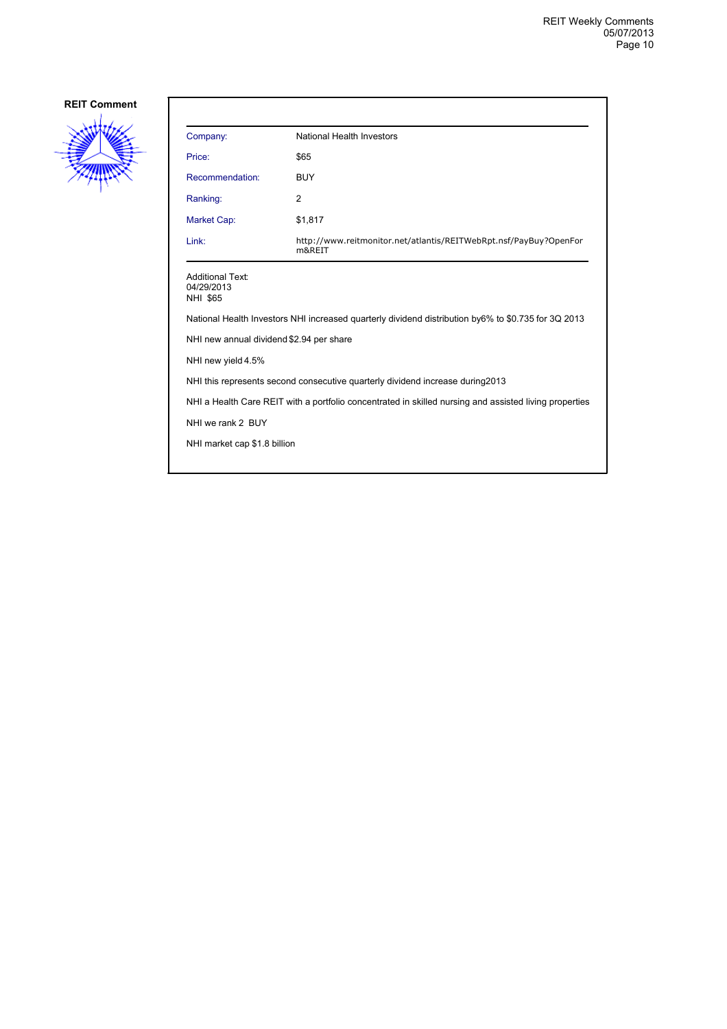**REIT Comment**

| Company: | National Health Investors |
| --- | --- |
| Price: | $65 |
| Recommendation: | BUY |
| Ranking: | 2 |
| Market Cap: | $1,817 |
| Link: | http://www.reitmonitor.net/atlantis/REITWebRpt.nsf/PayBuy?OpenForm&REIT |

Additional Text:
04/29/2013
NHI $65

National Health Investors NHI increased quarterly dividend distribution by6% to $0.735 for 3Q 2013

NHI new annual dividend $2.94 per share

NHI new yield 4.5%

NHI this represents second consecutive quarterly dividend increase during2013

NHI a Health Care REIT with a portfolio concentrated in skilled nursing and assisted living properties

NHI we rank 2 BUY

NHI market cap $1.8 billion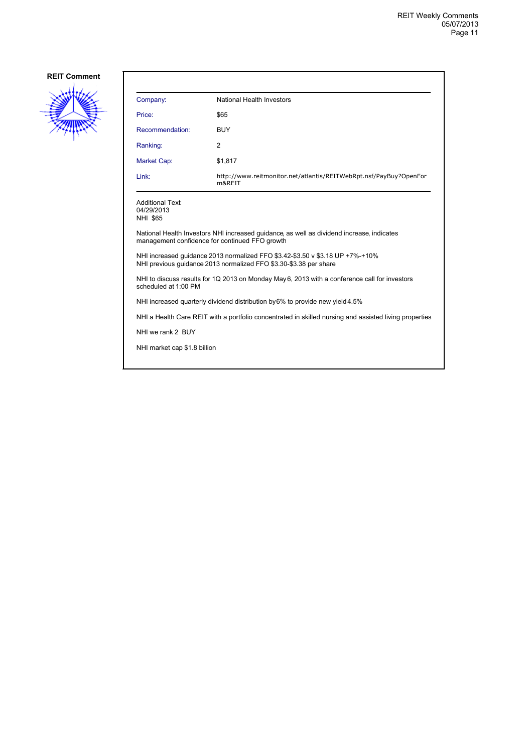**REIT Comment**

| Company: | National Health Investors |
|---|---|
| Price: | $65 |
| Recommendation: | BUY |
| Ranking: | 2 |
| Market Cap: | $1,817 |
| Link: | http://www.reitmonitor.net/atlantis/REITWebRpt.nsf/PayBuy?OpenForm&REIT |

Additional Text:
04/29/2013
NHI $65

National Health Investors NHI increased guidance, as well as dividend increase, indicates management confidence for continued FFO growth

NHI increased guidance 2013 normalized FFO $3.42-$3.50 v $3.18 UP +7%-+10%
NHI previous guidance 2013 normalized FFO $3.30-$3.38 per share

NHI to discuss results for 1Q 2013 on Monday May 6, 2013 with a conference call for investors scheduled at 1:00 PM

NHI increased quarterly dividend distribution by 6% to provide new yield 4.5%

NHI a Health Care REIT with a portfolio concentrated in skilled nursing and assisted living properties

NHI we rank 2 BUY

NHI market cap $1.8 billion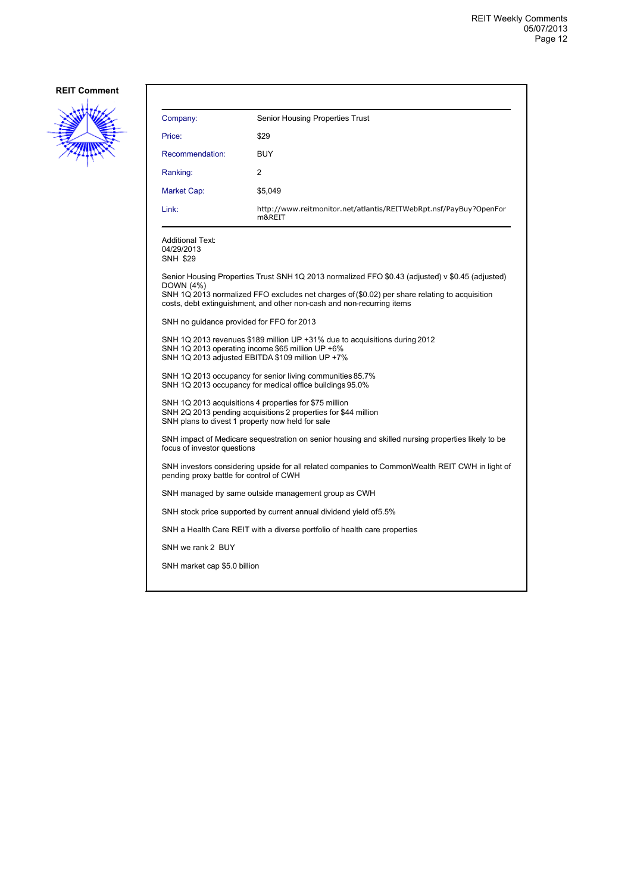**REIT Comment**

| Company: | Senior Housing Properties Trust |
|---|---|
| Price: | $29 |
| Recommendation: | BUY |
| Ranking: | 2 |
| Market Cap: | $5,049 |
| Link: | http://www.reitmonitor.net/atlantis/REITWebRpt.nsf/PayBuy?OpenForm&REIT |

Additional Text:
04/29/2013
SNH $29

Senior Housing Properties Trust SNH 1Q 2013 normalized FFO $0.43 (adjusted) v $0.45 (adjusted) DOWN (4%)
SNH 1Q 2013 normalized FFO excludes net charges of ($0.02) per share relating to acquisition costs, debt extinguishment, and other non-cash and non-recurring items

SNH no guidance provided for FFO for 2013

SNH 1Q 2013 revenues $189 million UP +31% due to acquisitions during 2012
SNH 1Q 2013 operating income $65 million UP +6%
SNH 1Q 2013 adjusted EBITDA $109 million UP +7%

SNH 1Q 2013 occupancy for senior living communities 85.7%
SNH 1Q 2013 occupancy for medical office buildings 95.0%

SNH 1Q 2013 acquisitions 4 properties for $75 million
SNH 2Q 2013 pending acquisitions 2 properties for $44 million
SNH plans to divest 1 property now held for sale

SNH impact of Medicare sequestration on senior housing and skilled nursing properties likely to be focus of investor questions

SNH investors considering upside for all related companies to CommonWealth REIT CWH in light of pending proxy battle for control of CWH

SNH managed by same outside management group as CWH

SNH stock price supported by current annual dividend yield of5.5%

SNH a Health Care REIT with a diverse portfolio of health care properties

SNH we rank 2 BUY

SNH market cap $5.0 billion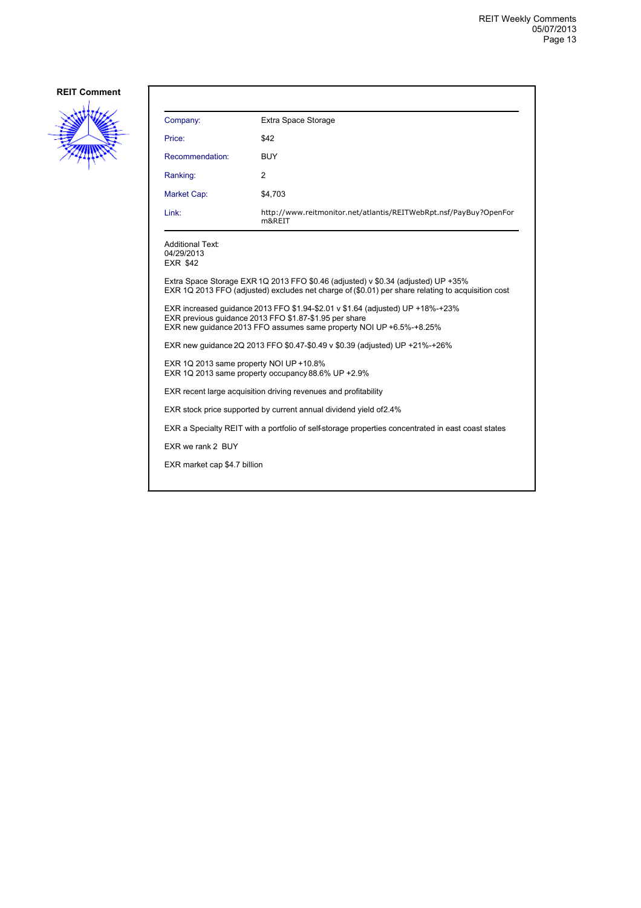**REIT Comment**

| Company: | Extra Space Storage |
| --- | --- |
| Price: | $42 |
| Recommendation: | BUY |
| Ranking: | 2 |
| Market Cap: | $4,703 |
| Link: | http://www.reitmonitor.net/atlantis/REITWebRpt.nsf/PayBuy?OpenForm&REIT |

Additional Text:
04/29/2013
EXR $42

Extra Space Storage EXR 1Q 2013 FFO $0.46 (adjusted) v $0.34 (adjusted) UP +35%
EXR 1Q 2013 FFO (adjusted) excludes net charge of ($0.01) per share relating to acquisition cost

EXR increased guidance 2013 FFO $1.94-$2.01 v $1.64 (adjusted) UP +18%-+23%
EXR previous guidance 2013 FFO $1.87-$1.95 per share
EXR new guidance 2013 FFO assumes same property NOI UP +6.5%-+8.25%

EXR new guidance 2Q 2013 FFO $0.47-$0.49 v $0.39 (adjusted) UP +21%-+26%

EXR 1Q 2013 same property NOI UP +10.8%
EXR 1Q 2013 same property occupancy 88.6% UP +2.9%

EXR recent large acquisition driving revenues and profitability

EXR stock price supported by current annual dividend yield of2.4%

EXR a Specialty REIT with a portfolio of self-storage properties concentrated in east coast states

EXR we rank 2 BUY

EXR market cap $4.7 billion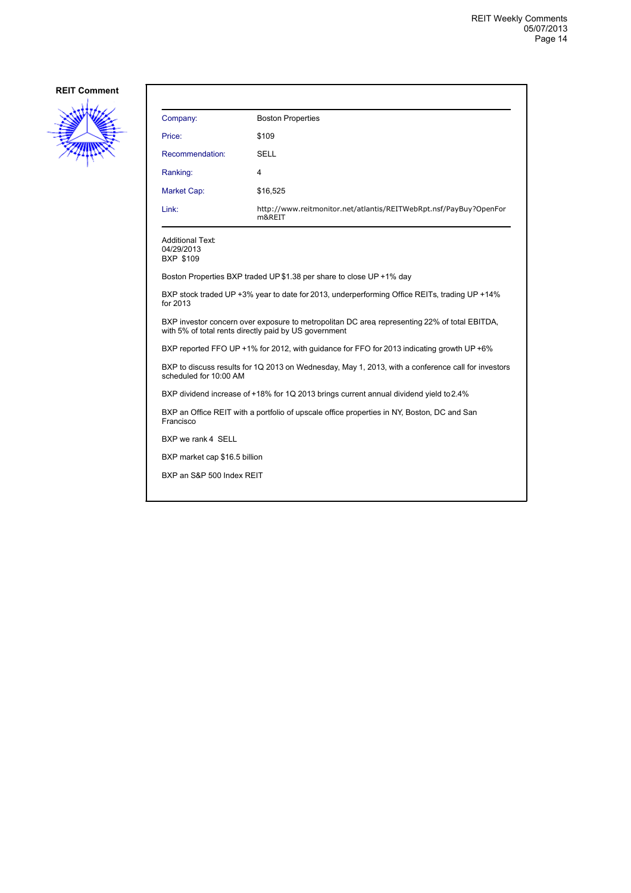**REIT Comment**

| Company: | Boston Properties |
| --- | --- |
| Price: | $109 |
| Recommendation: | SELL |
| Ranking: | 4 |
| Market Cap: | $16,525 |
| Link: | http://www.reitmonitor.net/atlantis/REITWebRpt.nsf/PayBuy?OpenForm&REIT |

Additional Text:
04/29/2013
BXP $109

Boston Properties BXP traded UP $1.38 per share to close UP +1% day

BXP stock traded UP +3% year to date for 2013, underperforming Office REITs, trading UP +14% for 2013

BXP investor concern over exposure to metropolitan DC area, representing 22% of total EBITDA, with 5% of total rents directly paid by US government

BXP reported FFO UP +1% for 2012, with guidance for FFO for 2013 indicating growth UP +6%

BXP to discuss results for 1Q 2013 on Wednesday, May 1, 2013, with a conference call for investors scheduled for 10:00 AM

BXP dividend increase of +18% for 1Q 2013 brings current annual dividend yield to 2.4%

BXP an Office REIT with a portfolio of upscale office properties in NY, Boston, DC and San Francisco

BXP we rank 4 SELL

BXP market cap $16.5 billion

BXP an S&P 500 Index REIT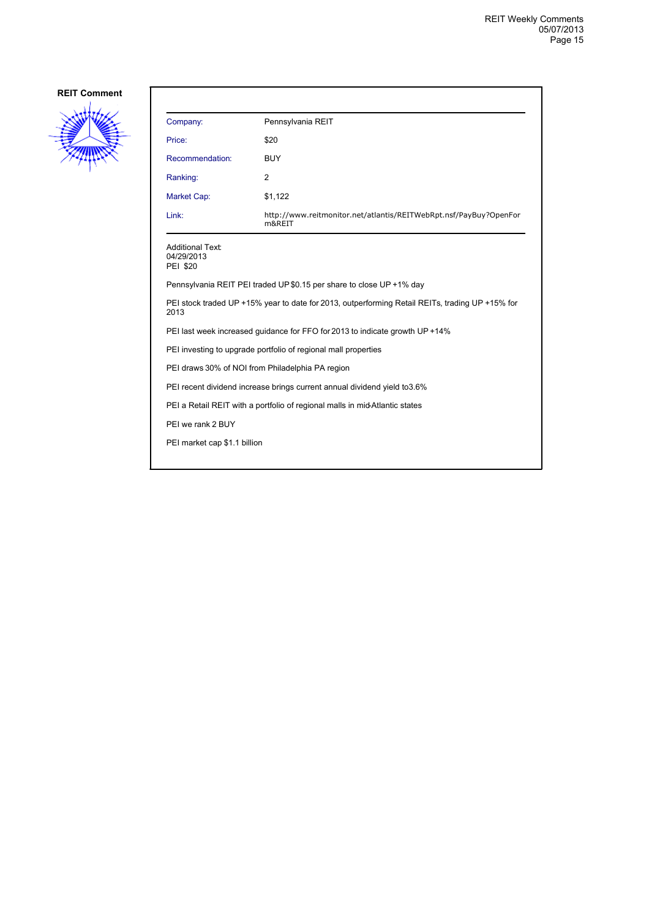**REIT Comment**

| Company: | Pennsylvania REIT |
|---|---|
| Price: | $20 |
| Recommendation: | BUY |
| Ranking: | 2 |
| Market Cap: | $1,122 |
| Link: | http://www.reitmonitor.net/atlantis/REITWebRpt.nsf/PayBuy?OpenForm&REIT |

Additional Text:
04/29/2013
PEI $20

Pennsylvania REIT PEI traded UP $0.15 per share to close UP +1% day

PEI stock traded UP +15% year to date for 2013, outperforming Retail REITs, trading UP +15% for 2013

PEI last week increased guidance for FFO for 2013 to indicate growth UP +14%

PEI investing to upgrade portfolio of regional mall properties

PEI draws 30% of NOI from Philadelphia PA region

PEI recent dividend increase brings current annual dividend yield to3.6%

PEI a Retail REIT with a portfolio of regional malls in mid-Atlantic states

PEI we rank 2 BUY

PEI market cap $1.1 billion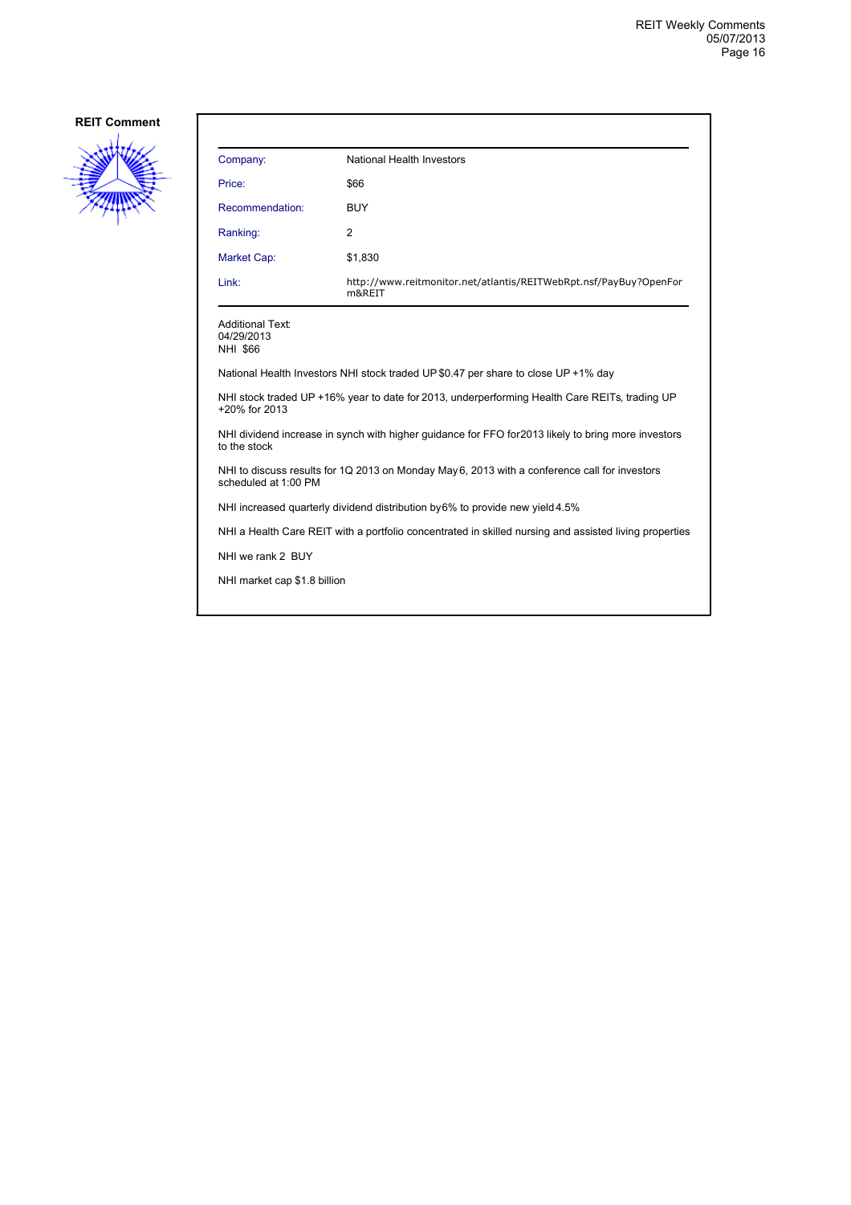**REIT Comment**

| Company: | National Health Investors |
| --- | --- |
| Price: | $66 |
| Recommendation: | BUY |
| Ranking: | 2 |
| Market Cap: | $1,830 |
| Link: | http://www.reitmonitor.net/atlantis/REITWebRpt.nsf/PayBuy?OpenForm&REIT |

Additional Text:
04/29/2013
NHI $66

National Health Investors NHI stock traded UP $0.47 per share to close UP +1% day

NHI stock traded UP +16% year to date for 2013, underperforming Health Care REITs, trading UP +20% for 2013

NHI dividend increase in synch with higher guidance for FFO for2013 likely to bring more investors to the stock

NHI to discuss results for 1Q 2013 on Monday May 6, 2013 with a conference call for investors scheduled at 1:00 PM

NHI increased quarterly dividend distribution by 6% to provide new yield 4.5%

NHI a Health Care REIT with a portfolio concentrated in skilled nursing and assisted living properties

NHI we rank 2 BUY

NHI market cap $1.8 billion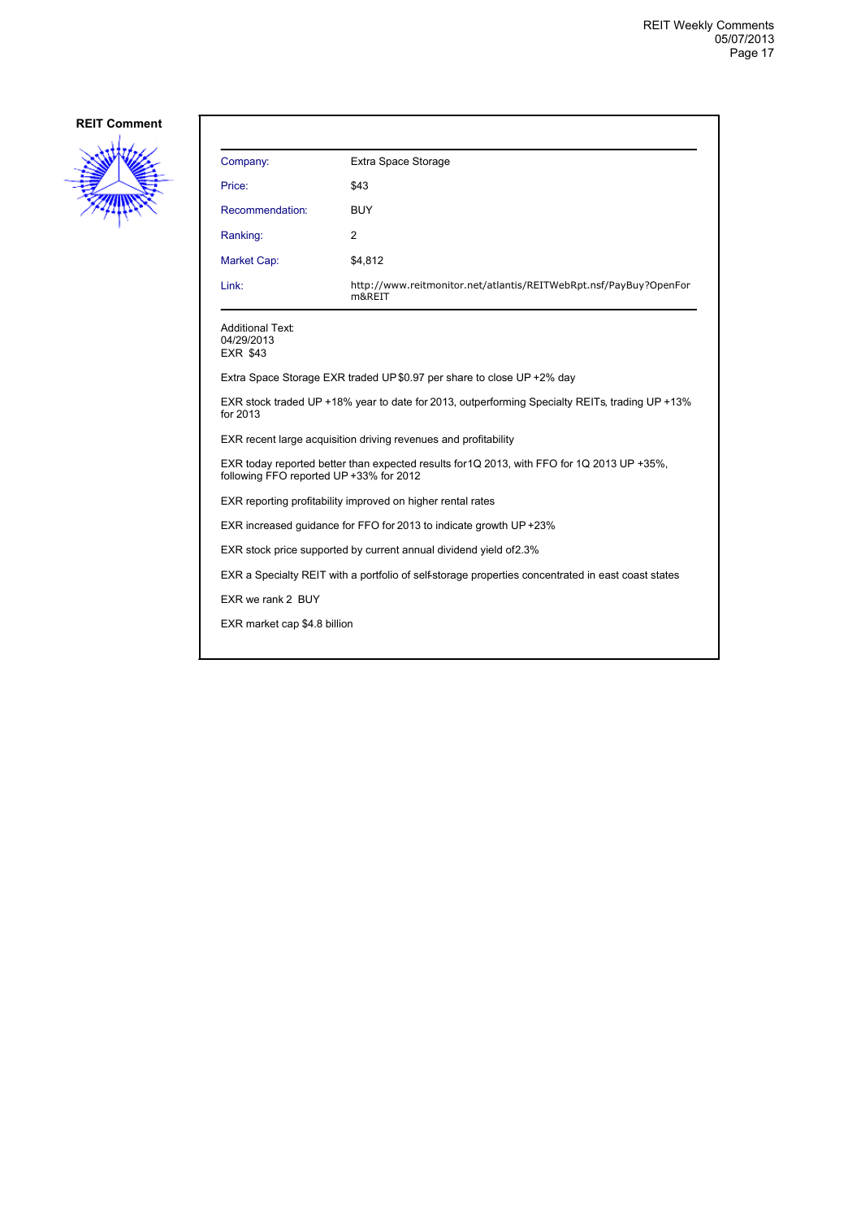**REIT Comment**

| Company: | Extra Space Storage |
| --- | --- |
| Price: | $43 |
| Recommendation: | BUY |
| Ranking: | 2 |
| Market Cap: | $4,812 |
| Link: | http://www.reitmonitor.net/atlantis/REITWebRpt.nsf/PayBuy?OpenForm&REIT |

Additional Text:
04/29/2013
EXR $43

Extra Space Storage EXR traded UP $0.97 per share to close UP +2% day

EXR stock traded UP +18% year to date for 2013, outperforming Specialty REITs, trading UP +13% for 2013

EXR recent large acquisition driving revenues and profitability

EXR today reported better than expected results for 1Q 2013, with FFO for 1Q 2013 UP +35%, following FFO reported UP +33% for 2012

EXR reporting profitability improved on higher rental rates

EXR increased guidance for FFO for 2013 to indicate growth UP +23%

EXR stock price supported by current annual dividend yield of 2.3%

EXR a Specialty REIT with a portfolio of self-storage properties concentrated in east coast states

EXR we rank 2 BUY

EXR market cap $4.8 billion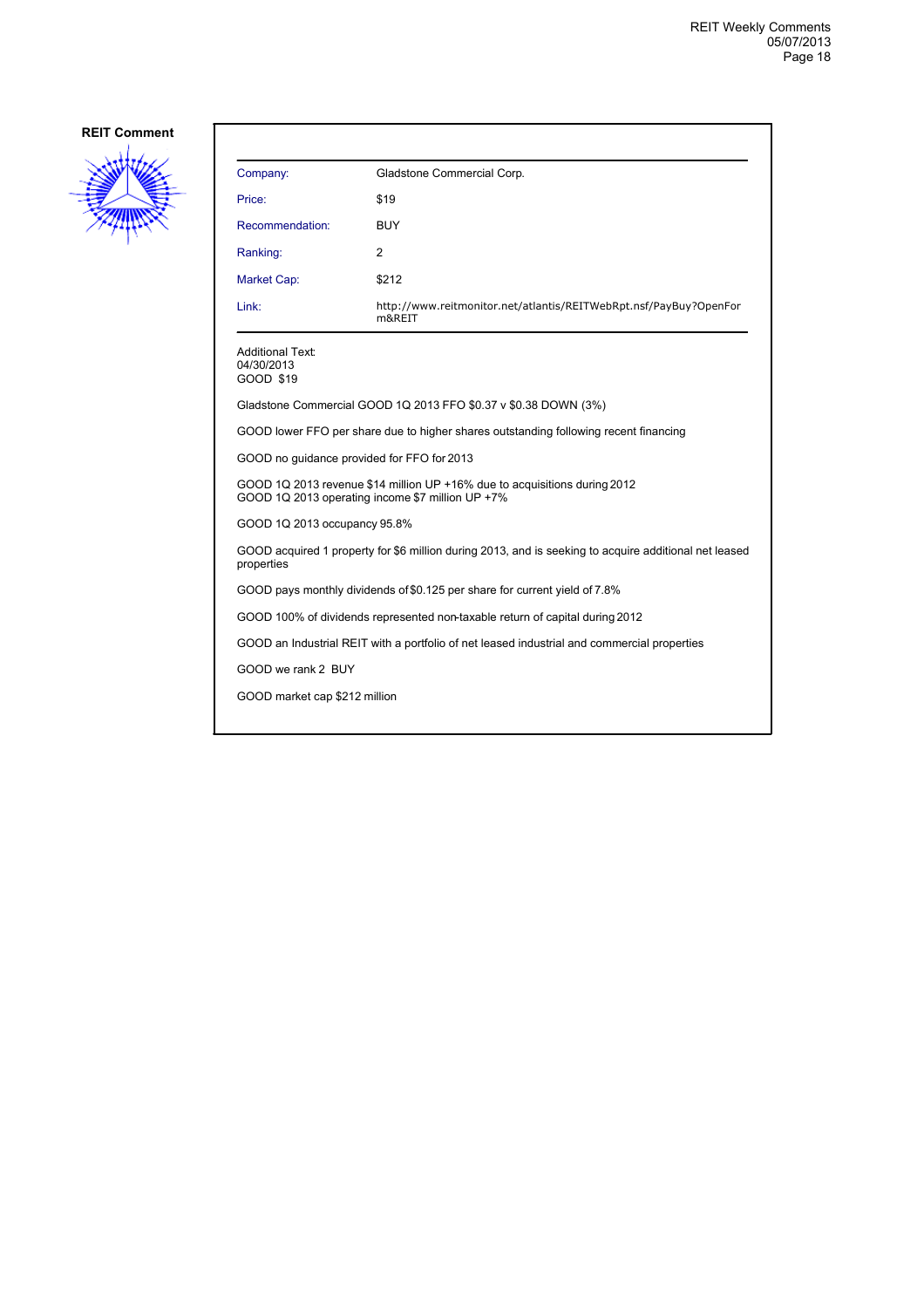**REIT Comment**

| Company: | Gladstone Commercial Corp. |
|---|---|
| Price: | $19 |
| Recommendation: | BUY |
| Ranking: | 2 |
| Market Cap: | $212 |
| Link: | http://www.reitmonitor.net/atlantis/REITWebRpt.nsf/PayBuy?OpenForm&REIT |

Additional Text:
04/30/2013
GOOD $19

Gladstone Commercial GOOD 1Q 2013 FFO $0.37 v $0.38 DOWN (3%)

GOOD lower FFO per share due to higher shares outstanding following recent financing

GOOD no guidance provided for FFO for 2013

GOOD 1Q 2013 revenue $14 million UP +16% due to acquisitions during 2012
GOOD 1Q 2013 operating income $7 million UP +7%

GOOD 1Q 2013 occupancy 95.8%

GOOD acquired 1 property for $6 million during 2013, and is seeking to acquire additional net leased properties

GOOD pays monthly dividends of $0.125 per share for current yield of 7.8%

GOOD 100% of dividends represented non-taxable return of capital during 2012

GOOD an Industrial REIT with a portfolio of net leased industrial and commercial properties

GOOD we rank 2 BUY

GOOD market cap $212 million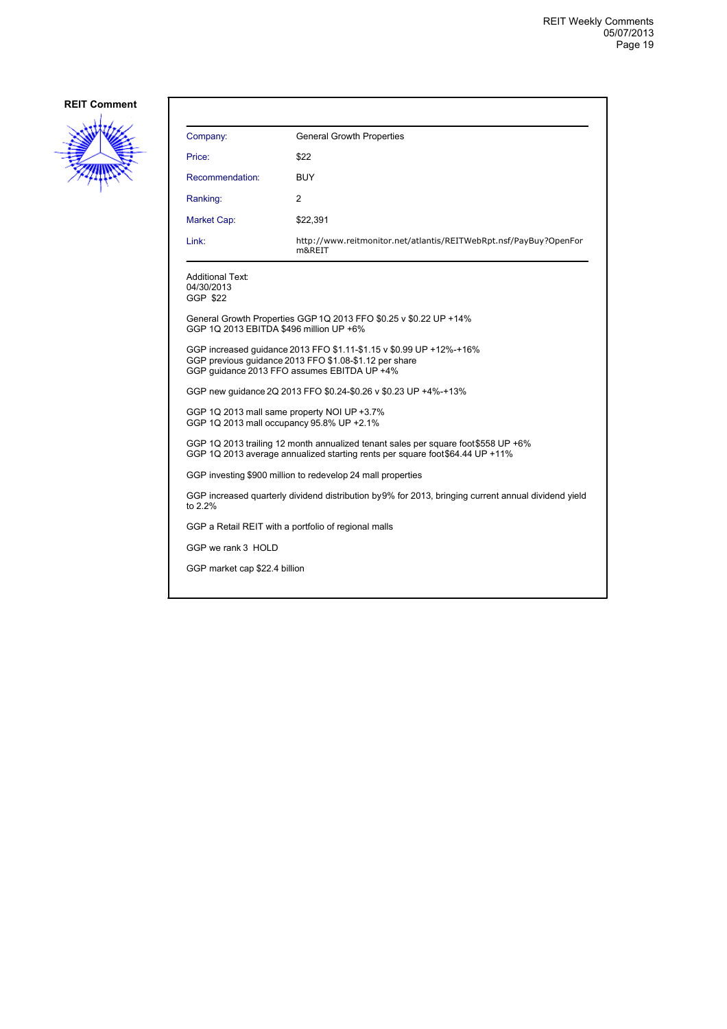**REIT Comment**

| Company: | General Growth Properties |
|---|---|
| Price: | $22 |
| Recommendation: | BUY |
| Ranking: | 2 |
| Market Cap: | $22,391 |
| Link: | http://www.reitmonitor.net/atlantis/REITWebRpt.nsf/PayBuy?OpenForm&REIT |

Additional Text:
04/30/2013
GGP $22

General Growth Properties GGP 1Q 2013 FFO $0.25 v $0.22 UP +14%
GGP 1Q 2013 EBITDA $496 million UP +6%

GGP increased guidance 2013 FFO $1.11-$1.15 v $0.99 UP +12%-+16%
GGP previous guidance 2013 FFO $1.08-$1.12 per share
GGP guidance 2013 FFO assumes EBITDA UP +4%

GGP new guidance 2Q 2013 FFO $0.24-$0.26 v $0.23 UP +4%-+13%

GGP 1Q 2013 mall same property NOI UP +3.7%
GGP 1Q 2013 mall occupancy 95.8% UP +2.1%

GGP 1Q 2013 trailing 12 month annualized tenant sales per square foot $558 UP +6%
GGP 1Q 2013 average annualized starting rents per square foot $64.44 UP +11%

GGP investing $900 million to redevelop 24 mall properties

GGP increased quarterly dividend distribution by 9% for 2013, bringing current annual dividend yield to 2.2%

GGP a Retail REIT with a portfolio of regional malls

GGP we rank 3 HOLD

GGP market cap $22.4 billion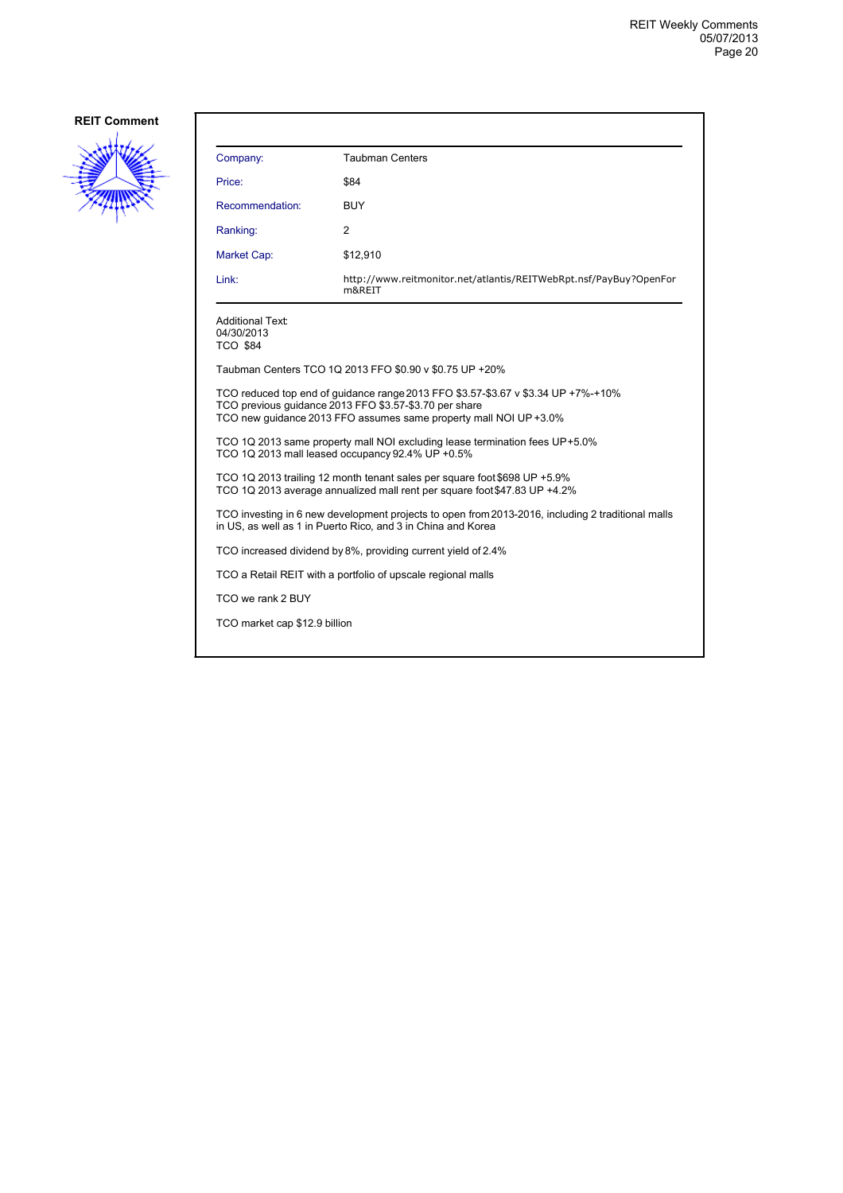**REIT Comment**

| | |
|---|---|
| Company: | Taubman Centers |
| Price: | $84 |
| Recommendation: | BUY |
| Ranking: | 2 |
| Market Cap: | $12,910 |
| Link: | http://www.reitmonitor.net/atlantis/REITWebRpt.nsf/PayBuy?OpenForm&REIT |

Additional Text:
04/30/2013
TCO $84

Taubman Centers TCO 1Q 2013 FFO $0.90 v $0.75 UP +20%

TCO reduced top end of guidance range 2013 FFO $3.57-$3.67 v $3.34 UP +7%-+10%
TCO previous guidance 2013 FFO $3.57-$3.70 per share
TCO new guidance 2013 FFO assumes same property mall NOI UP +3.0%

TCO 1Q 2013 same property mall NOI excluding lease termination fees UP +5.0%
TCO 1Q 2013 mall leased occupancy 92.4% UP +0.5%

TCO 1Q 2013 trailing 12 month tenant sales per square foot $698 UP +5.9%
TCO 1Q 2013 average annualized mall rent per square foot $47.83 UP +4.2%

TCO investing in 6 new development projects to open from 2013-2016, including 2 traditional malls in US, as well as 1 in Puerto Rico, and 3 in China and Korea

TCO increased dividend by 8%, providing current yield of 2.4%

TCO a Retail REIT with a portfolio of upscale regional malls

TCO we rank 2 BUY

TCO market cap $12.9 billion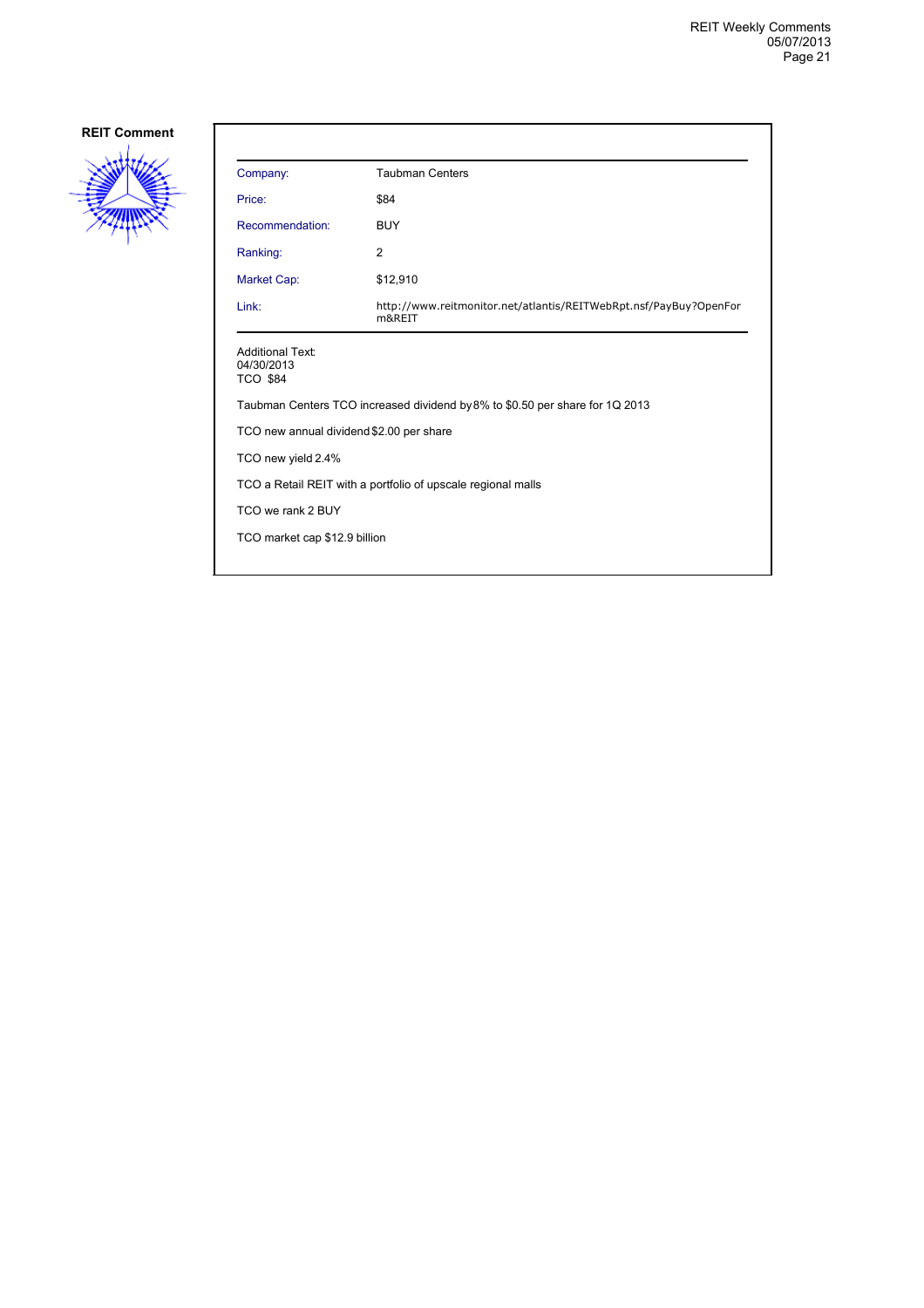**REIT Comment**

| Company: | Taubman Centers |
| --- | --- |
| Price: | $84 |
| Recommendation: | BUY |
| Ranking: | 2 |
| Market Cap: | $12,910 |
| Link: | http://www.reitmonitor.net/atlantis/REITWebRpt.nsf/PayBuy?OpenForm&REIT |

Additional Text:
04/30/2013
TCO $84

Taubman Centers TCO increased dividend by 8% to $0.50 per share for 1Q 2013

TCO new annual dividend $2.00 per share

TCO new yield 2.4%

TCO a Retail REIT with a portfolio of upscale regional malls

TCO we rank 2 BUY

TCO market cap $12.9 billion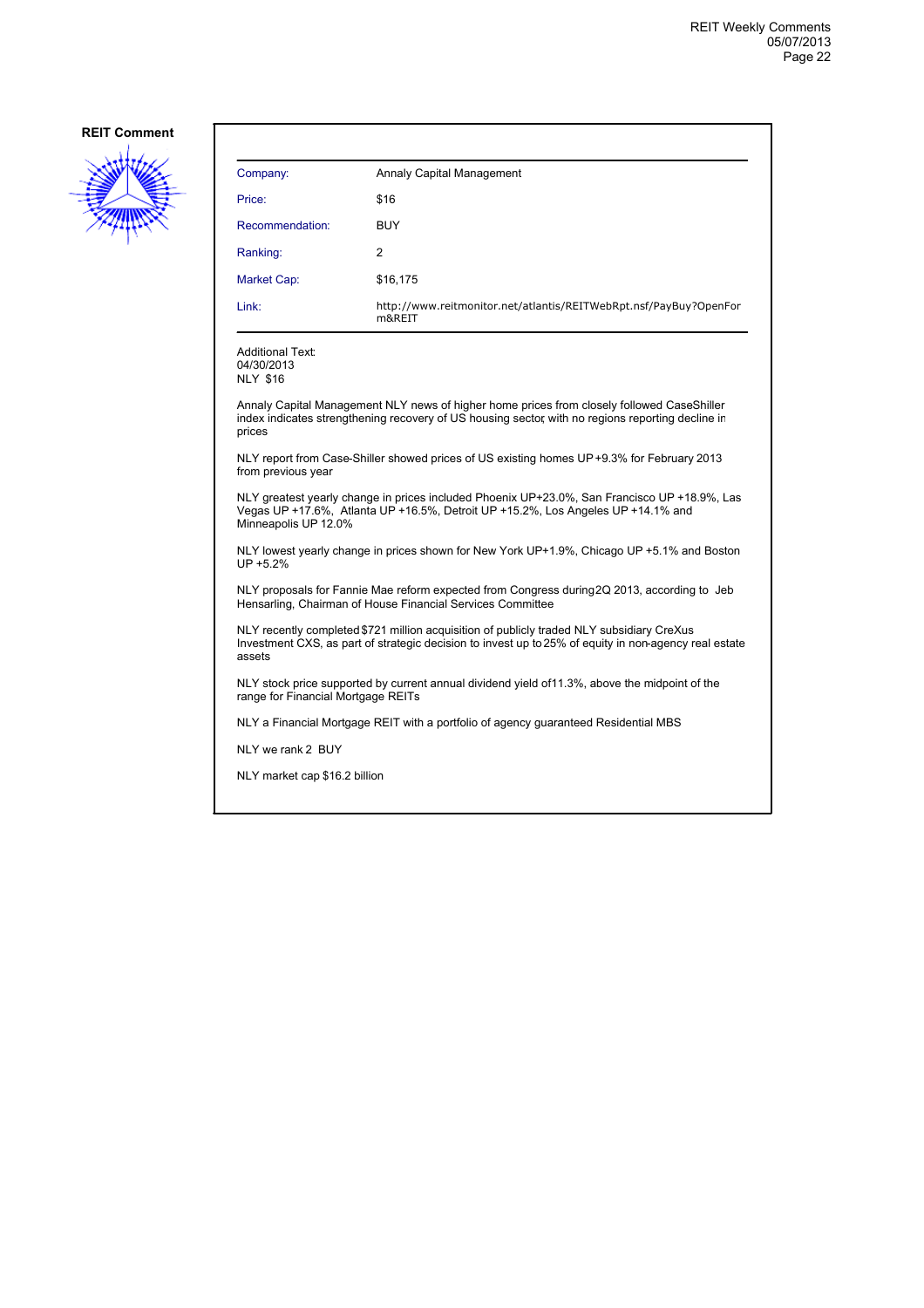**REIT Comment**

| | |
|---|---|
| Company: | Annaly Capital Management |
| Price: | $16 |
| Recommendation: | BUY |
| Ranking: | 2 |
| Market Cap: | $16,175 |
| Link: | http://www.reitmonitor.net/atlantis/REITWebRpt.nsf/PayBuy?OpenForm&REIT |

Additional Text:
04/30/2013
NLY $16

Annaly Capital Management NLY news of higher home prices from closely followed CaseShiller index indicates strengthening recovery of US housing sector, with no regions reporting decline in prices

NLY report from Case-Shiller showed prices of US existing homes UP +9.3% for February 2013 from previous year

NLY greatest yearly change in prices included Phoenix UP+23.0%, San Francisco UP +18.9%, Las Vegas UP +17.6%, Atlanta UP +16.5%, Detroit UP +15.2%, Los Angeles UP +14.1% and Minneapolis UP 12.0%

NLY lowest yearly change in prices shown for New York UP+1.9%, Chicago UP +5.1% and Boston UP +5.2%

NLY proposals for Fannie Mae reform expected from Congress during 2Q 2013, according to Jeb Hensarling, Chairman of House Financial Services Committee

NLY recently completed $721 million acquisition of publicly traded NLY subsidiary CreXus Investment CXS, as part of strategic decision to invest up to 25% of equity in non-agency real estate assets

NLY stock price supported by current annual dividend yield of 11.3%, above the midpoint of the range for Financial Mortgage REITs

NLY a Financial Mortgage REIT with a portfolio of agency guaranteed Residential MBS

NLY we rank 2 BUY

NLY market cap $16.2 billion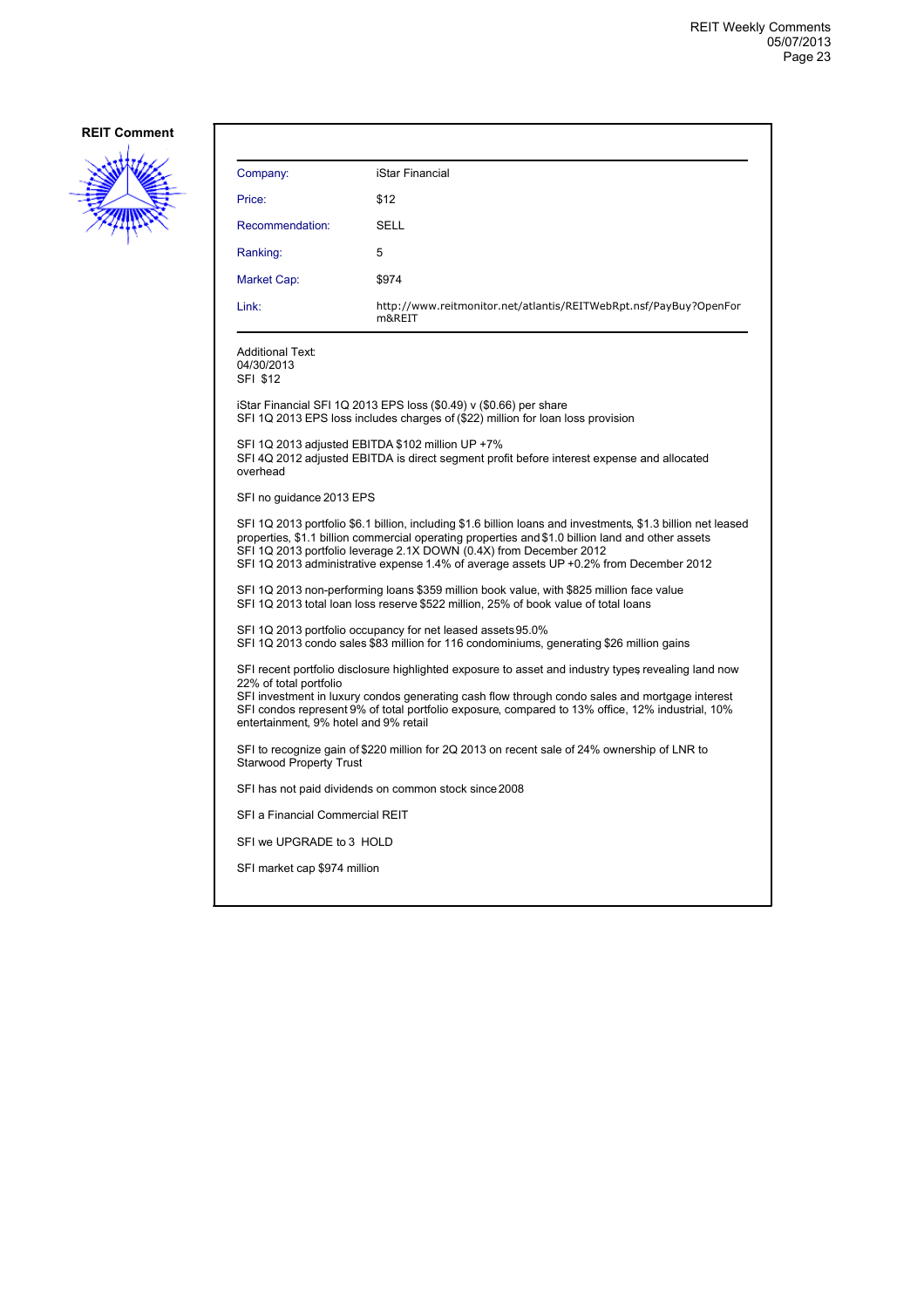**REIT Comment**

| Company: | iStar Financial |
|---|---|
| Price: | $12 |
| Recommendation: | SELL |
| Ranking: | 5 |
| Market Cap: | $974 |
| Link: | http://www.reitmonitor.net/atlantis/REITWebRpt.nsf/PayBuy?OpenForm&REIT |

Additional Text:
04/30/2013
SFI $12

iStar Financial SFI 1Q 2013 EPS loss ($0.49) v ($0.66) per share
SFI 1Q 2013 EPS loss includes charges of ($22) million for loan loss provision

SFI 1Q 2013 adjusted EBITDA $102 million UP +7%
SFI 4Q 2012 adjusted EBITDA is direct segment profit before interest expense and allocated overhead

SFI no guidance 2013 EPS

SFI 1Q 2013 portfolio $6.1 billion, including $1.6 billion loans and investments, $1.3 billion net leased properties, $1.1 billion commercial operating properties and $1.0 billion land and other assets
SFI 1Q 2013 portfolio leverage 2.1X DOWN (0.4X) from December 2012
SFI 1Q 2013 administrative expense 1.4% of average assets UP +0.2% from December 2012

SFI 1Q 2013 non-performing loans $359 million book value, with $825 million face value
SFI 1Q 2013 total loan loss reserve $522 million, 25% of book value of total loans

SFI 1Q 2013 portfolio occupancy for net leased assets 95.0%
SFI 1Q 2013 condo sales $83 million for 116 condominiums, generating $26 million gains

SFI recent portfolio disclosure highlighted exposure to asset and industry types, revealing land now 22% of total portfolio
SFI investment in luxury condos generating cash flow through condo sales and mortgage interest
SFI condos represent 9% of total portfolio exposure, compared to 13% office, 12% industrial, 10% entertainment, 9% hotel and 9% retail

SFI to recognize gain of $220 million for 2Q 2013 on recent sale of 24% ownership of LNR to Starwood Property Trust

SFI has not paid dividends on common stock since 2008

SFI a Financial Commercial REIT

SFI we UPGRADE to 3 HOLD

SFI market cap $974 million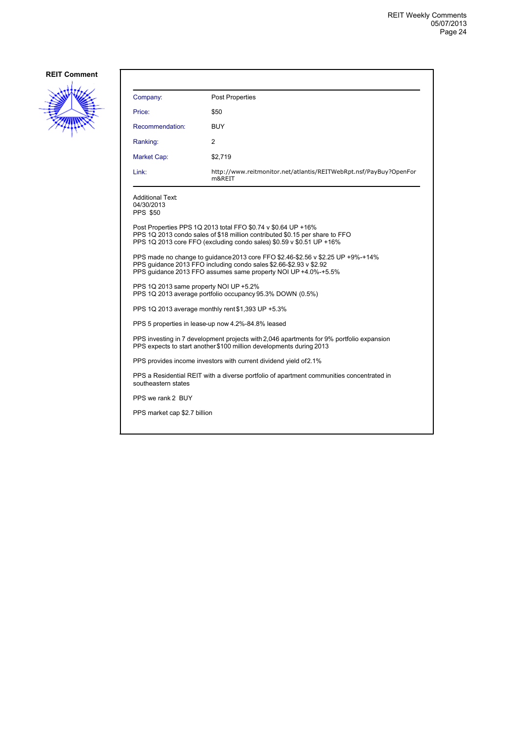**REIT Comment**

| Company: | Post Properties |
|---|---|
| Price: | $50 |
| Recommendation: | BUY |
| Ranking: | 2 |
| Market Cap: | $2,719 |
| Link: | http://www.reitmonitor.net/atlantis/REITWebRpt.nsf/PayBuy?OpenForm&REIT |

Additional Text:
04/30/2013
PPS $50

Post Properties PPS 1Q 2013 total FFO $0.74 v $0.64 UP +16%
PPS 1Q 2013 condo sales of $18 million contributed $0.15 per share to FFO
PPS 1Q 2013 core FFO (excluding condo sales) $0.59 v $0.51 UP +16%

PPS made no change to guidance 2013 core FFO $2.46-$2.56 v $2.25 UP +9%-+14%
PPS guidance 2013 FFO including condo sales $2.66-$2.93 v $2.92
PPS guidance 2013 FFO assumes same property NOI UP +4.0%-+5.5%

PPS 1Q 2013 same property NOI UP +5.2%
PPS 1Q 2013 average portfolio occupancy 95.3% DOWN (0.5%)

PPS 1Q 2013 average monthly rent $1,393 UP +5.3%

PPS 5 properties in lease-up now 4.2%-84.8% leased

PPS investing in 7 development projects with 2,046 apartments for 9% portfolio expansion
PPS expects to start another $100 million developments during 2013

PPS provides income investors with current dividend yield of 2.1%

PPS a Residential REIT with a diverse portfolio of apartment communities concentrated in southeastern states

PPS we rank 2 BUY

PPS market cap $2.7 billion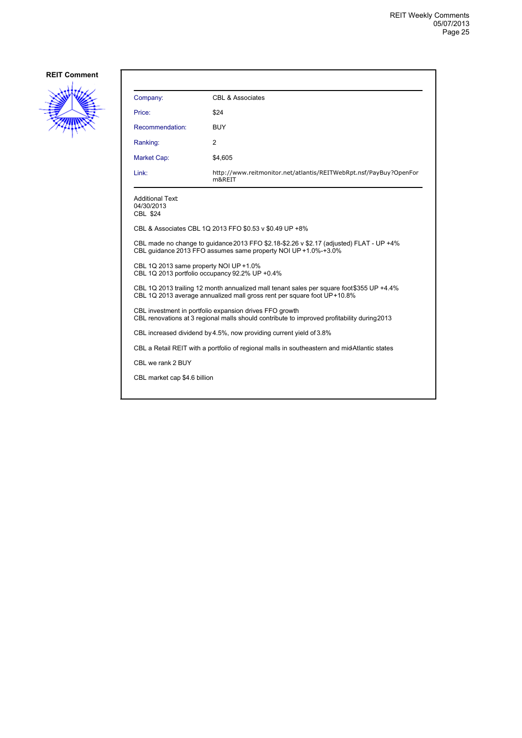**REIT Comment**

| Company: | CBL & Associates |
|---|---|
| Price: | $24 |
| Recommendation: | BUY |
| Ranking: | 2 |
| Market Cap: | $4,605 |
| Link: | http://www.reitmonitor.net/atlantis/REITWebRpt.nsf/PayBuy?OpenForm&REIT |

Additional Text:
04/30/2013
CBL $24

CBL & Associates CBL 1Q 2013 FFO $0.53 v $0.49 UP +8%

CBL made no change to guidance 2013 FFO $2.18-$2.26 v $2.17 (adjusted) FLAT - UP +4%
CBL guidance 2013 FFO assumes same property NOI UP +1.0%-+3.0%

CBL 1Q 2013 same property NOI UP +1.0%
CBL 1Q 2013 portfolio occupancy 92.2% UP +0.4%

CBL 1Q 2013 trailing 12 month annualized mall tenant sales per square foot $355 UP +4.4%
CBL 1Q 2013 average annualized mall gross rent per square foot UP +10.8%

CBL investment in portfolio expansion drives FFO growth
CBL renovations at 3 regional malls should contribute to improved profitability during 2013

CBL increased dividend by 4.5%, now providing current yield of 3.8%

CBL a Retail REIT with a portfolio of regional malls in southeastern and mid-Atlantic states

CBL we rank 2 BUY

CBL market cap $4.6 billion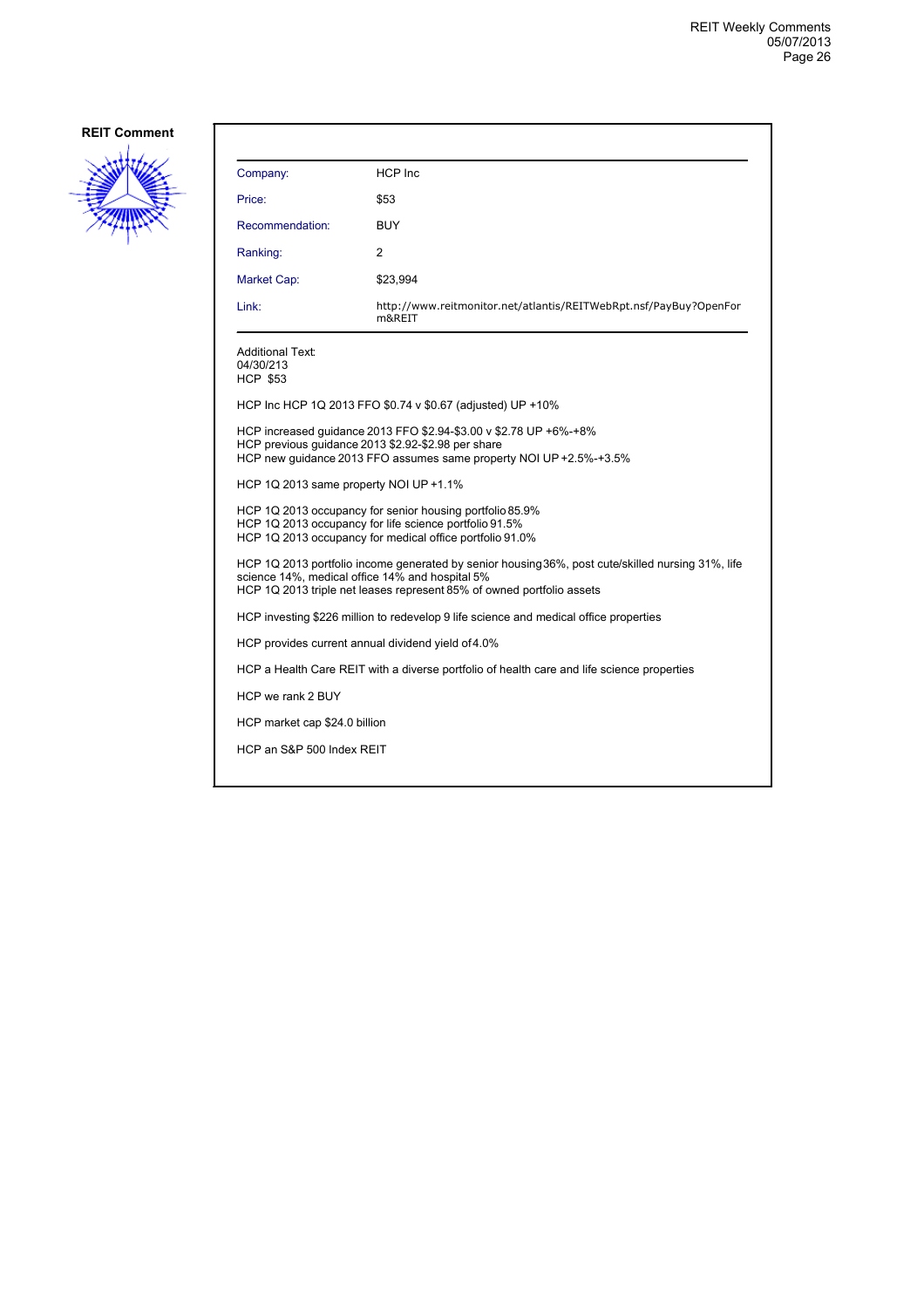**REIT Comment**

| | |
|---|---|
| Company: | HCP Inc |
| Price: | $53 |
| Recommendation: | BUY |
| Ranking: | 2 |
| Market Cap: | $23,994 |
| Link: | http://www.reitmonitor.net/atlantis/REITWebRpt.nsf/PayBuy?OpenForm&REIT |

Additional Text:
04/30/213
HCP $53

HCP Inc HCP 1Q 2013 FFO $0.74 v $0.67 (adjusted) UP +10%

HCP increased guidance 2013 FFO $2.94-$3.00 v $2.78 UP +6%-+8%
HCP previous guidance 2013 $2.92-$2.98 per share
HCP new guidance 2013 FFO assumes same property NOI UP +2.5%-+3.5%

HCP 1Q 2013 same property NOI UP +1.1%

HCP 1Q 2013 occupancy for senior housing portfolio 85.9%
HCP 1Q 2013 occupancy for life science portfolio 91.5%
HCP 1Q 2013 occupancy for medical office portfolio 91.0%

HCP 1Q 2013 portfolio income generated by senior housing 36%, post cute/skilled nursing 31%, life science 14%, medical office 14% and hospital 5%
HCP 1Q 2013 triple net leases represent 85% of owned portfolio assets

HCP investing $226 million to redevelop 9 life science and medical office properties

HCP provides current annual dividend yield of 4.0%

HCP a Health Care REIT with a diverse portfolio of health care and life science properties

HCP we rank 2 BUY

HCP market cap $24.0 billion

HCP an S&P 500 Index REIT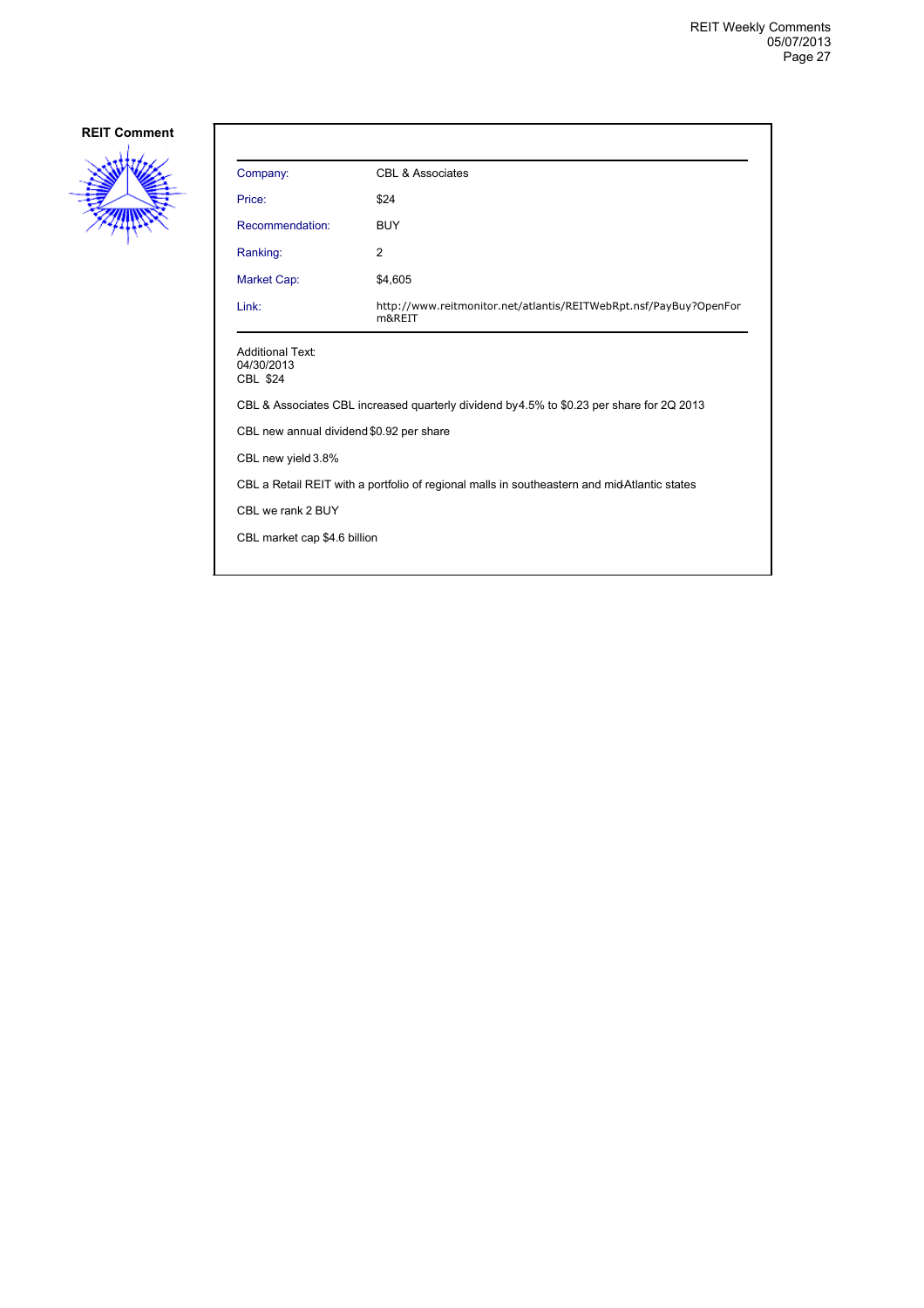**REIT Comment**

| | |
|---|---|
| Company: | CBL & Associates |
| Price: | $24 |
| Recommendation: | BUY |
| Ranking: | 2 |
| Market Cap: | $4,605 |
| Link: | http://www.reitmonitor.net/atlantis/REITWebRpt.nsf/PayBuy?OpenForm&REIT |

Additional Text:
04/30/2013
CBL $24

CBL & Associates CBL increased quarterly dividend by4.5% to $0.23 per share for 2Q 2013

CBL new annual dividend $0.92 per share

CBL new yield 3.8%

CBL a Retail REIT with a portfolio of regional malls in southeastern and mid-Atlantic states

CBL we rank 2 BUY

CBL market cap $4.6 billion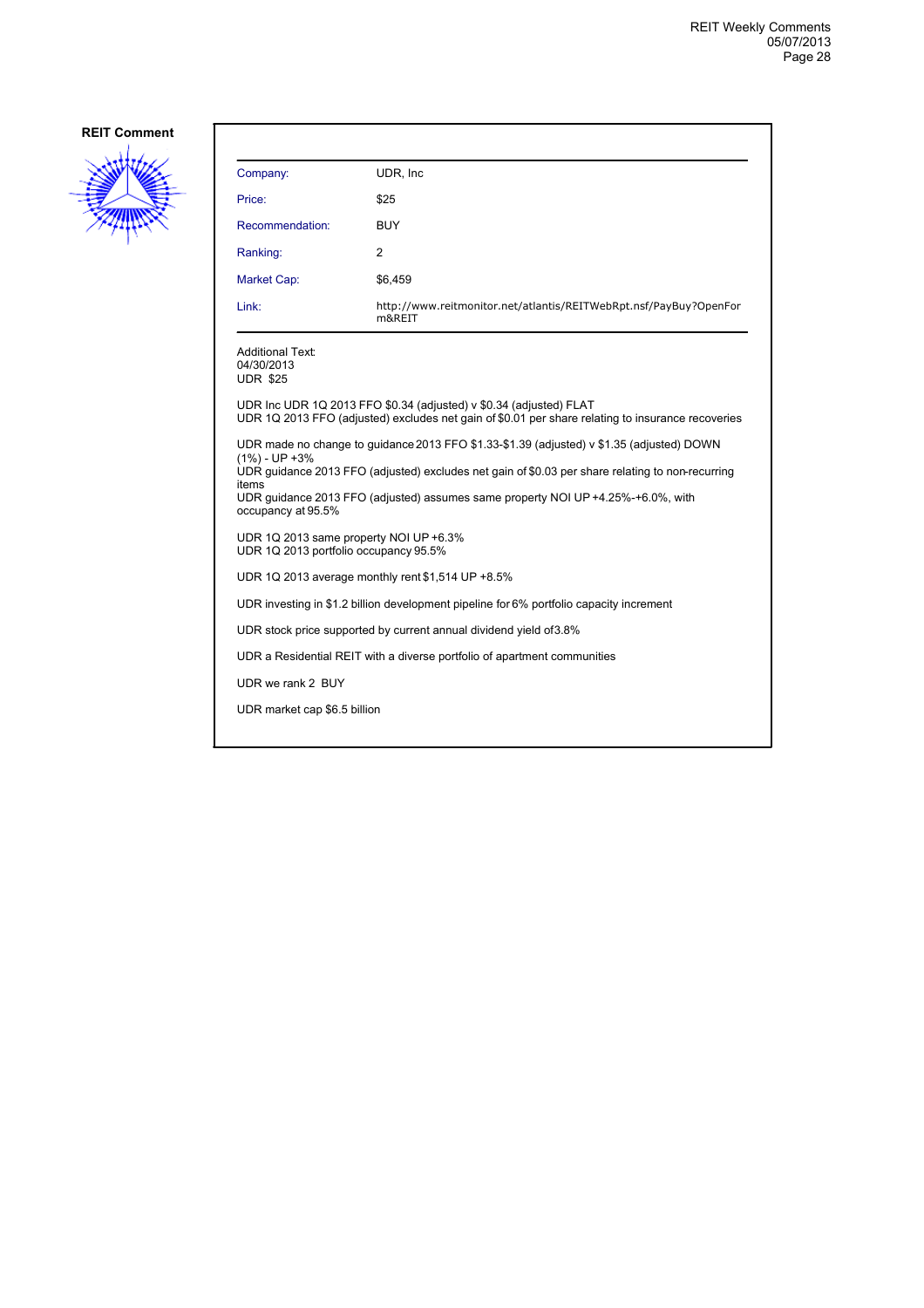**REIT Comment**

| Company: | UDR, Inc |
|---|---|
| Price: | $25 |
| Recommendation: | BUY |
| Ranking: | 2 |
| Market Cap: | $6,459 |
| Link: | http://www.reitmonitor.net/atlantis/REITWebRpt.nsf/PayBuy?OpenForm&REIT |

Additional Text:
04/30/2013
UDR $25

UDR Inc UDR 1Q 2013 FFO $0.34 (adjusted) v $0.34 (adjusted) FLAT
UDR 1Q 2013 FFO (adjusted) excludes net gain of $0.01 per share relating to insurance recoveries

UDR made no change to guidance 2013 FFO $1.33-$1.39 (adjusted) v $1.35 (adjusted) DOWN (1%) - UP +3%
UDR guidance 2013 FFO (adjusted) excludes net gain of $0.03 per share relating to non-recurring items
UDR guidance 2013 FFO (adjusted) assumes same property NOI UP +4.25%-+6.0%, with occupancy at 95.5%

UDR 1Q 2013 same property NOI UP +6.3%
UDR 1Q 2013 portfolio occupancy 95.5%

UDR 1Q 2013 average monthly rent $1,514 UP +8.5%

UDR investing in $1.2 billion development pipeline for 6% portfolio capacity increment

UDR stock price supported by current annual dividend yield of 3.8%

UDR a Residential REIT with a diverse portfolio of apartment communities

UDR we rank 2 BUY

UDR market cap $6.5 billion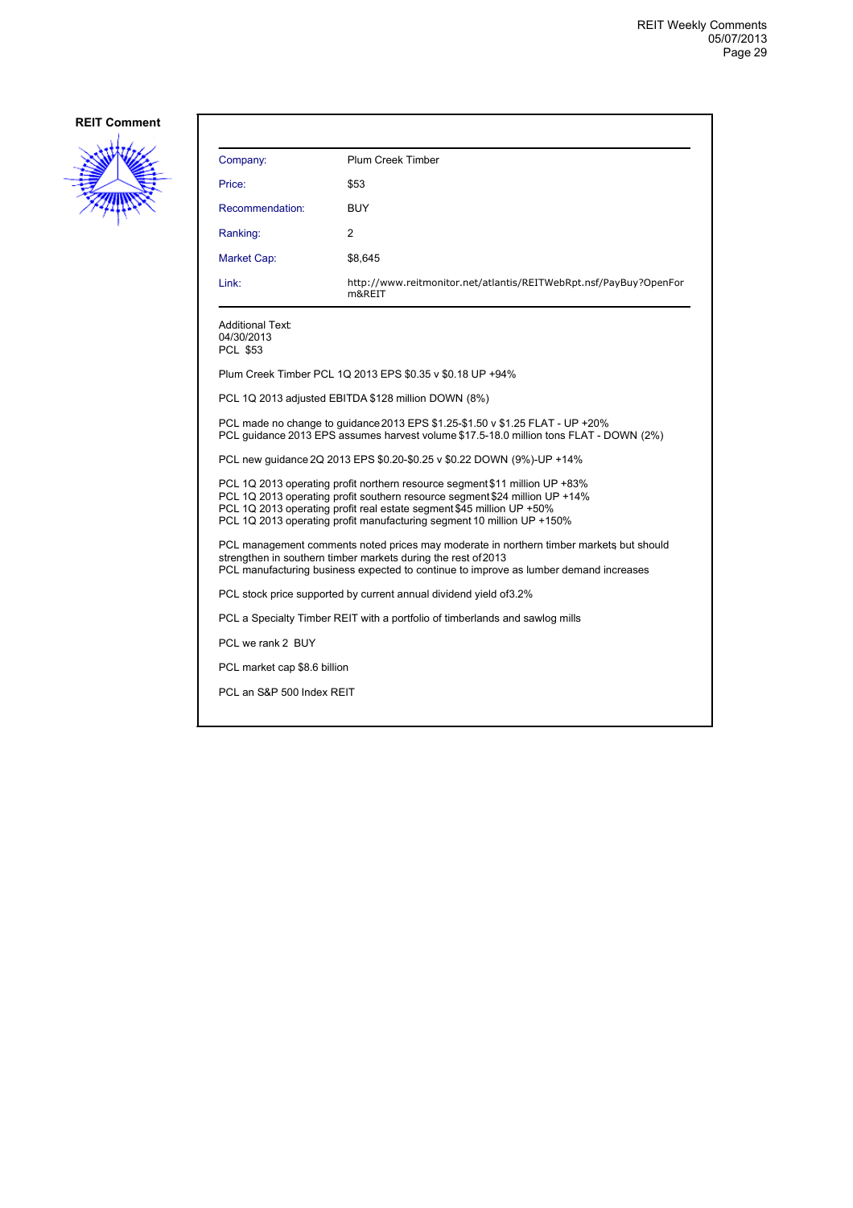**REIT Comment**

| Company: | Plum Creek Timber |
| --- | --- |
| Price: | $53 |
| Recommendation: | BUY |
| Ranking: | 2 |
| Market Cap: | $8,645 |
| Link: | http://www.reitmonitor.net/atlantis/REITWebRpt.nsf/PayBuy?OpenForm&REIT |

Additional Text:
04/30/2013
PCL $53

Plum Creek Timber PCL 1Q 2013 EPS $0.35 v $0.18 UP +94%

PCL 1Q 2013 adjusted EBITDA $128 million DOWN (8%)

PCL made no change to guidance 2013 EPS $1.25-$1.50 v $1.25 FLAT - UP +20%
PCL guidance 2013 EPS assumes harvest volume $17.5-18.0 million tons FLAT - DOWN (2%)

PCL new guidance 2Q 2013 EPS $0.20-$0.25 v $0.22 DOWN (9%)-UP +14%

PCL 1Q 2013 operating profit northern resource segment $11 million UP +83%
PCL 1Q 2013 operating profit southern resource segment $24 million UP +14%
PCL 1Q 2013 operating profit real estate segment $45 million UP +50%
PCL 1Q 2013 operating profit manufacturing segment 10 million UP +150%

PCL management comments noted prices may moderate in northern timber markets, but should strengthen in southern timber markets during the rest of 2013
PCL manufacturing business expected to continue to improve as lumber demand increases

PCL stock price supported by current annual dividend yield of3.2%

PCL a Specialty Timber REIT with a portfolio of timberlands and sawlog mills

PCL we rank 2 BUY

PCL market cap $8.6 billion

PCL an S&P 500 Index REIT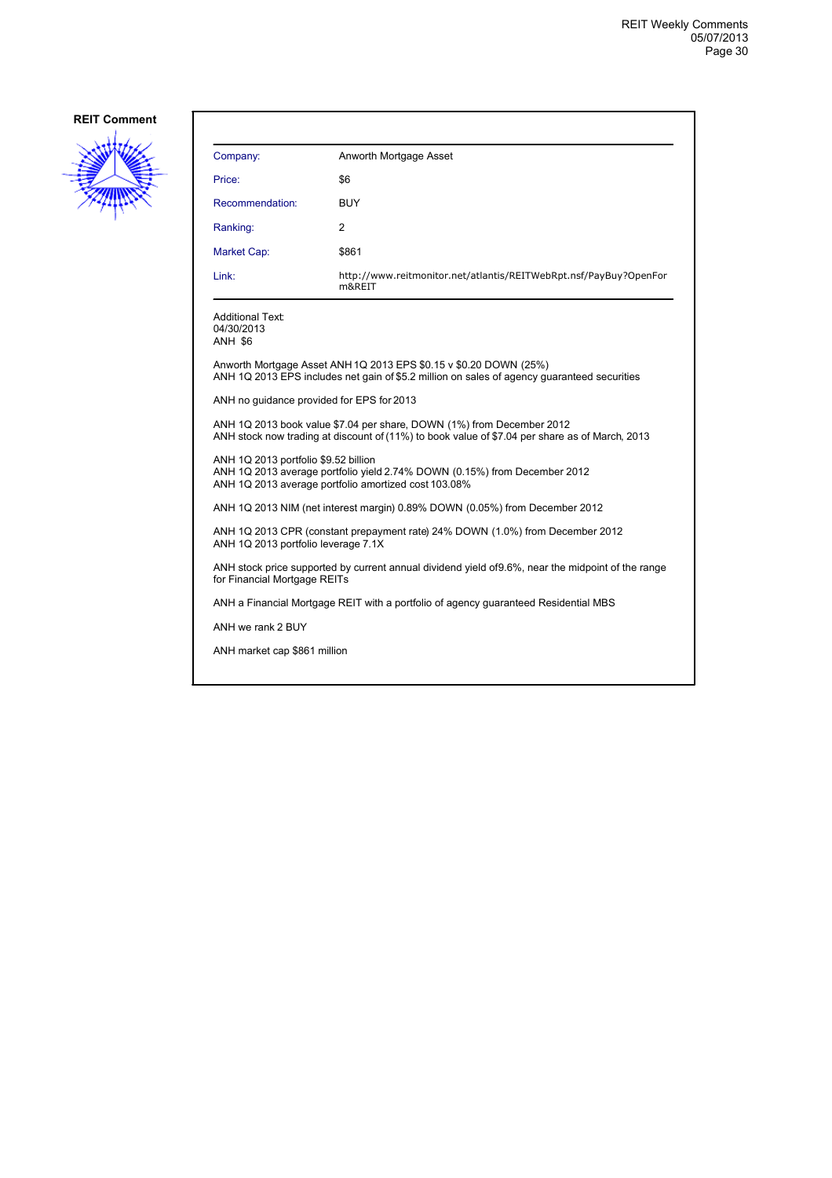**REIT Comment**

| Company: | Anworth Mortgage Asset |
|---|---|
| Price: | $6 |
| Recommendation: | BUY |
| Ranking: | 2 |
| Market Cap: | $861 |
| Link: | http://www.reitmonitor.net/atlantis/REITWebRpt.nsf/PayBuy?OpenForm&REIT |

Additional Text:
04/30/2013
ANH $6

Anworth Mortgage Asset ANH 1Q 2013 EPS $0.15 v $0.20 DOWN (25%)
ANH 1Q 2013 EPS includes net gain of $5.2 million on sales of agency guaranteed securities

ANH no guidance provided for EPS for 2013

ANH 1Q 2013 book value $7.04 per share, DOWN (1%) from December 2012
ANH stock now trading at discount of (11%) to book value of $7.04 per share as of March, 2013

ANH 1Q 2013 portfolio $9.52 billion
ANH 1Q 2013 average portfolio yield 2.74% DOWN (0.15%) from December 2012
ANH 1Q 2013 average portfolio amortized cost 103.08%

ANH 1Q 2013 NIM (net interest margin) 0.89% DOWN (0.05%) from December 2012

ANH 1Q 2013 CPR (constant prepayment rate) 24% DOWN (1.0%) from December 2012
ANH 1Q 2013 portfolio leverage 7.1X

ANH stock price supported by current annual dividend yield of9.6%, near the midpoint of the range for Financial Mortgage REITs

ANH a Financial Mortgage REIT with a portfolio of agency guaranteed Residential MBS

ANH we rank 2 BUY

ANH market cap $861 million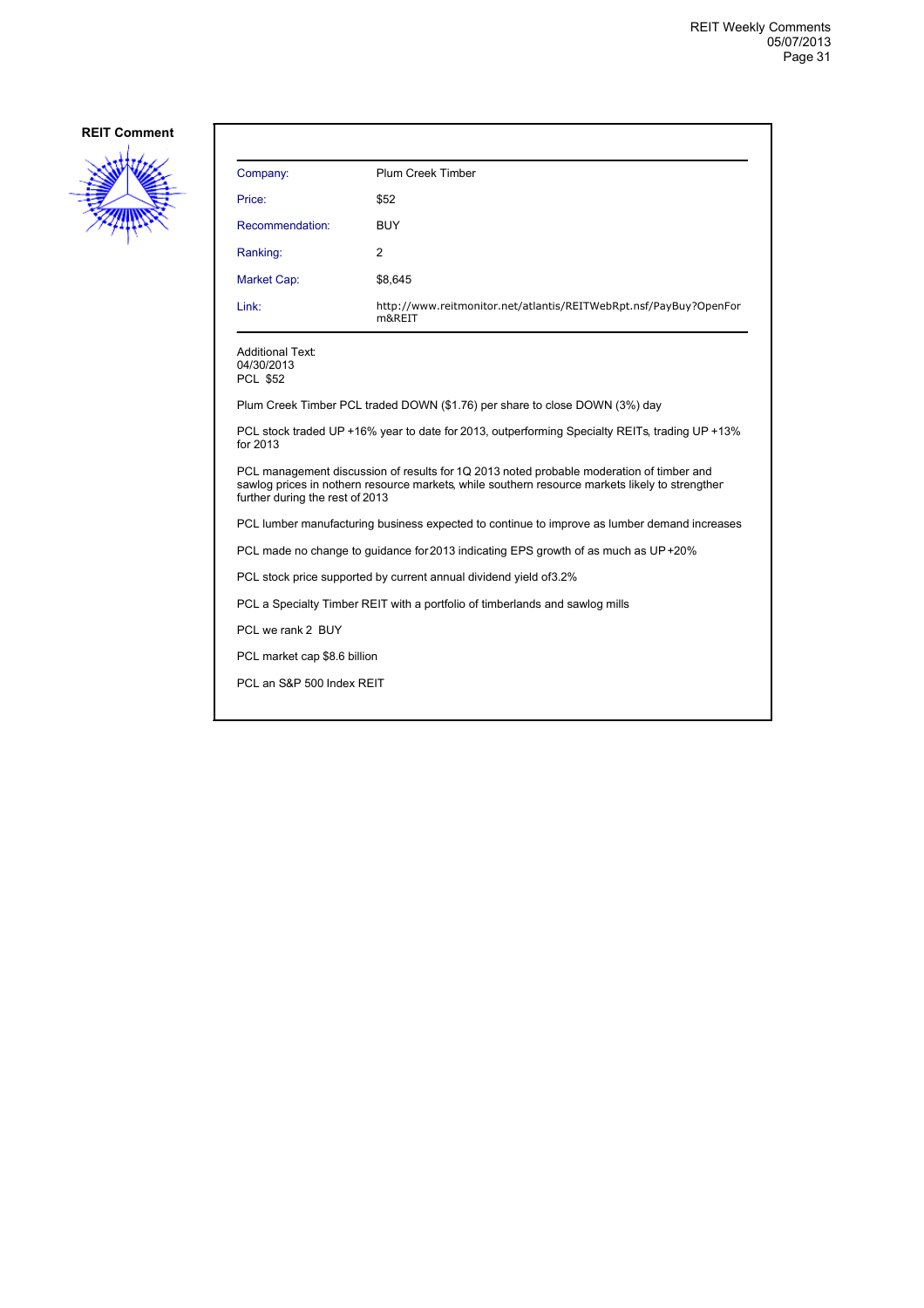**REIT Comment**

| | |
|---|---|
| Company: | Plum Creek Timber |
| Price: | $52 |
| Recommendation: | BUY |
| Ranking: | 2 |
| Market Cap: | $8,645 |
| Link: | http://www.reitmonitor.net/atlantis/REITWebRpt.nsf/PayBuy?OpenForm&REIT |

Additional Text:
04/30/2013
PCL $52

Plum Creek Timber PCL traded DOWN ($1.76) per share to close DOWN (3%) day

PCL stock traded UP +16% year to date for 2013, outperforming Specialty REITs, trading UP +13% for 2013

PCL management discussion of results for 1Q 2013 noted probable moderation of timber and sawlog prices in nothern resource markets, while southern resource markets likely to strengther further during the rest of 2013

PCL lumber manufacturing business expected to continue to improve as lumber demand increases

PCL made no change to guidance for 2013 indicating EPS growth of as much as UP +20%

PCL stock price supported by current annual dividend yield of3.2%

PCL a Specialty Timber REIT with a portfolio of timberlands and sawlog mills

PCL we rank 2 BUY

PCL market cap $8.6 billion

PCL an S&P 500 Index REIT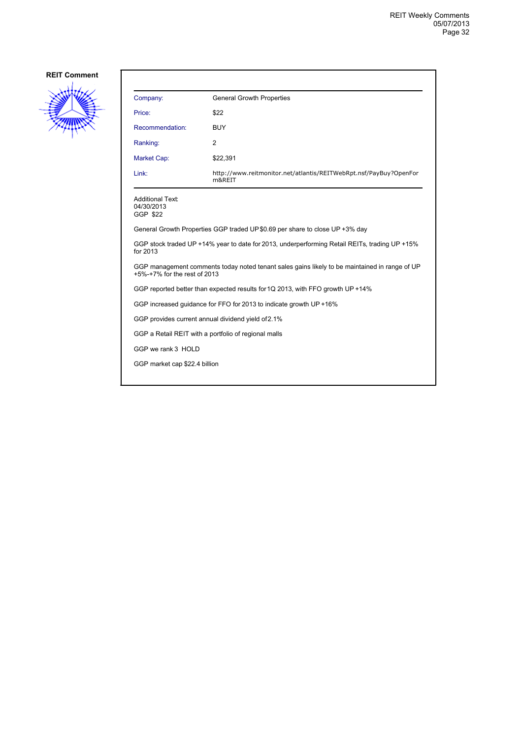## REIT Comment

| Company: | General Growth Properties |
|---|---|
| Price: | $22 |
| Recommendation: | BUY |
| Ranking: | 2 |
| Market Cap: | $22,391 |
| Link: | http://www.reitmonitor.net/atlantis/REITWebRpt.nsf/PayBuy?OpenForm&REIT |

Additional Text:
04/30/2013
GGP $22

General Growth Properties GGP traded UP $0.69 per share to close UP +3% day

GGP stock traded UP +14% year to date for 2013, underperforming Retail REITs, trading UP +15% for 2013

GGP management comments today noted tenant sales gains likely to be maintained in range of UP +5%-+7% for the rest of 2013

GGP reported better than expected results for 1Q 2013, with FFO growth UP +14%

GGP increased guidance for FFO for 2013 to indicate growth UP +16%

GGP provides current annual dividend yield of 2.1%

GGP a Retail REIT with a portfolio of regional malls

GGP we rank 3 HOLD

GGP market cap $22.4 billion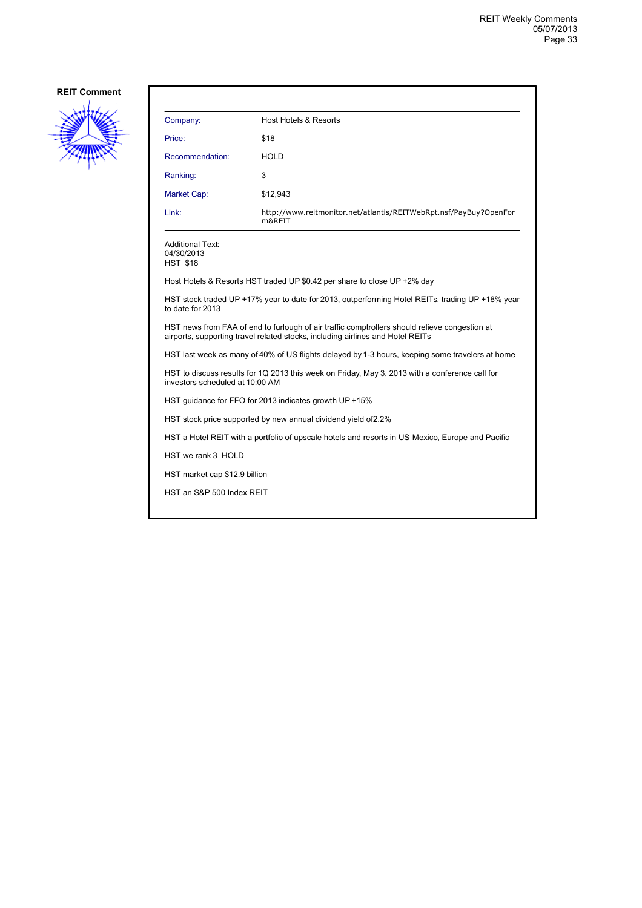**REIT Comment**

| Company: | Host Hotels & Resorts |
|---|---|
| Price: | $18 |
| Recommendation: | HOLD |
| Ranking: | 3 |
| Market Cap: | $12,943 |
| Link: | http://www.reitmonitor.net/atlantis/REITWebRpt.nsf/PayBuy?OpenForm&REIT |

Additional Text:
04/30/2013
HST $18

Host Hotels & Resorts HST traded UP $0.42 per share to close UP +2% day

HST stock traded UP +17% year to date for 2013, outperforming Hotel REITs, trading UP +18% year to date for 2013

HST news from FAA of end to furlough of air traffic comptrollers should relieve congestion at airports, supporting travel related stocks, including airlines and Hotel REITs

HST last week as many of 40% of US flights delayed by 1-3 hours, keeping some travelers at home

HST to discuss results for 1Q 2013 this week on Friday, May 3, 2013 with a conference call for investors scheduled at 10:00 AM

HST guidance for FFO for 2013 indicates growth UP +15%

HST stock price supported by new annual dividend yield of2.2%

HST a Hotel REIT with a portfolio of upscale hotels and resorts in US, Mexico, Europe and Pacific

HST we rank 3 HOLD

HST market cap $12.9 billion

HST an S&P 500 Index REIT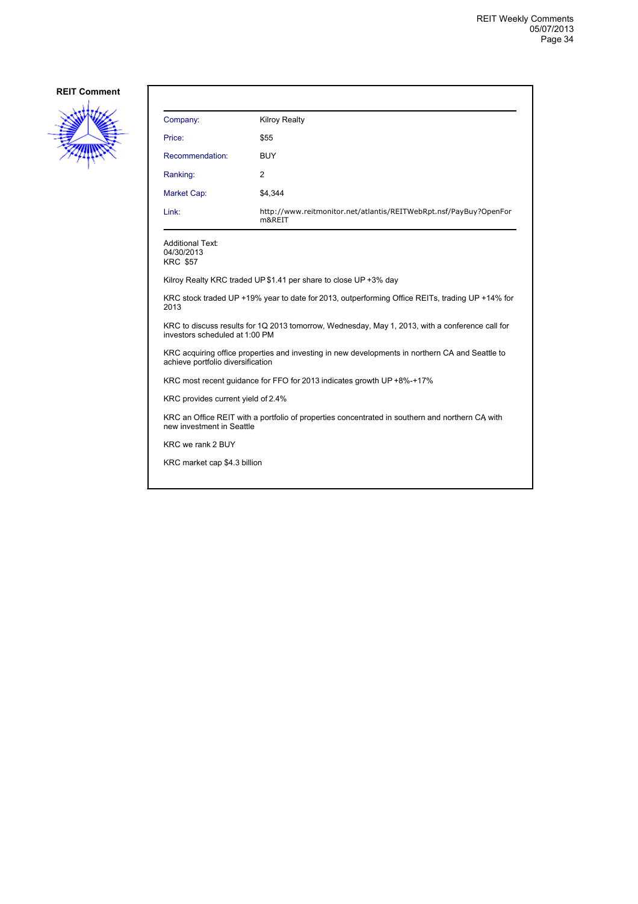**REIT Comment**

| | |
|---|---|
| Company: | Kilroy Realty |
| Price: | $55 |
| Recommendation: | BUY |
| Ranking: | 2 |
| Market Cap: | $4,344 |
| Link: | http://www.reitmonitor.net/atlantis/REITWebRpt.nsf/PayBuy?OpenForm&REIT |

Additional Text:
04/30/2013
KRC $57

Kilroy Realty KRC traded UP $1.41 per share to close UP +3% day

KRC stock traded UP +19% year to date for 2013, outperforming Office REITs, trading UP +14% for 2013

KRC to discuss results for 1Q 2013 tomorrow, Wednesday, May 1, 2013, with a conference call for investors scheduled at 1:00 PM

KRC acquiring office properties and investing in new developments in northern CA and Seattle to achieve portfolio diversification

KRC most recent guidance for FFO for 2013 indicates growth UP +8%-+17%

KRC provides current yield of 2.4%

KRC an Office REIT with a portfolio of properties concentrated in southern and northern CA, with new investment in Seattle

KRC we rank 2 BUY

KRC market cap $4.3 billion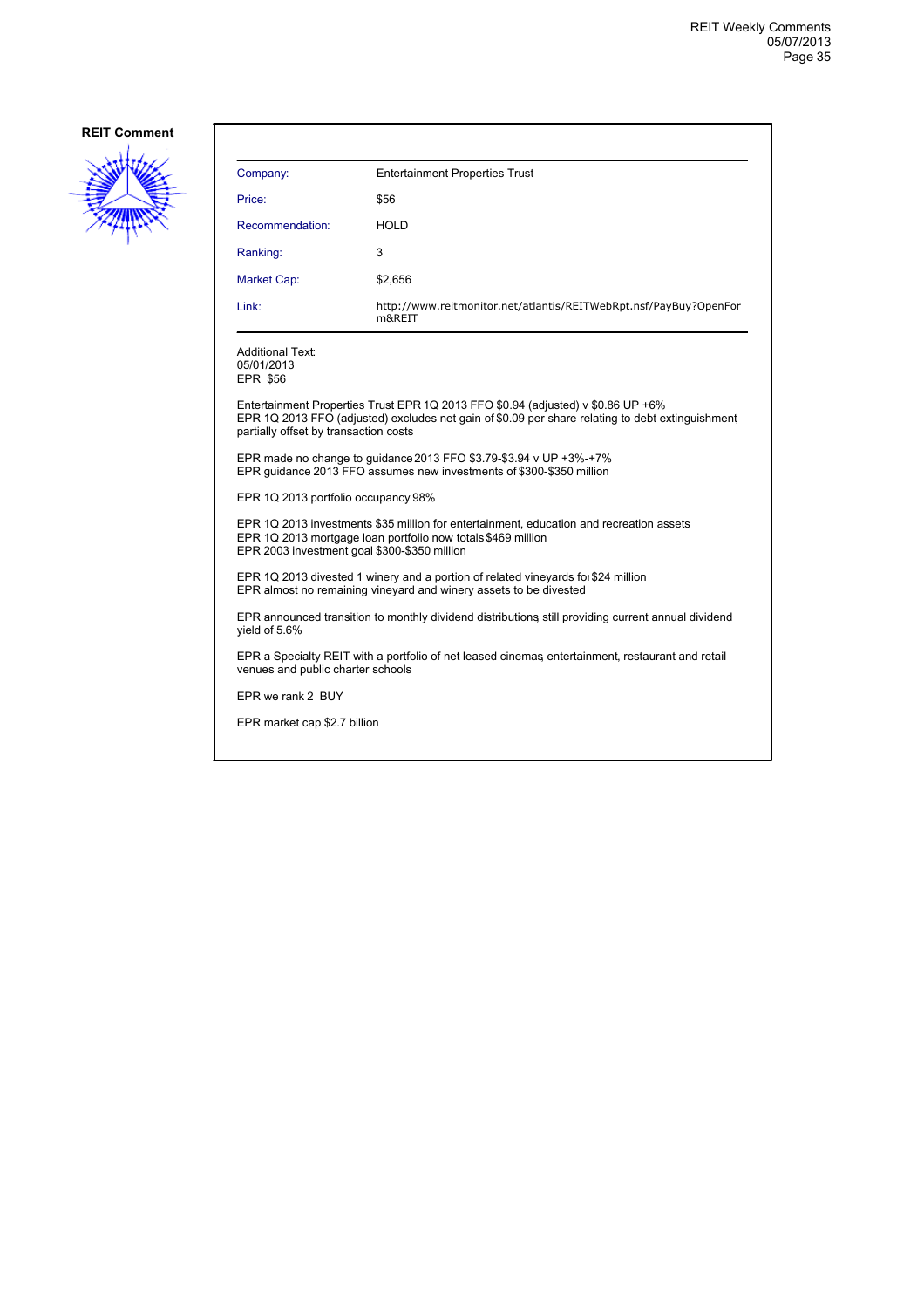**REIT Comment**

| | |
|---|---|
| Company: | Entertainment Properties Trust |
| Price: | $56 |
| Recommendation: | HOLD |
| Ranking: | 3 |
| Market Cap: | $2,656 |
| Link: | http://www.reitmonitor.net/atlantis/REITWebRpt.nsf/PayBuy?OpenForm&REIT |

Additional Text:
05/01/2013
EPR $56

Entertainment Properties Trust EPR 1Q 2013 FFO $0.94 (adjusted) v $0.86 UP +6%
EPR 1Q 2013 FFO (adjusted) excludes net gain of $0.09 per share relating to debt extinguishment, partially offset by transaction costs

EPR made no change to guidance 2013 FFO $3.79-$3.94 v UP +3%-+7%
EPR guidance 2013 FFO assumes new investments of $300-$350 million

EPR 1Q 2013 portfolio occupancy 98%

EPR 1Q 2013 investments $35 million for entertainment, education and recreation assets
EPR 1Q 2013 mortgage loan portfolio now totals $469 million
EPR 2003 investment goal $300-$350 million

EPR 1Q 2013 divested 1 winery and a portion of related vineyards for $24 million
EPR almost no remaining vineyard and winery assets to be divested

EPR announced transition to monthly dividend distributions, still providing current annual dividend yield of 5.6%

EPR a Specialty REIT with a portfolio of net leased cinemas, entertainment, restaurant and retail venues and public charter schools

EPR we rank 2 BUY

EPR market cap $2.7 billion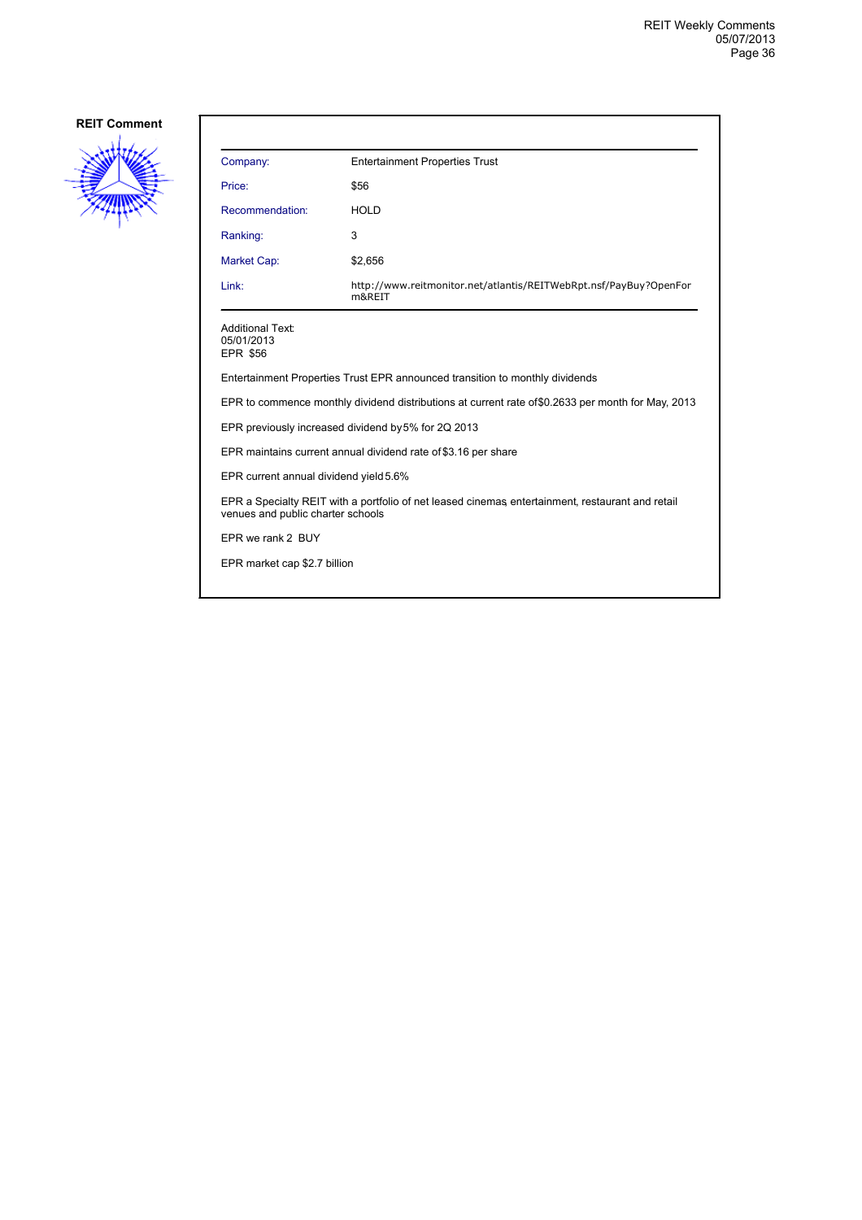## REIT Comment

| Company: | Entertainment Properties Trust |
|---|---|
| Price: | $56 |
| Recommendation: | HOLD |
| Ranking: | 3 |
| Market Cap: | $2,656 |
| Link: | http://www.reitmonitor.net/atlantis/REITWebRpt.nsf/PayBuy?OpenForm&REIT |

Additional Text:
05/01/2013
EPR $56

Entertainment Properties Trust EPR announced transition to monthly dividends

EPR to commence monthly dividend distributions at current rate of $0.2633 per month for May, 2013

EPR previously increased dividend by 5% for 2Q 2013

EPR maintains current annual dividend rate of $3.16 per share

EPR current annual dividend yield 5.6%

EPR a Specialty REIT with a portfolio of net leased cinemas, entertainment, restaurant and retail venues and public charter schools

EPR we rank 2 BUY

EPR market cap $2.7 billion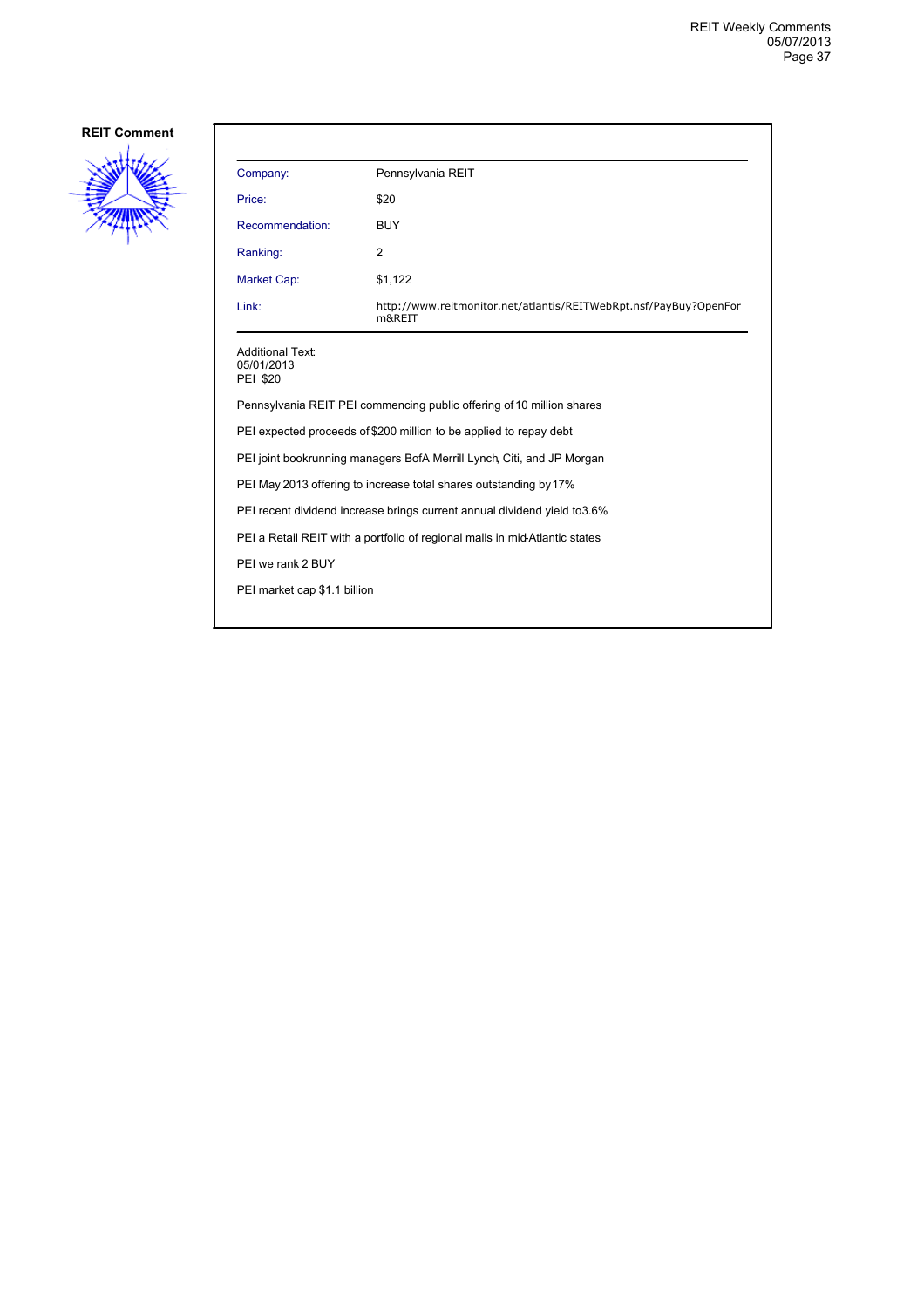**REIT Comment**

| Company: | Pennsylvania REIT |
| --- | --- |
| Price: | $20 |
| Recommendation: | BUY |
| Ranking: | 2 |
| Market Cap: | $1,122 |
| Link: | http://www.reitmonitor.net/atlantis/REITWebRpt.nsf/PayBuy?OpenForm&REIT |

Additional Text:
05/01/2013
PEI $20

Pennsylvania REIT PEI commencing public offering of 10 million shares

PEI expected proceeds of $200 million to be applied to repay debt

PEI joint bookrunning managers BofA Merrill Lynch, Citi, and JP Morgan

PEI May 2013 offering to increase total shares outstanding by 17%

PEI recent dividend increase brings current annual dividend yield to 3.6%

PEI a Retail REIT with a portfolio of regional malls in mid-Atlantic states

PEI we rank 2 BUY

PEI market cap $1.1 billion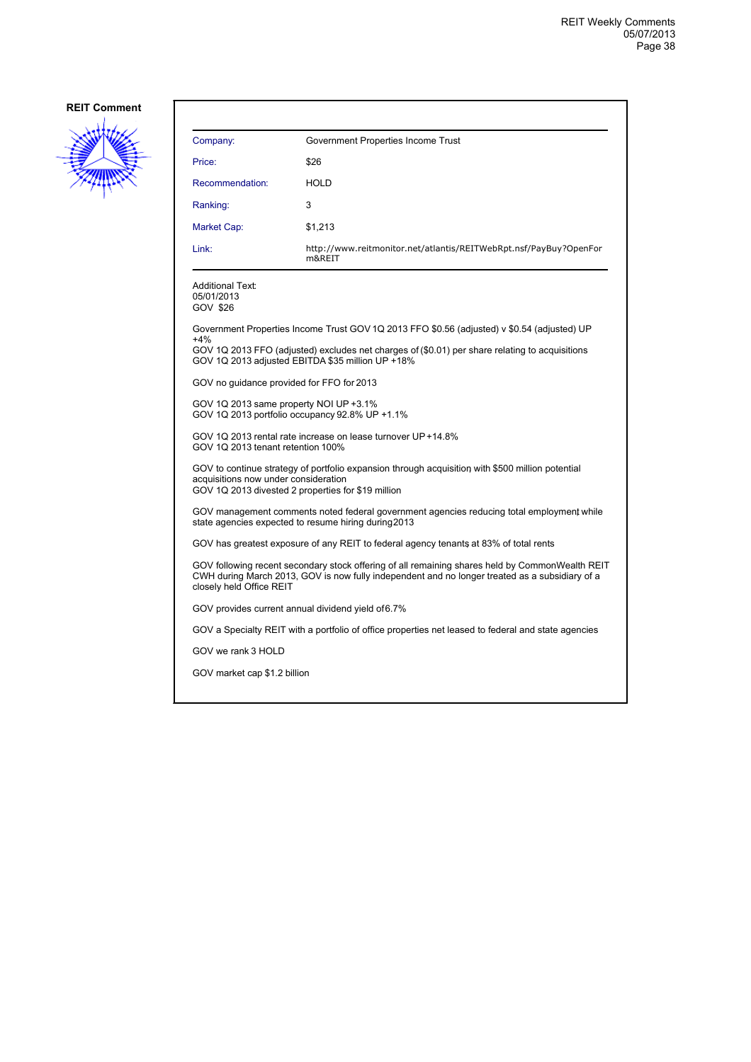**REIT Comment**

| Company: | Government Properties Income Trust |
|---|---|
| Price: | $26 |
| Recommendation: | HOLD |
| Ranking: | 3 |
| Market Cap: | $1,213 |
| Link: | http://www.reitmonitor.net/atlantis/REITWebRpt.nsf/PayBuy?OpenForm&REIT |

Additional Text:
05/01/2013
GOV $26

Government Properties Income Trust GOV 1Q 2013 FFO $0.56 (adjusted) v $0.54 (adjusted) UP +4%
GOV 1Q 2013 FFO (adjusted) excludes net charges of ($0.01) per share relating to acquisitions
GOV 1Q 2013 adjusted EBITDA $35 million UP +18%

GOV no guidance provided for FFO for 2013

GOV 1Q 2013 same property NOI UP +3.1%
GOV 1Q 2013 portfolio occupancy 92.8% UP +1.1%

GOV 1Q 2013 rental rate increase on lease turnover UP +14.8%
GOV 1Q 2013 tenant retention 100%

GOV to continue strategy of portfolio expansion through acquisition, with $500 million potential acquisitions now under consideration
GOV 1Q 2013 divested 2 properties for $19 million

GOV management comments noted federal government agencies reducing total employment, while state agencies expected to resume hiring during 2013

GOV has greatest exposure of any REIT to federal agency tenants, at 83% of total rents

GOV following recent secondary stock offering of all remaining shares held by CommonWealth REIT CWH during March 2013, GOV is now fully independent and no longer treated as a subsidiary of a closely held Office REIT

GOV provides current annual dividend yield of 6.7%

GOV a Specialty REIT with a portfolio of office properties net leased to federal and state agencies

GOV we rank 3 HOLD

GOV market cap $1.2 billion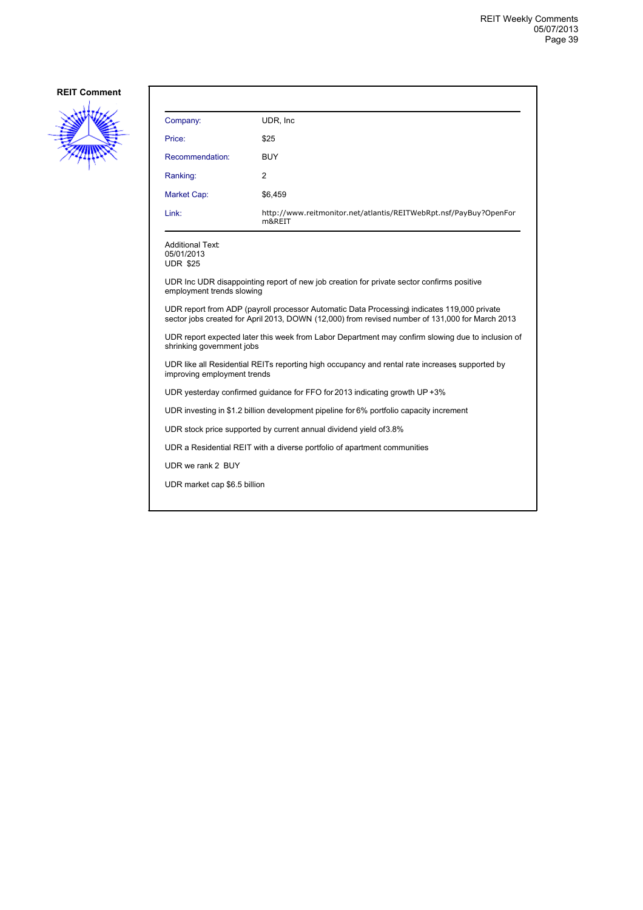**REIT Comment**

| Company: | UDR, Inc |
|---|---|
| Price: | $25 |
| Recommendation: | BUY |
| Ranking: | 2 |
| Market Cap: | $6,459 |
| Link: | http://www.reitmonitor.net/atlantis/REITWebRpt.nsf/PayBuy?OpenForm&REIT |

Additional Text:
05/01/2013
UDR $25

UDR Inc UDR disappointing report of new job creation for private sector confirms positive employment trends slowing

UDR report from ADP (payroll processor Automatic Data Processing) indicates 119,000 private sector jobs created for April 2013, DOWN (12,000) from revised number of 131,000 for March 2013

UDR report expected later this week from Labor Department may confirm slowing due to inclusion of shrinking government jobs

UDR like all Residential REITs reporting high occupancy and rental rate increases, supported by improving employment trends

UDR yesterday confirmed guidance for FFO for 2013 indicating growth UP +3%

UDR investing in $1.2 billion development pipeline for 6% portfolio capacity increment

UDR stock price supported by current annual dividend yield of 3.8%

UDR a Residential REIT with a diverse portfolio of apartment communities

UDR we rank 2 BUY

UDR market cap $6.5 billion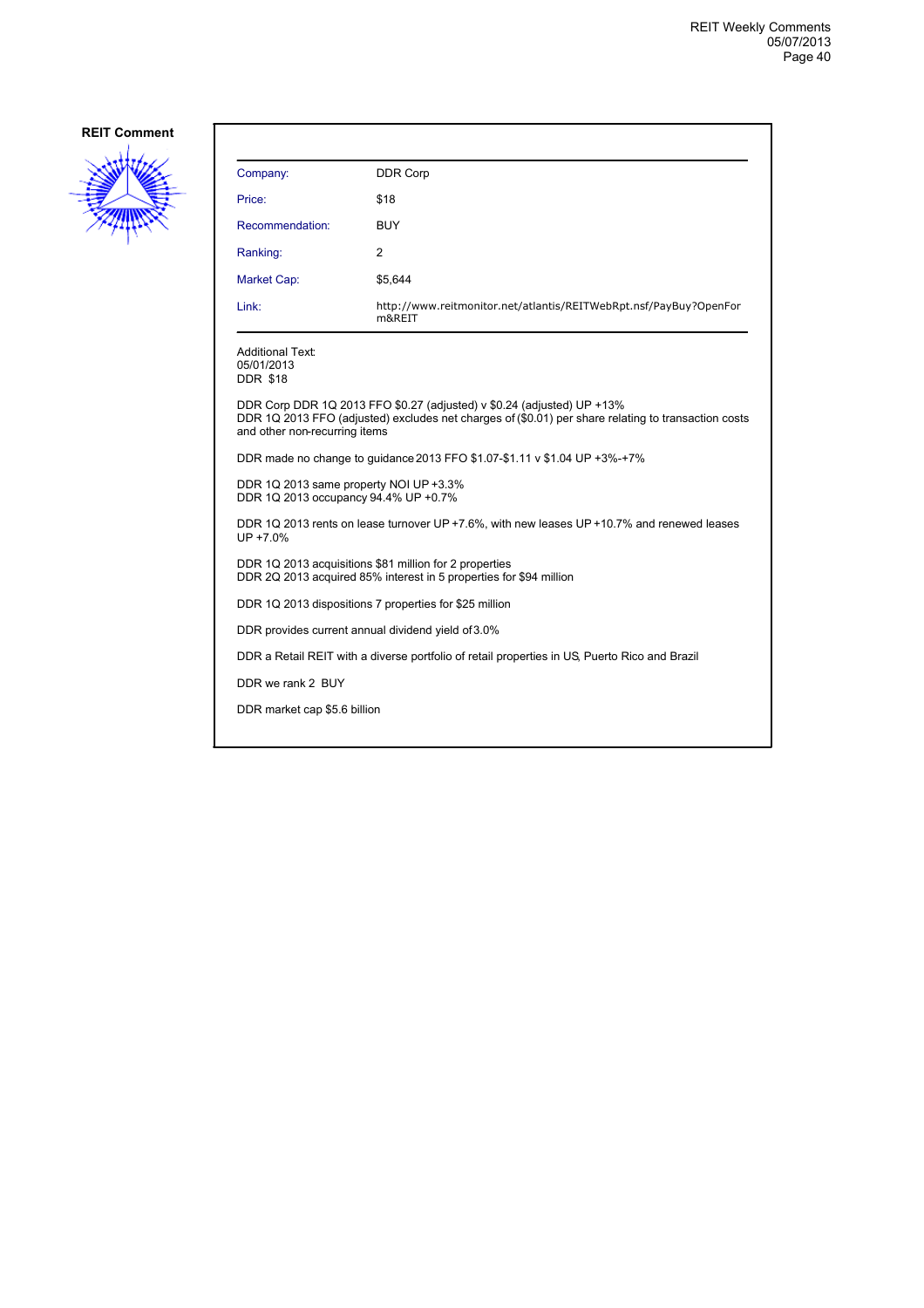**REIT Comment**

| Company: | DDR Corp |
| --- | --- |
| Price: | $18 |
| Recommendation: | BUY |
| Ranking: | 2 |
| Market Cap: | $5,644 |
| Link: | http://www.reitmonitor.net/atlantis/REITWebRpt.nsf/PayBuy?OpenForm&REIT |

Additional Text:
05/01/2013
DDR $18

DDR Corp DDR 1Q 2013 FFO $0.27 (adjusted) v $0.24 (adjusted) UP +13%
DDR 1Q 2013 FFO (adjusted) excludes net charges of ($0.01) per share relating to transaction costs and other non-recurring items

DDR made no change to guidance 2013 FFO $1.07-$1.11 v $1.04 UP +3%-+7%

DDR 1Q 2013 same property NOI UP +3.3%
DDR 1Q 2013 occupancy 94.4% UP +0.7%

DDR 1Q 2013 rents on lease turnover UP +7.6%, with new leases UP +10.7% and renewed leases UP +7.0%

DDR 1Q 2013 acquisitions $81 million for 2 properties
DDR 2Q 2013 acquired 85% interest in 5 properties for $94 million

DDR 1Q 2013 dispositions 7 properties for $25 million

DDR provides current annual dividend yield of 3.0%

DDR a Retail REIT with a diverse portfolio of retail properties in US, Puerto Rico and Brazil

DDR we rank 2 BUY

DDR market cap $5.6 billion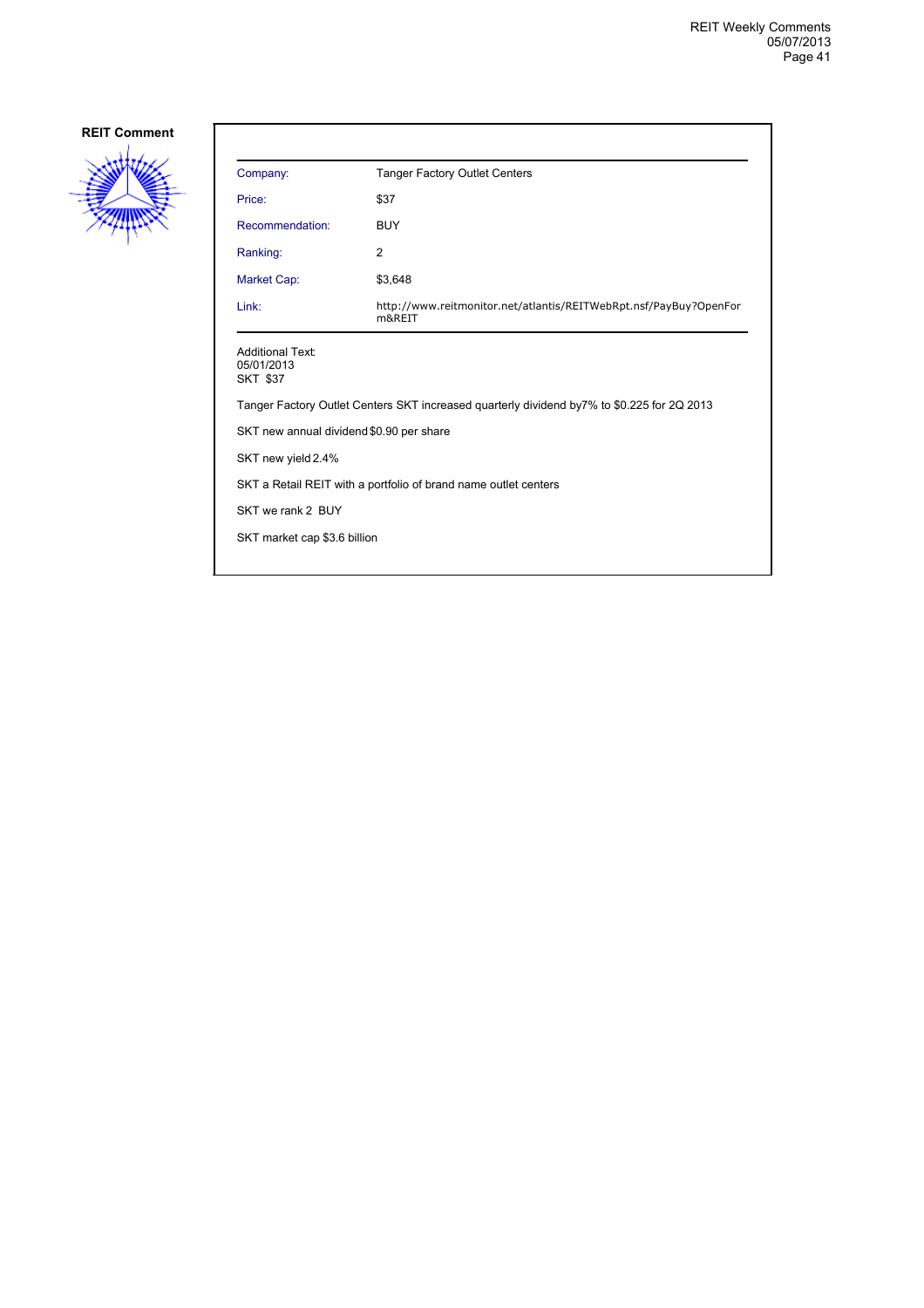**REIT Comment**

| Company: | Tanger Factory Outlet Centers |
|---|---|
| Price: | $37 |
| Recommendation: | BUY |
| Ranking: | 2 |
| Market Cap: | $3,648 |
| Link: | http://www.reitmonitor.net/atlantis/REITWebRpt.nsf/PayBuy?OpenForm&REIT |

Additional Text:
05/01/2013
SKT $37

Tanger Factory Outlet Centers SKT increased quarterly dividend by7% to $0.225 for 2Q 2013

SKT new annual dividend $0.90 per share

SKT new yield 2.4%

SKT a Retail REIT with a portfolio of brand name outlet centers

SKT we rank 2 BUY

SKT market cap $3.6 billion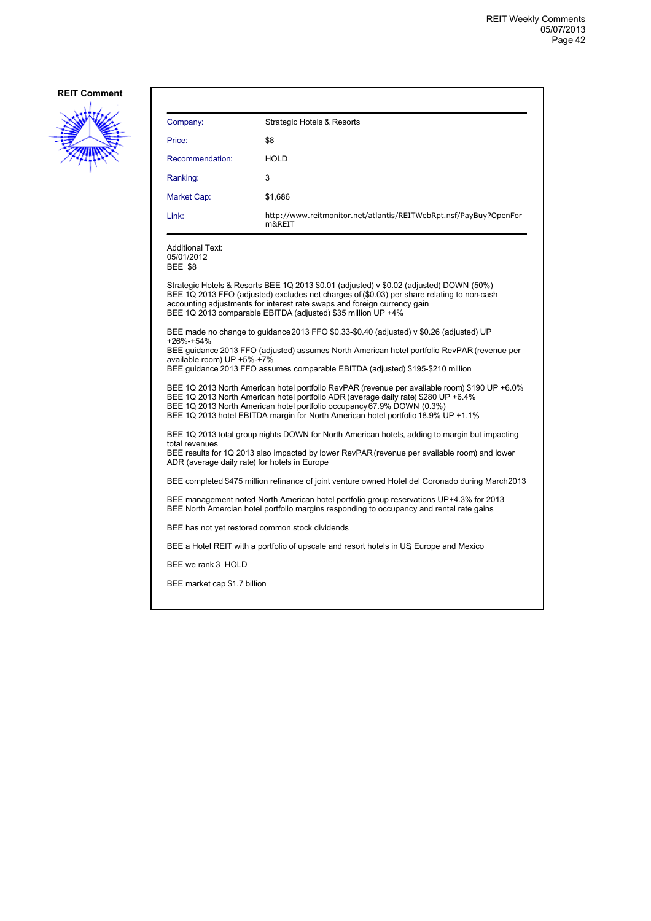**REIT Comment**

| | |
|---|---|
| Company: | Strategic Hotels & Resorts |
| Price: | $8 |
| Recommendation: | HOLD |
| Ranking: | 3 |
| Market Cap: | $1,686 |
| Link: | http://www.reitmonitor.net/atlantis/REITWebRpt.nsf/PayBuy?OpenForm&REIT |

Additional Text:
05/01/2012
BEE $8

Strategic Hotels & Resorts BEE 1Q 2013 $0.01 (adjusted) v $0.02 (adjusted) DOWN (50%)
BEE 1Q 2013 FFO (adjusted) excludes net charges of ($0.03) per share relating to non-cash accounting adjustments for interest rate swaps and foreign currency gain
BEE 1Q 2013 comparable EBITDA (adjusted) $35 million UP +4%

BEE made no change to guidance 2013 FFO $0.33-$0.40 (adjusted) v $0.26 (adjusted) UP +26%-+54%
BEE guidance 2013 FFO (adjusted) assumes North American hotel portfolio RevPAR (revenue per available room) UP +5%-+7%
BEE guidance 2013 FFO assumes comparable EBITDA (adjusted) $195-$210 million

BEE 1Q 2013 North American hotel portfolio RevPAR (revenue per available room) $190 UP +6.0%
BEE 1Q 2013 North American hotel portfolio ADR (average daily rate) $280 UP +6.4%
BEE 1Q 2013 North American hotel portfolio occupancy 67.9% DOWN (0.3%)
BEE 1Q 2013 hotel EBITDA margin for North American hotel portfolio 18.9% UP +1.1%

BEE 1Q 2013 total group nights DOWN for North American hotels, adding to margin but impacting total revenues
BEE results for 1Q 2013 also impacted by lower RevPAR (revenue per available room) and lower ADR (average daily rate) for hotels in Europe

BEE completed $475 million refinance of joint venture owned Hotel del Coronado during March 2013

BEE management noted North American hotel portfolio group reservations UP +4.3% for 2013
BEE North Amercian hotel portfolio margins responding to occupancy and rental rate gains

BEE has not yet restored common stock dividends

BEE a Hotel REIT with a portfolio of upscale and resort hotels in US, Europe and Mexico

BEE we rank 3 HOLD

BEE market cap $1.7 billion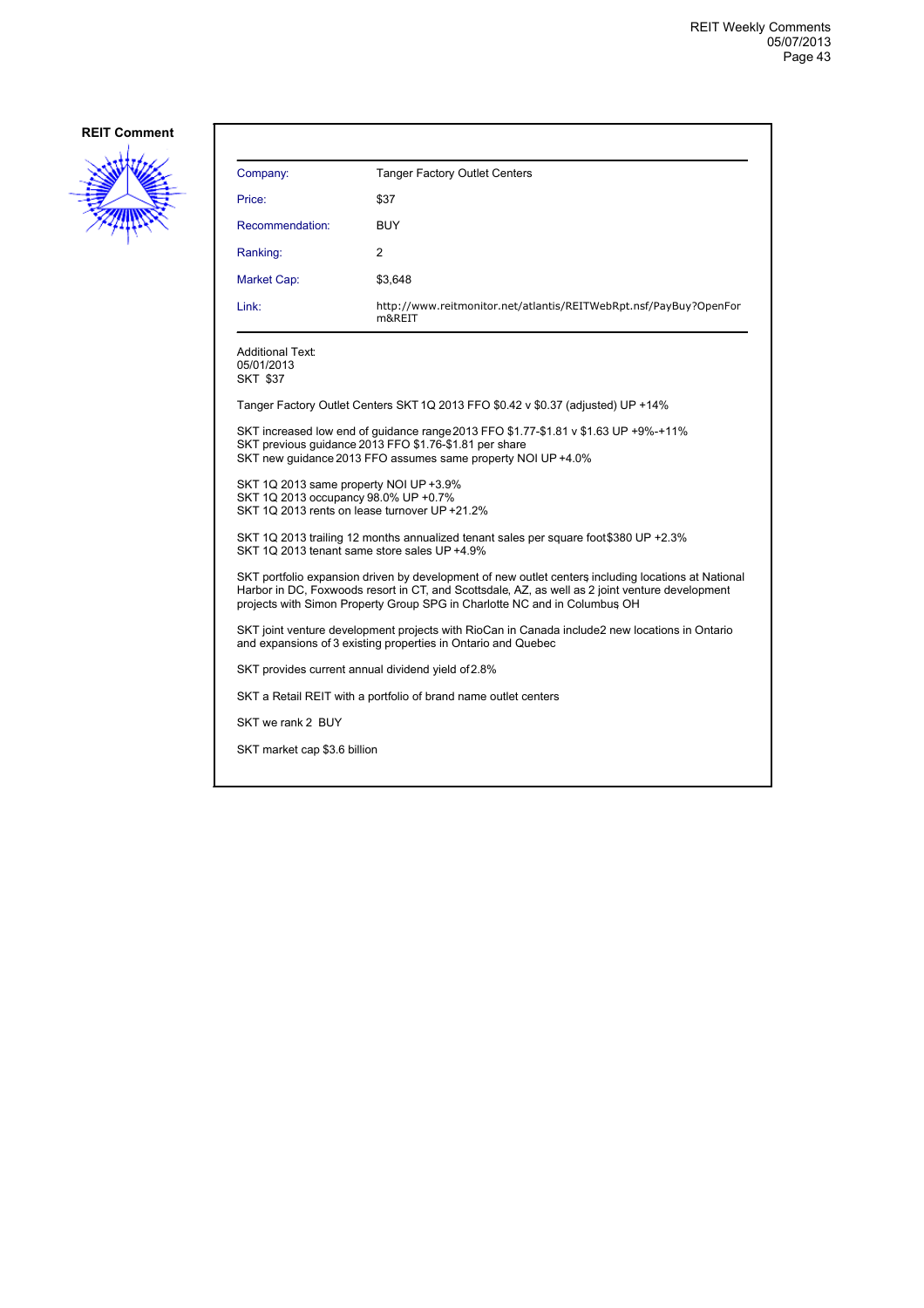**REIT Comment**

| Company: | Tanger Factory Outlet Centers |
| --- | --- |
| Price: | $37 |
| Recommendation: | BUY |
| Ranking: | 2 |
| Market Cap: | $3,648 |
| Link: | http://www.reitmonitor.net/atlantis/REITWebRpt.nsf/PayBuy?OpenForm&REIT |

Additional Text:
05/01/2013
SKT $37

Tanger Factory Outlet Centers SKT 1Q 2013 FFO $0.42 v $0.37 (adjusted) UP +14%

SKT increased low end of guidance range 2013 FFO $1.77-$1.81 v $1.63 UP +9%-+11%
SKT previous guidance 2013 FFO $1.76-$1.81 per share
SKT new guidance 2013 FFO assumes same property NOI UP +4.0%

SKT 1Q 2013 same property NOI UP +3.9%
SKT 1Q 2013 occupancy 98.0% UP +0.7%
SKT 1Q 2013 rents on lease turnover UP +21.2%

SKT 1Q 2013 trailing 12 months annualized tenant sales per square foot $380 UP +2.3%
SKT 1Q 2013 tenant same store sales UP +4.9%

SKT portfolio expansion driven by development of new outlet centers, including locations at National Harbor in DC, Foxwoods resort in CT, and Scottsdale, AZ, as well as 2 joint venture development projects with Simon Property Group SPG in Charlotte NC and in Columbus, OH

SKT joint venture development projects with RioCan in Canada include 2 new locations in Ontario and expansions of 3 existing properties in Ontario and Quebec

SKT provides current annual dividend yield of 2.8%

SKT a Retail REIT with a portfolio of brand name outlet centers

SKT we rank 2 BUY

SKT market cap $3.6 billion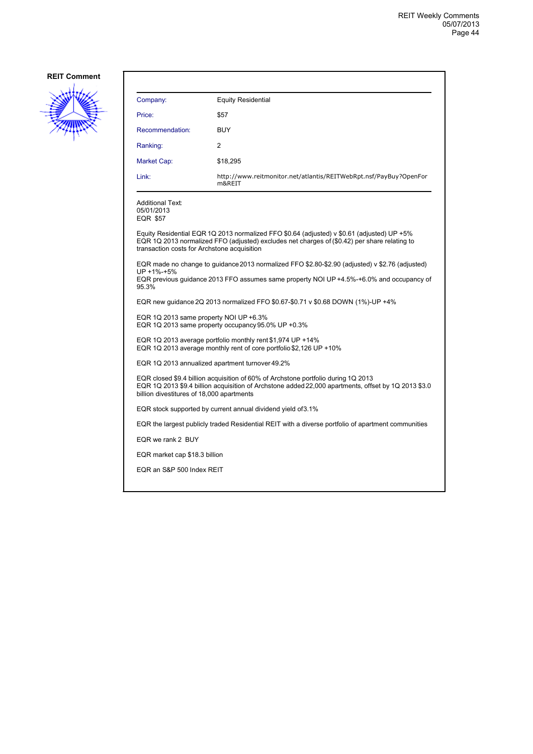**REIT Comment**

| Company: | Equity Residential |
|---|---|
| Price: | $57 |
| Recommendation: | BUY |
| Ranking: | 2 |
| Market Cap: | $18,295 |
| Link: | http://www.reitmonitor.net/atlantis/REITWebRpt.nsf/PayBuy?OpenForm&REIT |

Additional Text:
05/01/2013
EQR $57

Equity Residential EQR 1Q 2013 normalized FFO $0.64 (adjusted) v $0.61 (adjusted) UP +5%
EQR 1Q 2013 normalized FFO (adjusted) excludes net charges of ($0.42) per share relating to transaction costs for Archstone acquisition

EQR made no change to guidance 2013 normalized FFO $2.80-$2.90 (adjusted) v $2.76 (adjusted) UP +1%-+5%
EQR previous guidance 2013 FFO assumes same property NOI UP +4.5%-+6.0% and occupancy of 95.3%

EQR new guidance 2Q 2013 normalized FFO $0.67-$0.71 v $0.68 DOWN (1%)-UP +4%

EQR 1Q 2013 same property NOI UP +6.3%
EQR 1Q 2013 same property occupancy 95.0% UP +0.3%

EQR 1Q 2013 average portfolio monthly rent $1,974 UP +14%
EQR 1Q 2013 average monthly rent of core portfolio $2,126 UP +10%

EQR 1Q 2013 annualized apartment turnover 49.2%

EQR closed $9.4 billion acquisition of 60% of Archstone portfolio during 1Q 2013
EQR 1Q 2013 $9.4 billion acquisition of Archstone added 22,000 apartments, offset by 1Q 2013 $3.0 billion divestitures of 18,000 apartments

EQR stock supported by current annual dividend yield of 3.1%

EQR the largest publicly traded Residential REIT with a diverse portfolio of apartment communities

EQR we rank 2 BUY

EQR market cap $18.3 billion

EQR an S&P 500 Index REIT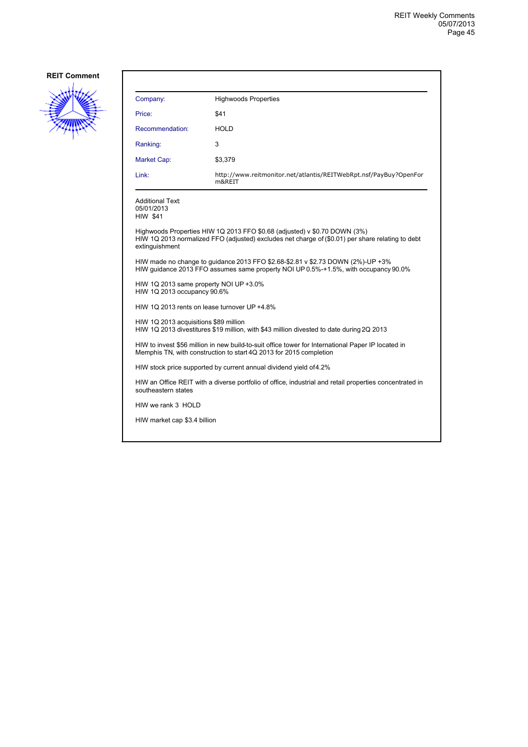**REIT Comment**

| Company: | Highwoods Properties |
|---|---|
| Price: | $41 |
| Recommendation: | HOLD |
| Ranking: | 3 |
| Market Cap: | $3,379 |
| Link: | http://www.reitmonitor.net/atlantis/REITWebRpt.nsf/PayBuy?OpenForm&REIT |

Additional Text:
05/01/2013
HIW $41

Highwoods Properties HIW 1Q 2013 FFO $0.68 (adjusted) v $0.70 DOWN (3%)
HIW 1Q 2013 normalized FFO (adjusted) excludes net charge of ($0.01) per share relating to debt extinguishment

HIW made no change to guidance 2013 FFO $2.68-$2.81 v $2.73 DOWN (2%)-UP +3%
HIW guidance 2013 FFO assumes same property NOI UP 0.5%-+1.5%, with occupancy 90.0%

HIW 1Q 2013 same property NOI UP +3.0%
HIW 1Q 2013 occupancy 90.6%

HIW 1Q 2013 rents on lease turnover UP +4.8%

HIW 1Q 2013 acquisitions $89 million
HIW 1Q 2013 divestitures $19 million, with $43 million divested to date during 2Q 2013

HIW to invest $56 million in new build-to-suit office tower for International Paper IP located in Memphis TN, with construction to start 4Q 2013 for 2015 completion

HIW stock price supported by current annual dividend yield of4.2%

HIW an Office REIT with a diverse portfolio of office, industrial and retail properties concentrated in southeastern states

HIW we rank 3 HOLD

HIW market cap $3.4 billion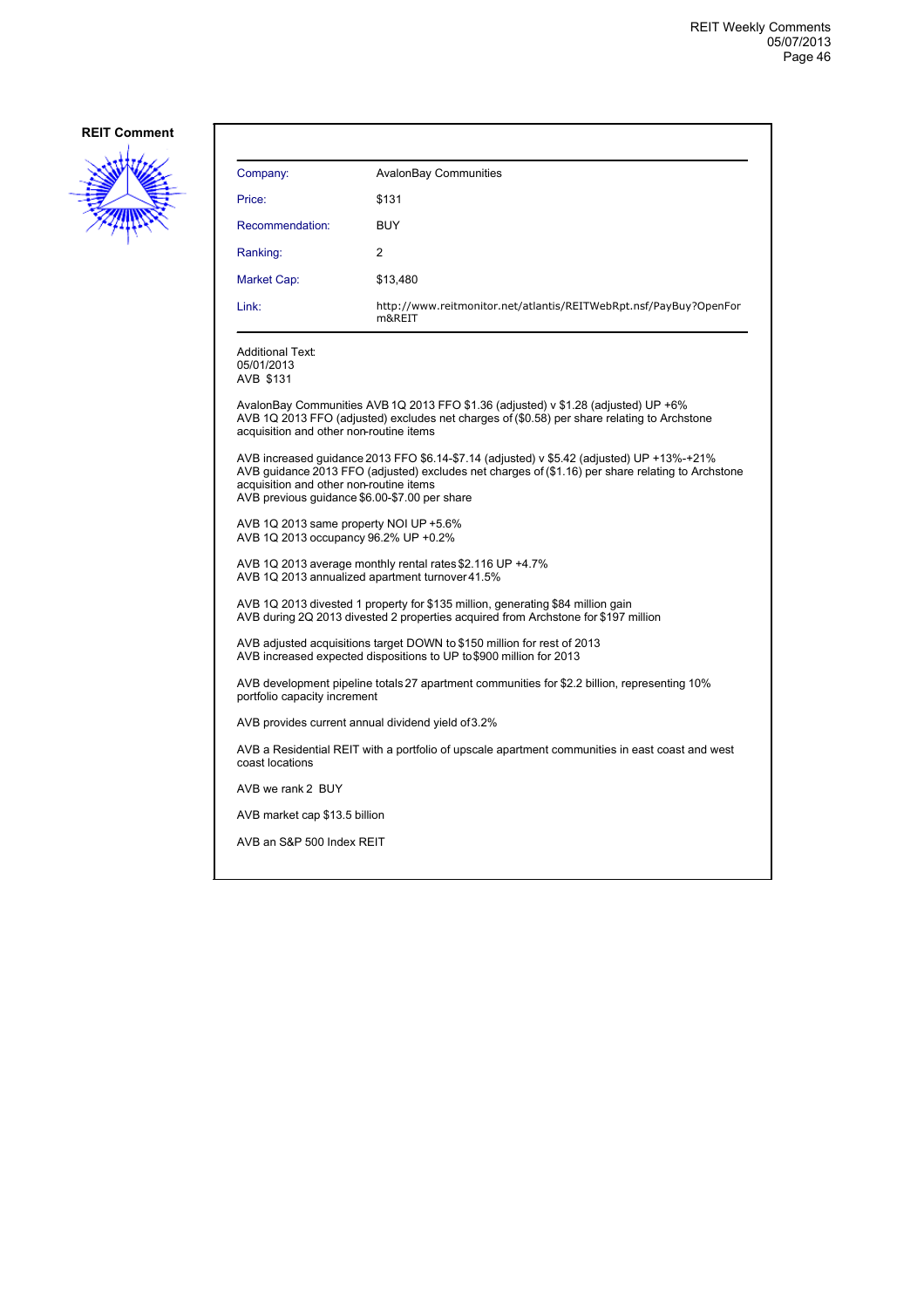**REIT Comment**

| Company: | AvalonBay Communities |
|---|---|
| Price: | $131 |
| Recommendation: | BUY |
| Ranking: | 2 |
| Market Cap: | $13,480 |
| Link: | http://www.reitmonitor.net/atlantis/REITWebRpt.nsf/PayBuy?OpenForm&REIT |

Additional Text:
05/01/2013
AVB $131

AvalonBay Communities AVB 1Q 2013 FFO $1.36 (adjusted) v $1.28 (adjusted) UP +6%
AVB 1Q 2013 FFO (adjusted) excludes net charges of ($0.58) per share relating to Archstone acquisition and other non-routine items

AVB increased guidance 2013 FFO $6.14-$7.14 (adjusted) v $5.42 (adjusted) UP +13%-+21%
AVB guidance 2013 FFO (adjusted) excludes net charges of ($1.16) per share relating to Archstone acquisition and other non-routine items
AVB previous guidance $6.00-$7.00 per share

AVB 1Q 2013 same property NOI UP +5.6%
AVB 1Q 2013 occupancy 96.2% UP +0.2%

AVB 1Q 2013 average monthly rental rates $2.116 UP +4.7%
AVB 1Q 2013 annualized apartment turnover 41.5%

AVB 1Q 2013 divested 1 property for $135 million, generating $84 million gain
AVB during 2Q 2013 divested 2 properties acquired from Archstone for $197 million

AVB adjusted acquisitions target DOWN to $150 million for rest of 2013
AVB increased expected dispositions to UP to $900 million for 2013

AVB development pipeline totals 27 apartment communities for $2.2 billion, representing 10% portfolio capacity increment

AVB provides current annual dividend yield of 3.2%

AVB a Residential REIT with a portfolio of upscale apartment communities in east coast and west coast locations

AVB we rank 2 BUY

AVB market cap $13.5 billion

AVB an S&P 500 Index REIT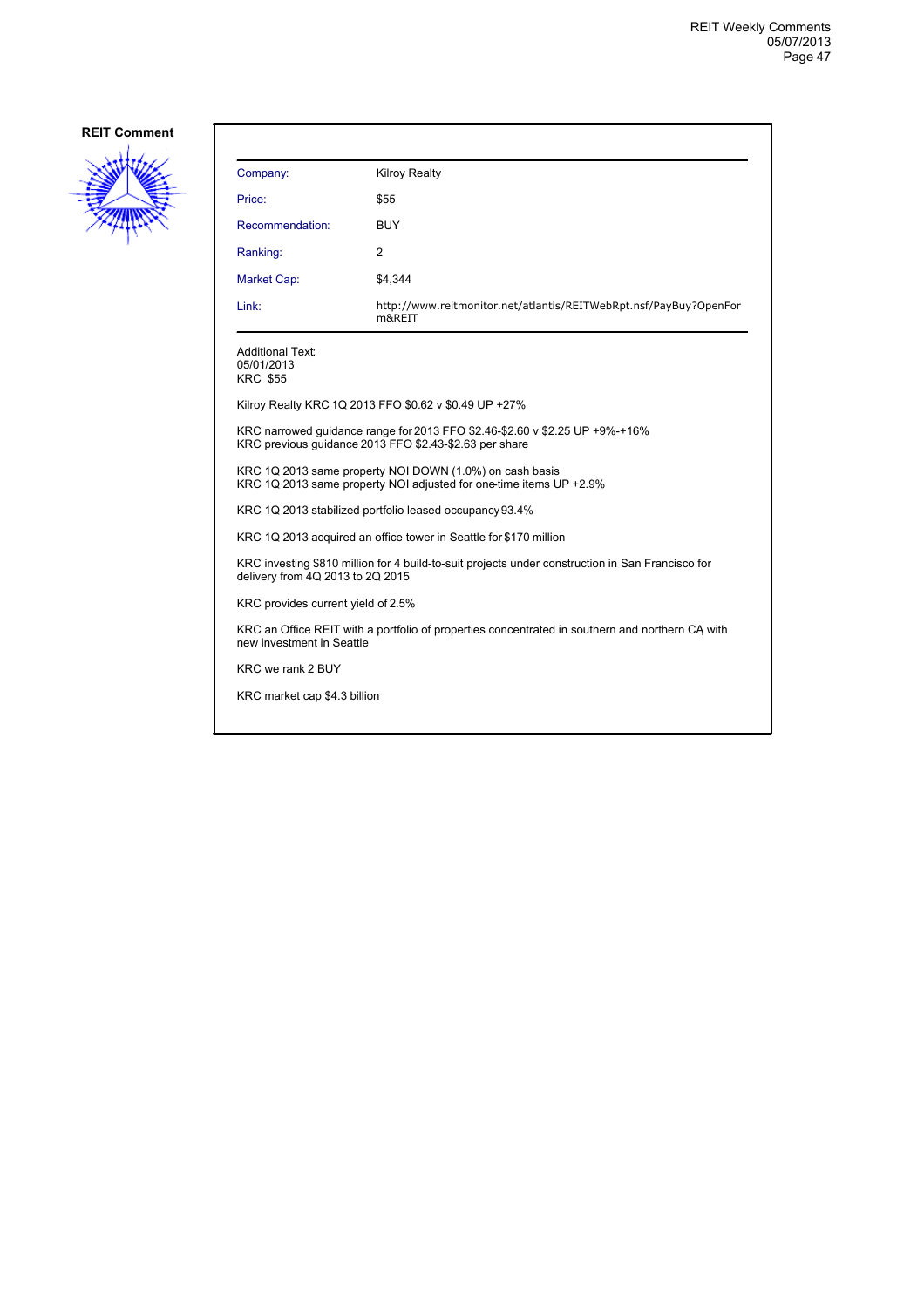## REIT Comment

| Company: | Kilroy Realty |
| --- | --- |
| Price: | $55 |
| Recommendation: | BUY |
| Ranking: | 2 |
| Market Cap: | $4,344 |
| Link: | http://www.reitmonitor.net/atlantis/REITWebRpt.nsf/PayBuy?OpenForm&REIT |

Additional Text:
05/01/2013
KRC $55

Kilroy Realty KRC 1Q 2013 FFO $0.62 v $0.49 UP +27%

KRC narrowed guidance range for 2013 FFO $2.46-$2.60 v $2.25 UP +9%-+16%
KRC previous guidance 2013 FFO $2.43-$2.63 per share

KRC 1Q 2013 same property NOI DOWN (1.0%) on cash basis
KRC 1Q 2013 same property NOI adjusted for one-time items UP +2.9%

KRC 1Q 2013 stabilized portfolio leased occupancy 93.4%

KRC 1Q 2013 acquired an office tower in Seattle for $170 million

KRC investing $810 million for 4 build-to-suit projects under construction in San Francisco for delivery from 4Q 2013 to 2Q 2015

KRC provides current yield of 2.5%

KRC an Office REIT with a portfolio of properties concentrated in southern and northern CA, with new investment in Seattle

KRC we rank 2 BUY

KRC market cap $4.3 billion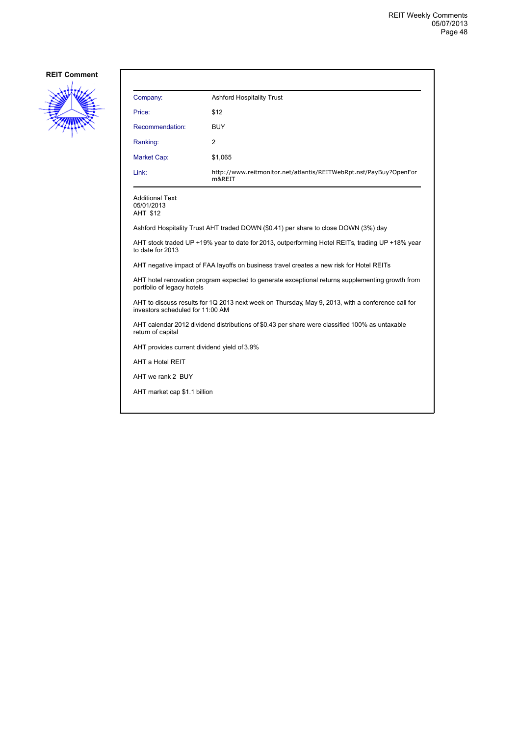**REIT Comment**

| Company: | Ashford Hospitality Trust |
|---|---|
| Price: | $12 |
| Recommendation: | BUY |
| Ranking: | 2 |
| Market Cap: | $1,065 |
| Link: | http://www.reitmonitor.net/atlantis/REITWebRpt.nsf/PayBuy?OpenForm&REIT |

Additional Text:
05/01/2013
AHT $12

Ashford Hospitality Trust AHT traded DOWN ($0.41) per share to close DOWN (3%) day

AHT stock traded UP +19% year to date for 2013, outperforming Hotel REITs, trading UP +18% year to date for 2013

AHT negative impact of FAA layoffs on business travel creates a new risk for Hotel REITs

AHT hotel renovation program expected to generate exceptional returns supplementing growth from portfolio of legacy hotels

AHT to discuss results for 1Q 2013 next week on Thursday, May 9, 2013, with a conference call for investors scheduled for 11:00 AM

AHT calendar 2012 dividend distributions of $0.43 per share were classified 100% as untaxable return of capital

AHT provides current dividend yield of 3.9%

AHT a Hotel REIT

AHT we rank 2 BUY

AHT market cap $1.1 billion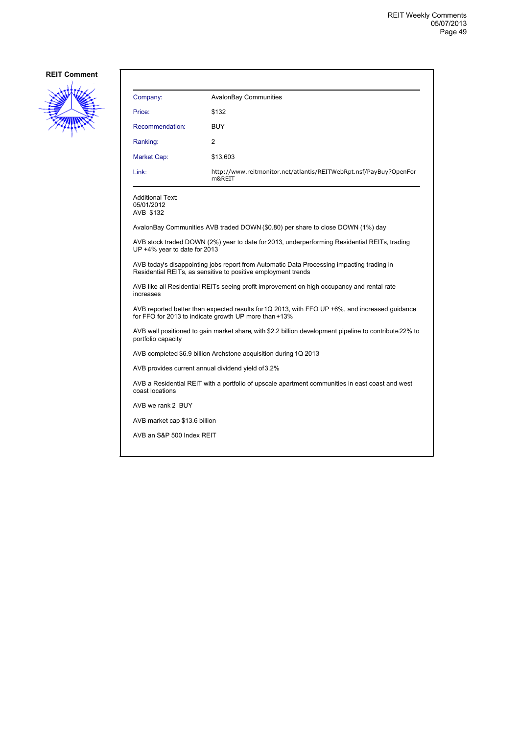**REIT Comment**

| Company: | AvalonBay Communities |
|---|---|
| Price: | $132 |
| Recommendation: | BUY |
| Ranking: | 2 |
| Market Cap: | $13,603 |
| Link: | http://www.reitmonitor.net/atlantis/REITWebRpt.nsf/PayBuy?OpenForm&REIT |

Additional Text:
05/01/2012
AVB $132

AvalonBay Communities AVB traded DOWN ($0.80) per share to close DOWN (1%) day

AVB stock traded DOWN (2%) year to date for 2013, underperforming Residential REITs, trading UP +4% year to date for 2013

AVB today's disappointing jobs report from Automatic Data Processing impacting trading in Residential REITs, as sensitive to positive employment trends

AVB like all Residential REITs seeing profit improvement on high occupancy and rental rate increases

AVB reported better than expected results for 1Q 2013, with FFO UP +6%, and increased guidance for FFO for 2013 to indicate growth UP more than +13%

AVB well positioned to gain market share, with $2.2 billion development pipeline to contribute 22% to portfolio capacity

AVB completed $6.9 billion Archstone acquisition during 1Q 2013

AVB provides current annual dividend yield of 3.2%

AVB a Residential REIT with a portfolio of upscale apartment communities in east coast and west coast locations

AVB we rank 2 BUY

AVB market cap $13.6 billion

AVB an S&P 500 Index REIT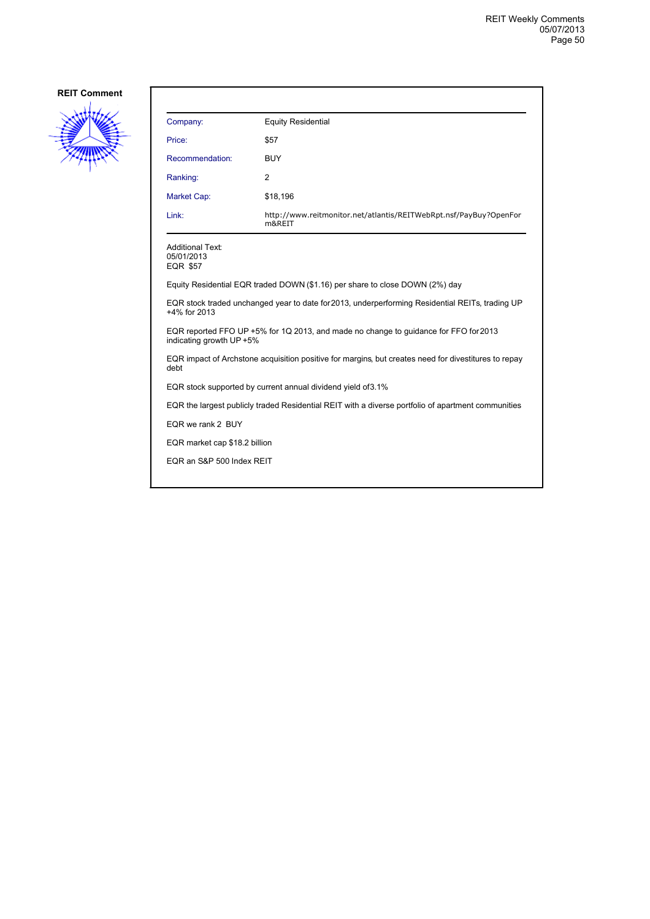**REIT Comment**

| Company: | Equity Residential |
|---|---|
| Price: | $57 |
| Recommendation: | BUY |
| Ranking: | 2 |
| Market Cap: | $18,196 |
| Link: | http://www.reitmonitor.net/atlantis/REITWebRpt.nsf/PayBuy?OpenForm&REIT |

Additional Text:
05/01/2013
EQR $57

Equity Residential EQR traded DOWN ($1.16) per share to close DOWN (2%) day

EQR stock traded unchanged year to date for 2013, underperforming Residential REITs, trading UP +4% for 2013

EQR reported FFO UP +5% for 1Q 2013, and made no change to guidance for FFO for 2013 indicating growth UP +5%

EQR impact of Archstone acquisition positive for margins, but creates need for divestitures to repay debt

EQR stock supported by current annual dividend yield of 3.1%

EQR the largest publicly traded Residential REIT with a diverse portfolio of apartment communities

EQR we rank 2 BUY

EQR market cap $18.2 billion

EQR an S&P 500 Index REIT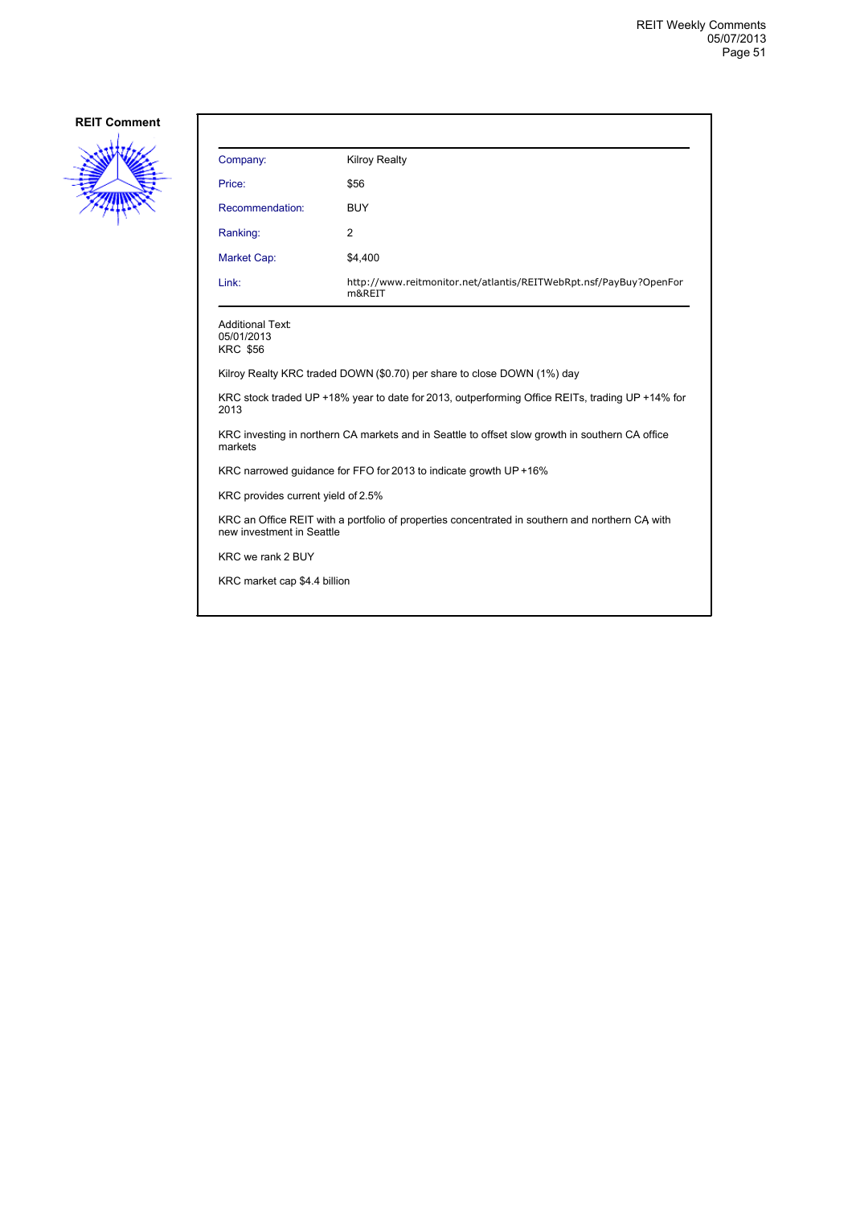**REIT Comment**

| Company: | Kilroy Realty |
| --- | --- |
| Price: | $56 |
| Recommendation: | BUY |
| Ranking: | 2 |
| Market Cap: | $4,400 |
| Link: | http://www.reitmonitor.net/atlantis/REITWebRpt.nsf/PayBuy?OpenForm&REIT |

Additional Text:
05/01/2013
KRC $56

Kilroy Realty KRC traded DOWN ($0.70) per share to close DOWN (1%) day

KRC stock traded UP +18% year to date for 2013, outperforming Office REITs, trading UP +14% for 2013

KRC investing in northern CA markets and in Seattle to offset slow growth in southern CA office markets

KRC narrowed guidance for FFO for 2013 to indicate growth UP +16%

KRC provides current yield of 2.5%

KRC an Office REIT with a portfolio of properties concentrated in southern and northern CA with new investment in Seattle

KRC we rank 2 BUY

KRC market cap $4.4 billion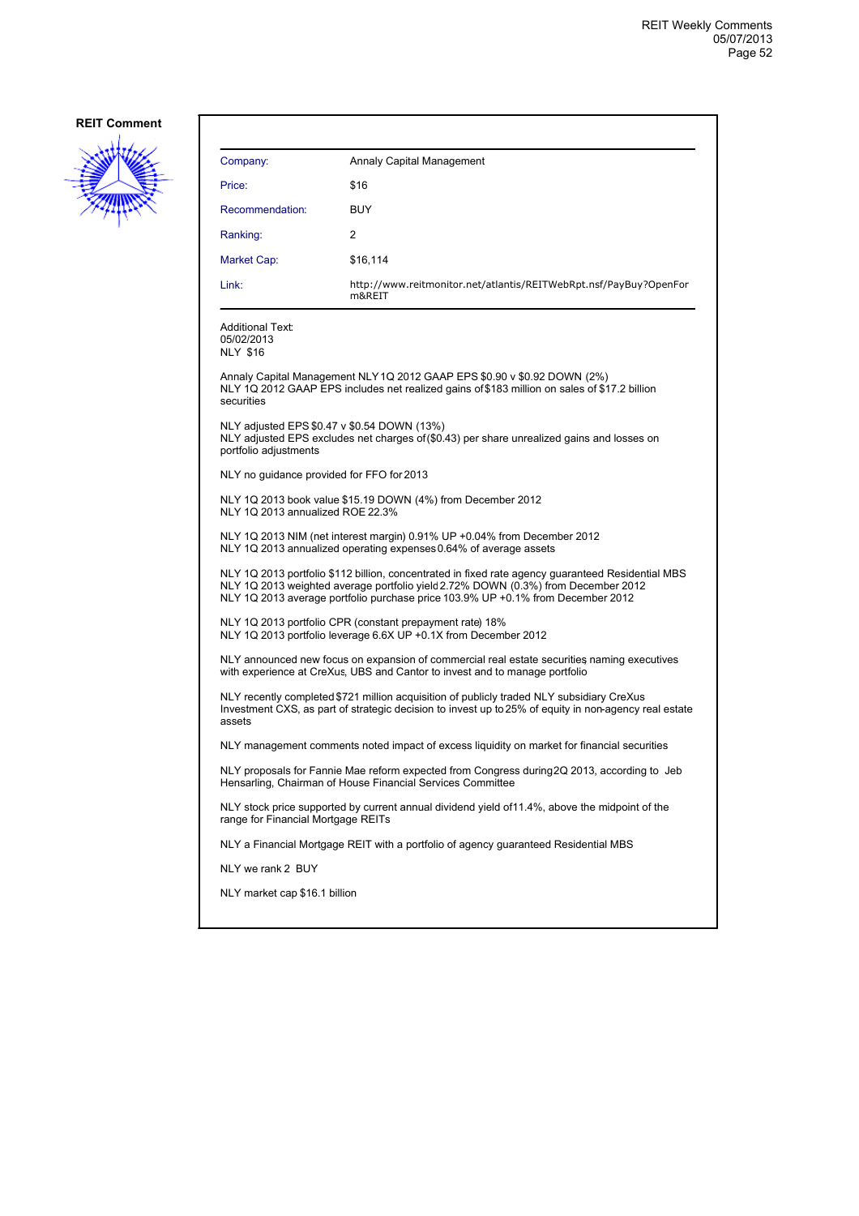**REIT Comment**

| Company: | Annaly Capital Management |
|---|---|
| Price: | $16 |
| Recommendation: | BUY |
| Ranking: | 2 |
| Market Cap: | $16,114 |
| Link: | http://www.reitmonitor.net/atlantis/REITWebRpt.nsf/PayBuy?OpenForm&REIT |

Additional Text:
05/02/2013
NLY $16

Annaly Capital Management NLY 1Q 2012 GAAP EPS $0.90 v $0.92 DOWN (2%)
NLY 1Q 2012 GAAP EPS includes net realized gains of $183 million on sales of $17.2 billion securities

NLY adjusted EPS $0.47 v $0.54 DOWN (13%)
NLY adjusted EPS excludes net charges of ($0.43) per share unrealized gains and losses on portfolio adjustments

NLY no guidance provided for FFO for 2013

NLY 1Q 2013 book value $15.19 DOWN (4%) from December 2012
NLY 1Q 2013 annualized ROE 22.3%

NLY 1Q 2013 NIM (net interest margin) 0.91% UP +0.04% from December 2012
NLY 1Q 2013 annualized operating expenses 0.64% of average assets

NLY 1Q 2013 portfolio $112 billion, concentrated in fixed rate agency guaranteed Residential MBS
NLY 1Q 2013 weighted average portfolio yield 2.72% DOWN (0.3%) from December 2012
NLY 1Q 2013 average portfolio purchase price 103.9% UP +0.1% from December 2012

NLY 1Q 2013 portfolio CPR (constant prepayment rate) 18%
NLY 1Q 2013 portfolio leverage 6.6X UP +0.1X from December 2012

NLY announced new focus on expansion of commercial real estate securities, naming executives with experience at CreXus, UBS and Cantor to invest and to manage portfolio

NLY recently completed $721 million acquisition of publicly traded NLY subsidiary CreXus Investment CXS, as part of strategic decision to invest up to 25% of equity in non-agency real estate assets

NLY management comments noted impact of excess liquidity on market for financial securities

NLY proposals for Fannie Mae reform expected from Congress during 2Q 2013, according to Jeb Hensarling, Chairman of House Financial Services Committee

NLY stock price supported by current annual dividend yield of 11.4%, above the midpoint of the range for Financial Mortgage REITs

NLY a Financial Mortgage REIT with a portfolio of agency guaranteed Residential MBS

NLY we rank 2 BUY

NLY market cap $16.1 billion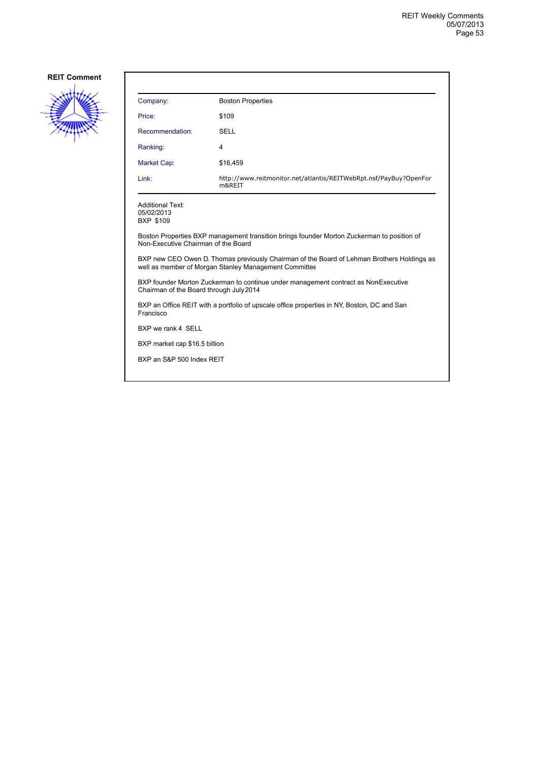**REIT Comment**

| Company: | Boston Properties |
|---|---|
| Price: | $109 |
| Recommendation: | SELL |
| Ranking: | 4 |
| Market Cap: | $16,459 |
| Link: | http://www.reitmonitor.net/atlantis/REITWebRpt.nsf/PayBuy?OpenForm&REIT |

Additional Text:
05/02/2013
BXP $109

Boston Properties BXP management transition brings founder Morton Zuckerman to position of Non-Executive Chairman of the Board

BXP new CEO Owen D. Thomas previously Chairman of the Board of Lehman Brothers Holdings as well as member of Morgan Stanley Management Committee

BXP founder Morton Zuckerman to continue under management contract as Non-Executive Chairman of the Board through July 2014

BXP an Office REIT with a portfolio of upscale office properties in NY, Boston, DC and San Francisco

BXP we rank 4 SELL

BXP market cap $16.5 billion

BXP an S&P 500 Index REIT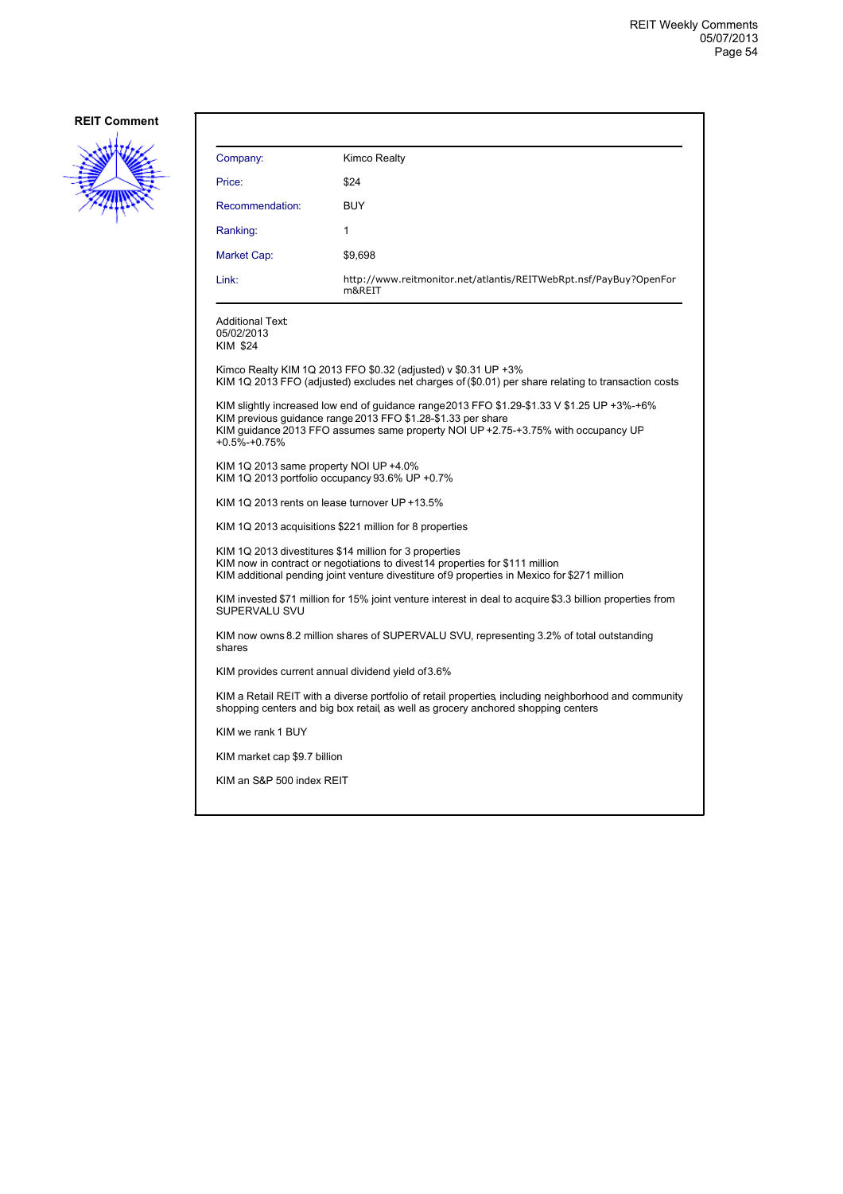**REIT Comment**

| Company: | Kimco Realty |
|---|---|
| Price: | $24 |
| Recommendation: | BUY |
| Ranking: | 1 |
| Market Cap: | $9,698 |
| Link: | http://www.reitmonitor.net/atlantis/REITWebRpt.nsf/PayBuy?OpenForm&REIT |

Additional Text:
05/02/2013
KIM $24

Kimco Realty KIM 1Q 2013 FFO $0.32 (adjusted) v $0.31 UP +3%
KIM 1Q 2013 FFO (adjusted) excludes net charges of ($0.01) per share relating to transaction costs

KIM slightly increased low end of guidance range 2013 FFO $1.29-$1.33 V $1.25 UP +3%-+6%
KIM previous guidance range 2013 FFO $1.28-$1.33 per share
KIM guidance 2013 FFO assumes same property NOI UP +2.75-+3.75% with occupancy UP +0.5%-+0.75%

KIM 1Q 2013 same property NOI UP +4.0%
KIM 1Q 2013 portfolio occupancy 93.6% UP +0.7%

KIM 1Q 2013 rents on lease turnover UP +13.5%

KIM 1Q 2013 acquisitions $221 million for 8 properties

KIM 1Q 2013 divestitures $14 million for 3 properties
KIM now in contract or negotiations to divest 14 properties for $111 million
KIM additional pending joint venture divestiture of 9 properties in Mexico for $271 million

KIM invested $71 million for 15% joint venture interest in deal to acquire $3.3 billion properties from SUPERVALU SVU

KIM now owns 8.2 million shares of SUPERVALU SVU, representing 3.2% of total outstanding shares

KIM provides current annual dividend yield of 3.6%

KIM a Retail REIT with a diverse portfolio of retail properties, including neighborhood and community shopping centers and big box retail, as well as grocery anchored shopping centers

KIM we rank 1 BUY

KIM market cap $9.7 billion

KIM an S&P 500 index REIT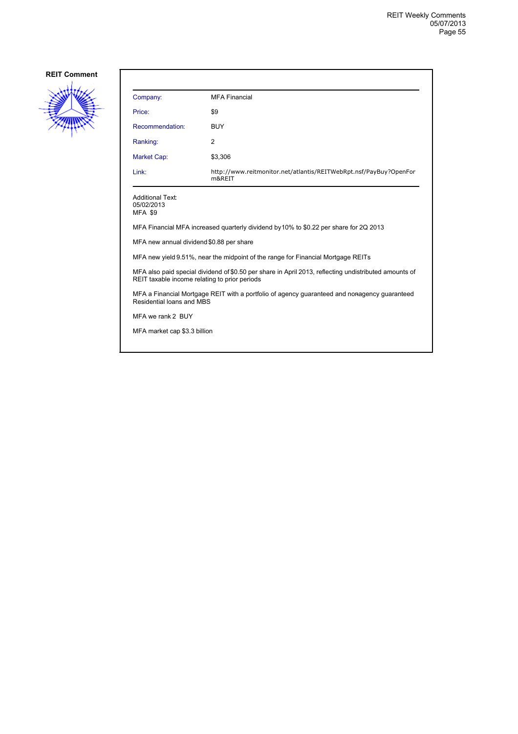**REIT Comment**

| | |
|---|---|
| Company: | MFA Financial |
| Price: | $9 |
| Recommendation: | BUY |
| Ranking: | 2 |
| Market Cap: | $3,306 |
| Link: | http://www.reitmonitor.net/atlantis/REITWebRpt.nsf/PayBuy?OpenForm&REIT |

Additional Text:
05/02/2013
MFA $9

MFA Financial MFA increased quarterly dividend by 10% to $0.22 per share for 2Q 2013

MFA new annual dividend $0.88 per share

MFA new yield 9.51%, near the midpoint of the range for Financial Mortgage REITs

MFA also paid special dividend of $0.50 per share in April 2013, reflecting undistributed amounts of REIT taxable income relating to prior periods

MFA a Financial Mortgage REIT with a portfolio of agency guaranteed and non-agency guaranteed Residential loans and MBS

MFA we rank 2 BUY

MFA market cap $3.3 billion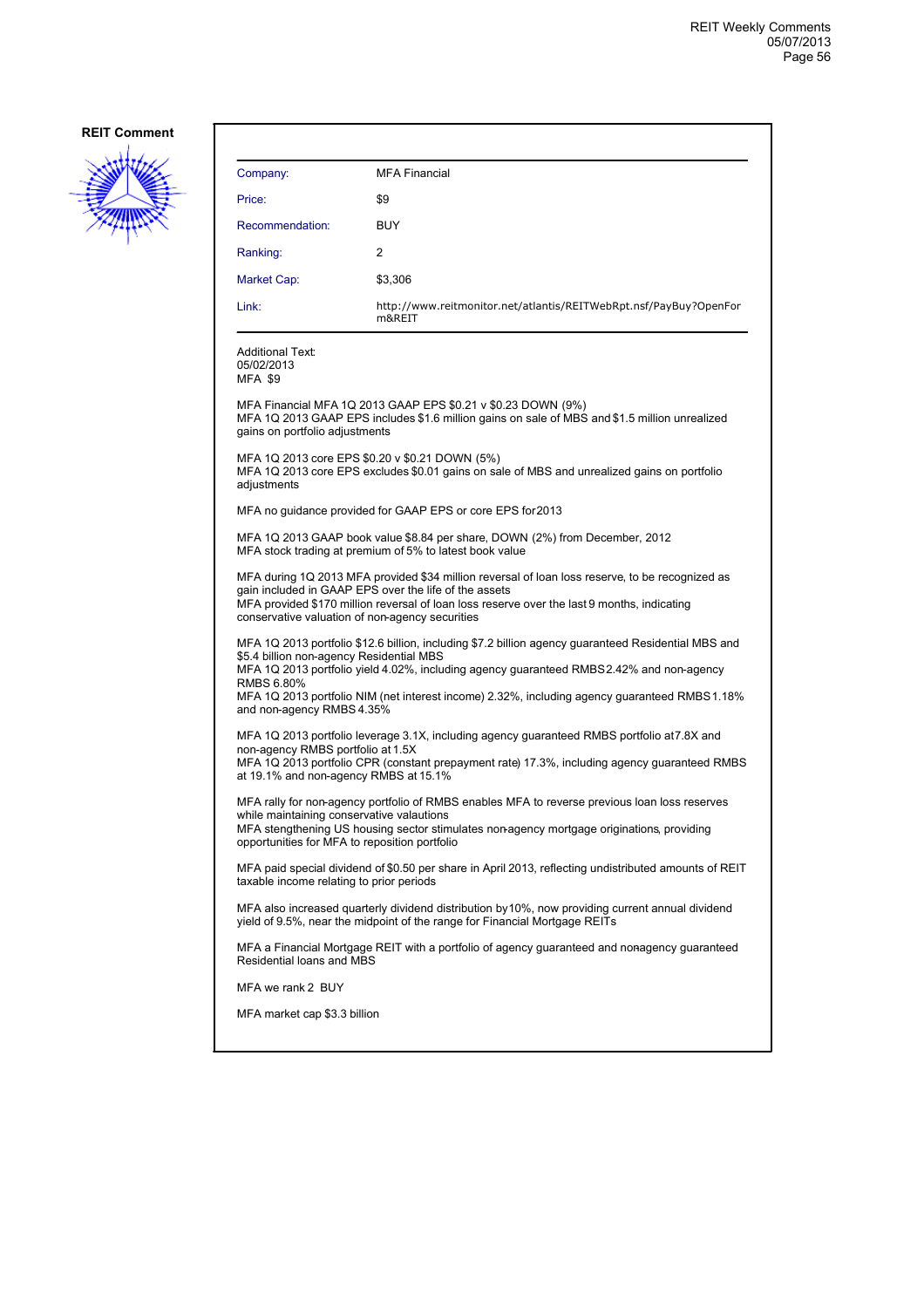**REIT Comment**

| | |
|---|---|
| Company: | MFA Financial |
| Price: | $9 |
| Recommendation: | BUY |
| Ranking: | 2 |
| Market Cap: | $3,306 |
| Link: | http://www.reitmonitor.net/atlantis/REITWebRpt.nsf/PayBuy?OpenForm&REIT |

Additional Text:
05/02/2013
MFA $9

MFA Financial MFA 1Q 2013 GAAP EPS $0.21 v $0.23 DOWN (9%)
MFA 1Q 2013 GAAP EPS includes $1.6 million gains on sale of MBS and $1.5 million unrealized gains on portfolio adjustments

MFA 1Q 2013 core EPS $0.20 v $0.21 DOWN (5%)
MFA 1Q 2013 core EPS excludes $0.01 gains on sale of MBS and unrealized gains on portfolio adjustments

MFA no guidance provided for GAAP EPS or core EPS for 2013

MFA 1Q 2013 GAAP book value $8.84 per share, DOWN (2%) from December, 2012
MFA stock trading at premium of 5% to latest book value

MFA during 1Q 2013 MFA provided $34 million reversal of loan loss reserve, to be recognized as gain included in GAAP EPS over the life of the assets
MFA provided $170 million reversal of loan loss reserve over the last 9 months, indicating conservative valuation of non-agency securities

MFA 1Q 2013 portfolio $12.6 billion, including $7.2 billion agency guaranteed Residential MBS and $5.4 billion non-agency Residential MBS
MFA 1Q 2013 portfolio yield 4.02%, including agency guaranteed RMBS 2.42% and non-agency RMBS 6.80%
MFA 1Q 2013 portfolio NIM (net interest income) 2.32%, including agency guaranteed RMBS 1.18% and non-agency RMBS 4.35%

MFA 1Q 2013 portfolio leverage 3.1X, including agency guaranteed RMBS portfolio at 7.8X and non-agency RMBS portfolio at 1.5X
MFA 1Q 2013 portfolio CPR (constant prepayment rate) 17.3%, including agency guaranteed RMBS at 19.1% and non-agency RMBS at 15.1%

MFA rally for non-agency portfolio of RMBS enables MFA to reverse previous loan loss reserves while maintaining conservative valautions
MFA stengthening US housing sector stimulates non-agency mortgage originations, providing opportunities for MFA to reposition portfolio

MFA paid special dividend of $0.50 per share in April 2013, reflecting undistributed amounts of REIT taxable income relating to prior periods

MFA also increased quarterly dividend distribution by 10%, now providing current annual dividend yield of 9.5%, near the midpoint of the range for Financial Mortgage REITs

MFA a Financial Mortgage REIT with a portfolio of agency guaranteed and non-agency guaranteed Residential loans and MBS

MFA we rank 2 BUY

MFA market cap $3.3 billion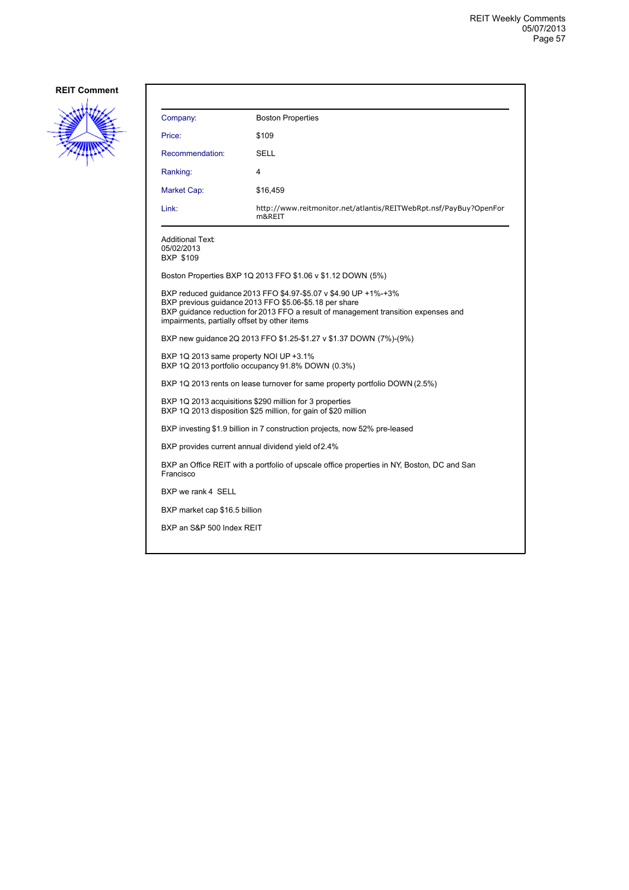**REIT Comment**

| | |
|---|---|
| Company: | Boston Properties |
| Price: | $109 |
| Recommendation: | SELL |
| Ranking: | 4 |
| Market Cap: | $16,459 |
| Link: | http://www.reitmonitor.net/atlantis/REITWebRpt.nsf/PayBuy?OpenForm&REIT |

Additional Text:
05/02/2013
BXP $109

Boston Properties BXP 1Q 2013 FFO $1.06 v $1.12 DOWN (5%)

BXP reduced guidance 2013 FFO $4.97-$5.07 v $4.90 UP +1%-+3%
BXP previous guidance 2013 FFO $5.06-$5.18 per share
BXP guidance reduction for 2013 FFO a result of management transition expenses and impairments, partially offset by other items

BXP new guidance 2Q 2013 FFO $1.25-$1.27 v $1.37 DOWN (7%)-(9%)

BXP 1Q 2013 same property NOI UP +3.1%
BXP 1Q 2013 portfolio occupancy 91.8% DOWN (0.3%)

BXP 1Q 2013 rents on lease turnover for same property portfolio DOWN (2.5%)

BXP 1Q 2013 acquisitions $290 million for 3 properties
BXP 1Q 2013 disposition $25 million, for gain of $20 million

BXP investing $1.9 billion in 7 construction projects, now 52% pre-leased

BXP provides current annual dividend yield of 2.4%

BXP an Office REIT with a portfolio of upscale office properties in NY, Boston, DC and San Francisco

BXP we rank 4 SELL

BXP market cap $16.5 billion

BXP an S&P 500 Index REIT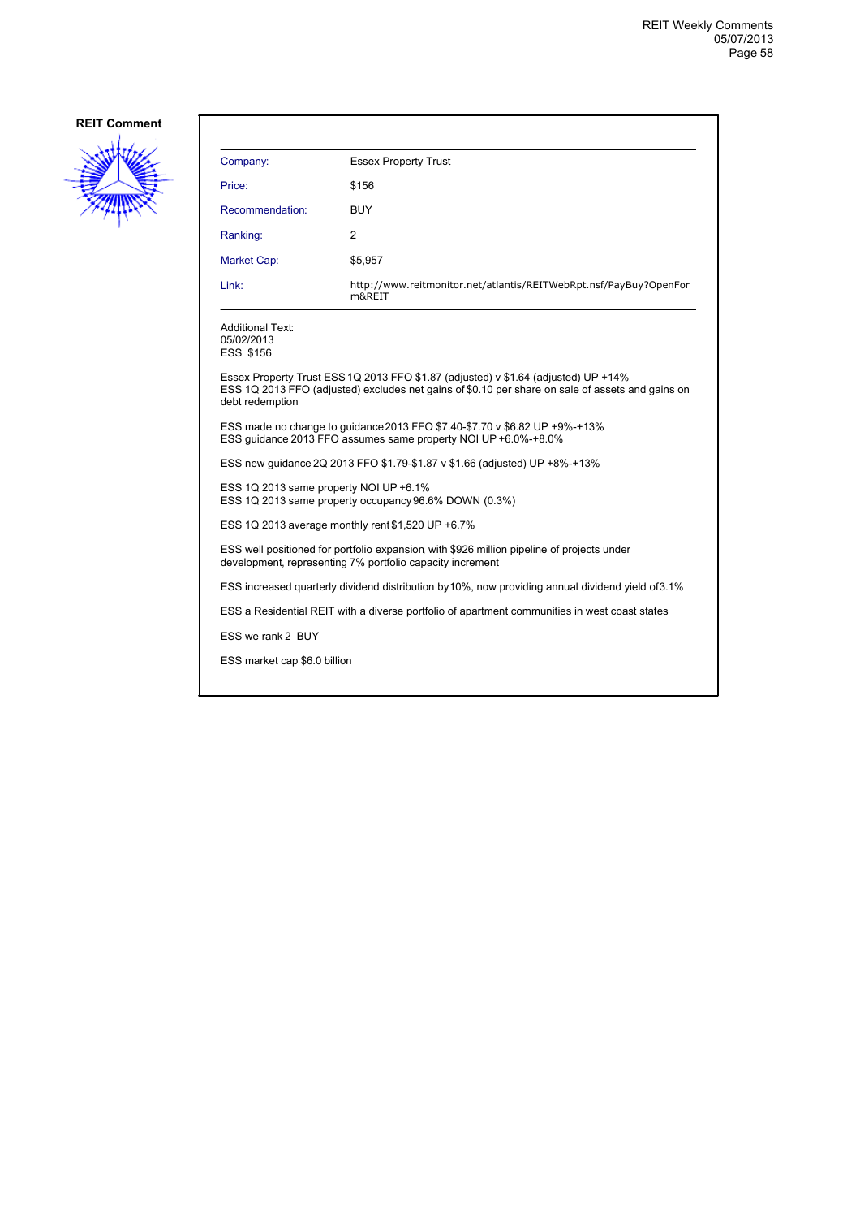**REIT Comment**

| Company: | Essex Property Trust |
| --- | --- |
| Price: | $156 |
| Recommendation: | BUY |
| Ranking: | 2 |
| Market Cap: | $5,957 |
| Link: | http://www.reitmonitor.net/atlantis/REITWebRpt.nsf/PayBuy?OpenForm&REIT |

Additional Text:
05/02/2013
ESS $156

Essex Property Trust ESS 1Q 2013 FFO $1.87 (adjusted) v $1.64 (adjusted) UP +14%
ESS 1Q 2013 FFO (adjusted) excludes net gains of $0.10 per share on sale of assets and gains on debt redemption

ESS made no change to guidance 2013 FFO $7.40-$7.70 v $6.82 UP +9%-+13%
ESS guidance 2013 FFO assumes same property NOI UP +6.0%-+8.0%

ESS new guidance 2Q 2013 FFO $1.79-$1.87 v $1.66 (adjusted) UP +8%-+13%

ESS 1Q 2013 same property NOI UP +6.1%
ESS 1Q 2013 same property occupancy 96.6% DOWN (0.3%)

ESS 1Q 2013 average monthly rent $1,520 UP +6.7%

ESS well positioned for portfolio expansion, with $926 million pipeline of projects under development, representing 7% portfolio capacity increment

ESS increased quarterly dividend distribution by 10%, now providing annual dividend yield of 3.1%

ESS a Residential REIT with a diverse portfolio of apartment communities in west coast states

ESS we rank 2 BUY

ESS market cap $6.0 billion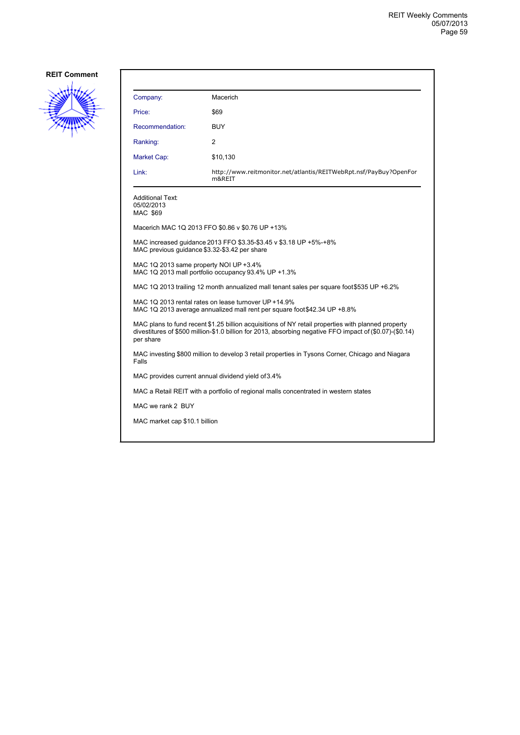**REIT Comment**

| | |
|---|---|
| Company: | Macerich |
| Price: | $69 |
| Recommendation: | BUY |
| Ranking: | 2 |
| Market Cap: | $10,130 |
| Link: | http://www.reitmonitor.net/atlantis/REITWebRpt.nsf/PayBuy?OpenForm&REIT |

Additional Text:
05/02/2013
MAC $69

Macerich MAC 1Q 2013 FFO $0.86 v $0.76 UP +13%

MAC increased guidance 2013 FFO $3.35-$3.45 v $3.18 UP +5%-+8%
MAC previous guidance $3.32-$3.42 per share

MAC 1Q 2013 same property NOI UP +3.4%
MAC 1Q 2013 mall portfolio occupancy 93.4% UP +1.3%

MAC 1Q 2013 trailing 12 month annualized mall tenant sales per square foot $535 UP +6.2%

MAC 1Q 2013 rental rates on lease turnover UP +14.9%
MAC 1Q 2013 average annualized mall rent per square foot $42.34 UP +8.8%

MAC plans to fund recent $1.25 billion acquisitions of NY retail properties with planned property divestitures of $500 million-$1.0 billion for 2013, absorbing negative FFO impact of ($0.07)-($0.14) per share

MAC investing $800 million to develop 3 retail properties in Tysons Corner, Chicago and Niagara Falls

MAC provides current annual dividend yield of 3.4%

MAC a Retail REIT with a portfolio of regional malls concentrated in western states

MAC we rank 2 BUY

MAC market cap $10.1 billion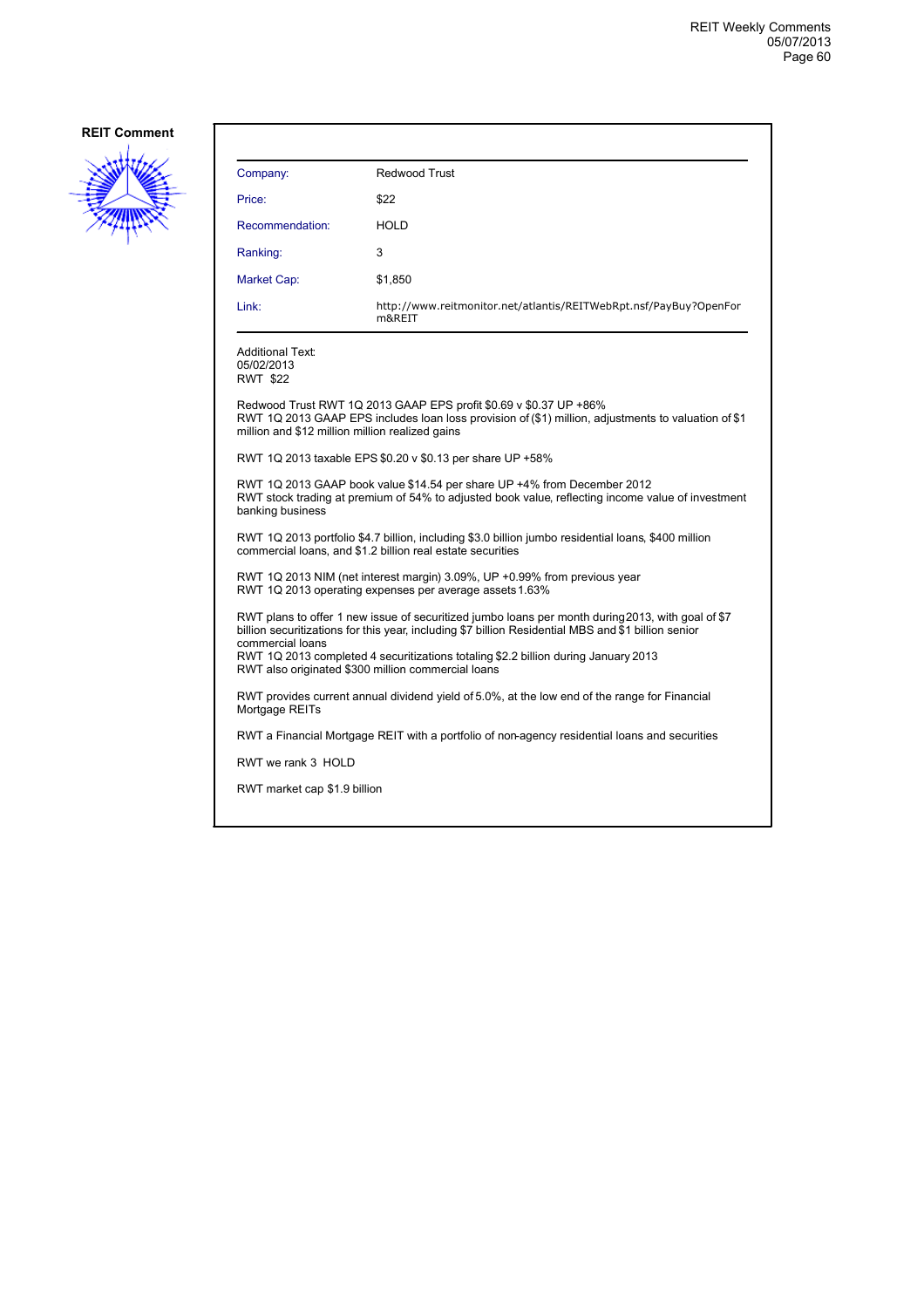**REIT Comment**

| | |
|---|---|
| Company: | Redwood Trust |
| Price: | $22 |
| Recommendation: | HOLD |
| Ranking: | 3 |
| Market Cap: | $1,850 |
| Link: | http://www.reitmonitor.net/atlantis/REITWebRpt.nsf/PayBuy?OpenForm&REIT |

Additional Text:
05/02/2013
RWT $22

Redwood Trust RWT 1Q 2013 GAAP EPS profit $0.69 v $0.37 UP +86%
RWT 1Q 2013 GAAP EPS includes loan loss provision of ($1) million, adjustments to valuation of $1 million and $12 million million realized gains

RWT 1Q 2013 taxable EPS $0.20 v $0.13 per share UP +58%

RWT 1Q 2013 GAAP book value $14.54 per share UP +4% from December 2012
RWT stock trading at premium of 54% to adjusted book value, reflecting income value of investment banking business

RWT 1Q 2013 portfolio $4.7 billion, including $3.0 billion jumbo residential loans, $400 million commercial loans, and $1.2 billion real estate securities

RWT 1Q 2013 NIM (net interest margin) 3.09%, UP +0.99% from previous year
RWT 1Q 2013 operating expenses per average assets 1.63%

RWT plans to offer 1 new issue of securitized jumbo loans per month during 2013, with goal of $7 billion securitizations for this year, including $7 billion Residential MBS and $1 billion senior commercial loans
RWT 1Q 2013 completed 4 securitizations totaling $2.2 billion during January 2013
RWT also originated $300 million commercial loans

RWT provides current annual dividend yield of 5.0%, at the low end of the range for Financial Mortgage REITs

RWT a Financial Mortgage REIT with a portfolio of non-agency residential loans and securities

RWT we rank 3 HOLD

RWT market cap $1.9 billion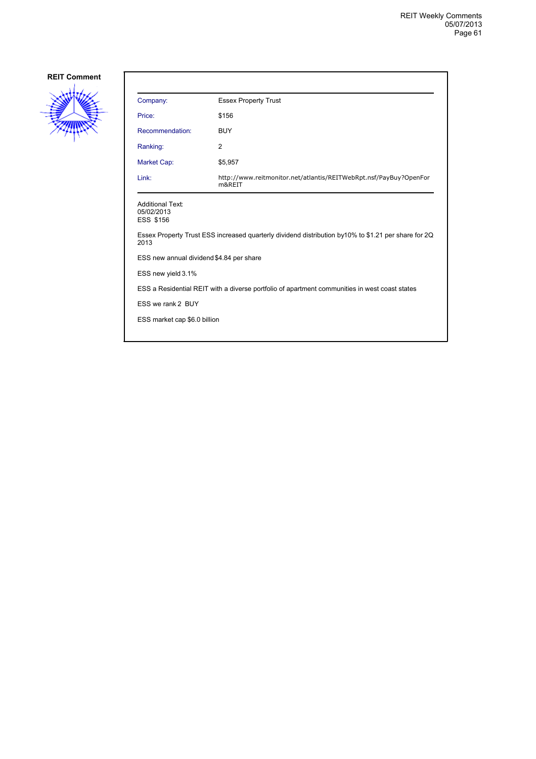**REIT Comment**

| Company: | Essex Property Trust |
|---|---|
| Price: | $156 |
| Recommendation: | BUY |
| Ranking: | 2 |
| Market Cap: | $5,957 |
| Link: | http://www.reitmonitor.net/atlantis/REITWebRpt.nsf/PayBuy?OpenForm&REIT |

Additional Text:
05/02/2013
ESS $156

Essex Property Trust ESS increased quarterly dividend distribution by10% to $1.21 per share for 2Q 2013

ESS new annual dividend $4.84 per share

ESS new yield 3.1%

ESS a Residential REIT with a diverse portfolio of apartment communities in west coast states

ESS we rank 2 BUY

ESS market cap $6.0 billion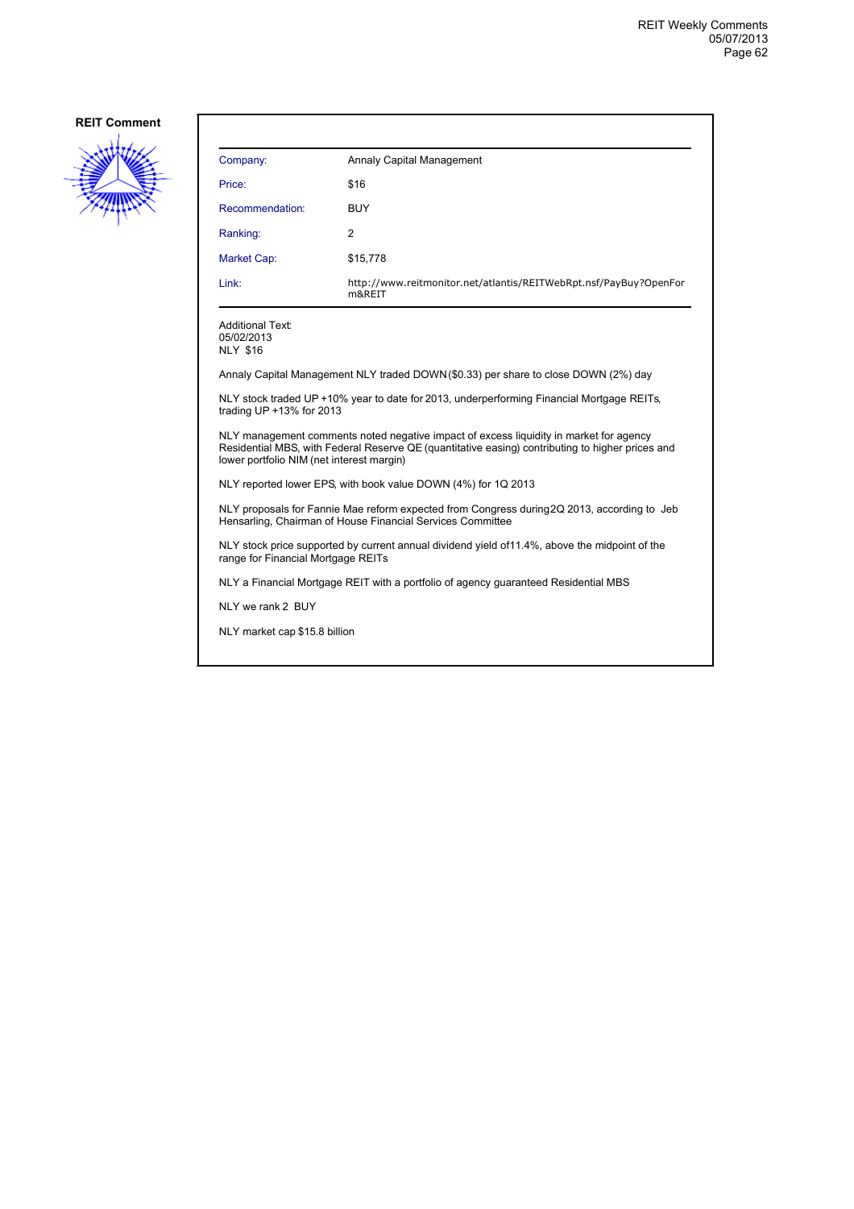**REIT Comment**

| Company: | Annaly Capital Management |
|---|---|
| Price: | $16 |
| Recommendation: | BUY |
| Ranking: | 2 |
| Market Cap: | $15,778 |
| Link: | http://www.reitmonitor.net/atlantis/REITWebRpt.nsf/PayBuy?OpenForm&REIT |

Additional Text:
05/02/2013
NLY $16

Annaly Capital Management NLY traded DOWN ($0.33) per share to close DOWN (2%) day

NLY stock traded UP +10% year to date for 2013, underperforming Financial Mortgage REITs, trading UP +13% for 2013

NLY management comments noted negative impact of excess liquidity in market for agency Residential MBS, with Federal Reserve QE (quantitative easing) contributing to higher prices and lower portfolio NIM (net interest margin)

NLY reported lower EPS, with book value DOWN (4%) for 1Q 2013

NLY proposals for Fannie Mae reform expected from Congress during 2Q 2013, according to Jeb Hensarling, Chairman of House Financial Services Committee

NLY stock price supported by current annual dividend yield of 11.4%, above the midpoint of the range for Financial Mortgage REITs

NLY a Financial Mortgage REIT with a portfolio of agency guaranteed Residential MBS

NLY we rank 2 BUY

NLY market cap $15.8 billion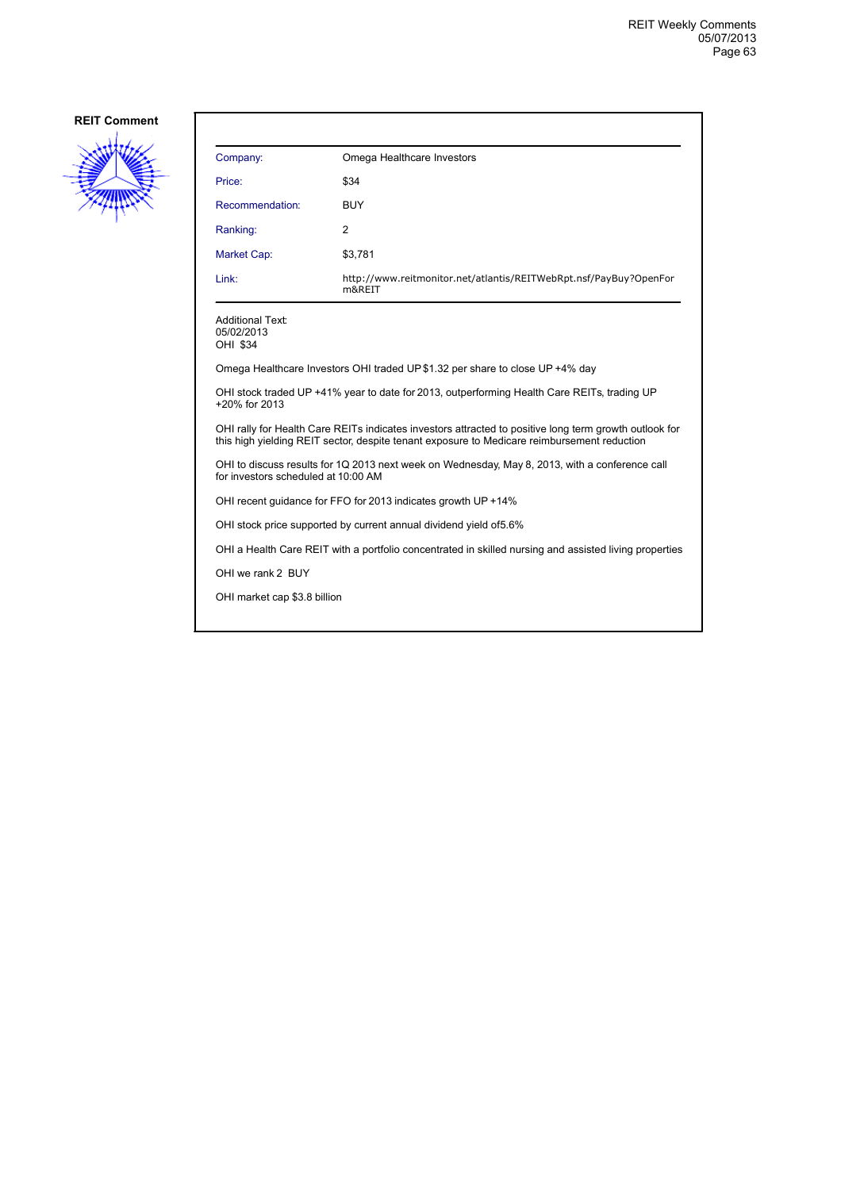**REIT Comment**

| Company: | Omega Healthcare Investors |
|---|---|
| Price: | $34 |
| Recommendation: | BUY |
| Ranking: | 2 |
| Market Cap: | $3,781 |
| Link: | http://www.reitmonitor.net/atlantis/REITWebRpt.nsf/PayBuy?OpenForm&REIT |

Additional Text:
05/02/2013
OHI $34

Omega Healthcare Investors OHI traded UP $1.32 per share to close UP +4% day

OHI stock traded UP +41% year to date for 2013, outperforming Health Care REITs, trading UP +20% for 2013

OHI rally for Health Care REITs indicates investors attracted to positive long term growth outlook for this high yielding REIT sector, despite tenant exposure to Medicare reimbursement reduction

OHI to discuss results for 1Q 2013 next week on Wednesday, May 8, 2013, with a conference call for investors scheduled at 10:00 AM

OHI recent guidance for FFO for 2013 indicates growth UP +14%

OHI stock price supported by current annual dividend yield of5.6%

OHI a Health Care REIT with a portfolio concentrated in skilled nursing and assisted living properties

OHI we rank 2 BUY

OHI market cap $3.8 billion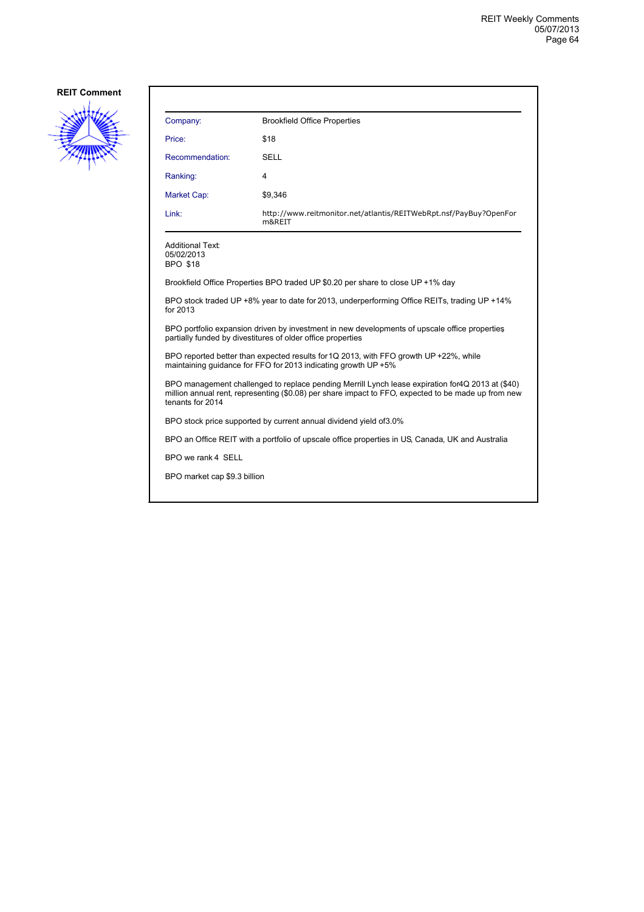**REIT Comment**

| Company: | Brookfield Office Properties |
| --- | --- |
| Price: | $18 |
| Recommendation: | SELL |
| Ranking: | 4 |
| Market Cap: | $9,346 |
| Link: | http://www.reitmonitor.net/atlantis/REITWebRpt.nsf/PayBuy?OpenForm&REIT |

Additional Text:
05/02/2013
BPO $18

Brookfield Office Properties BPO traded UP $0.20 per share to close UP +1% day

BPO stock traded UP +8% year to date for 2013, underperforming Office REITs, trading UP +14% for 2013

BPO portfolio expansion driven by investment in new developments of upscale office properties partially funded by divestitures of older office properties

BPO reported better than expected results for 1Q 2013, with FFO growth UP +22%, while maintaining guidance for FFO for 2013 indicating growth UP +5%

BPO management challenged to replace pending Merrill Lynch lease expiration for4Q 2013 at ($40) million annual rent, representing ($0.08) per share impact to FFO, expected to be made up from new tenants for 2014

BPO stock price supported by current annual dividend yield of3.0%

BPO an Office REIT with a portfolio of upscale office properties in US, Canada, UK and Australia

BPO we rank 4 SELL

BPO market cap $9.3 billion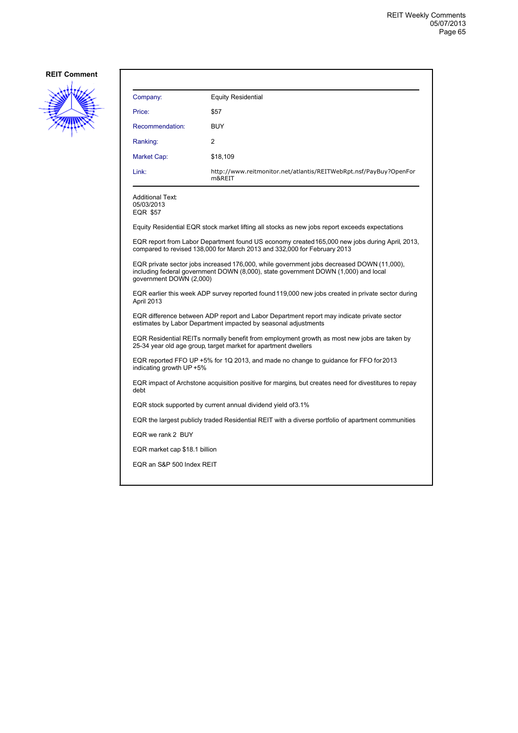**REIT Comment**

| Company: | Equity Residential |
|---|---|
| Price: | $57 |
| Recommendation: | BUY |
| Ranking: | 2 |
| Market Cap: | $18,109 |
| Link: | http://www.reitmonitor.net/atlantis/REITWebRpt.nsf/PayBuy?OpenForm&REIT |

Additional Text:
05/03/2013
EQR $57

Equity Residential EQR stock market lifting all stocks as new jobs report exceeds expectations

EQR report from Labor Department found US economy created 165,000 new jobs during April, 2013, compared to revised 138,000 for March 2013 and 332,000 for February 2013

EQR private sector jobs increased 176,000, while government jobs decreased DOWN (11,000), including federal government DOWN (8,000), state government DOWN (1,000) and local government DOWN (2,000)

EQR earlier this week ADP survey reported found 119,000 new jobs created in private sector during April 2013

EQR difference between ADP report and Labor Department report may indicate private sector estimates by Labor Department impacted by seasonal adjustments

EQR Residential REITs normally benefit from employment growth, as most new jobs are taken by 25-34 year old age group, target market for apartment dwellers

EQR reported FFO UP +5% for 1Q 2013, and made no change to guidance for FFO for 2013 indicating growth UP +5%

EQR impact of Archstone acquisition positive for margins, but creates need for divestitures to repay debt

EQR stock supported by current annual dividend yield of 3.1%

EQR the largest publicly traded Residential REIT with a diverse portfolio of apartment communities

EQR we rank 2 BUY

EQR market cap $18.1 billion

EQR an S&P 500 Index REIT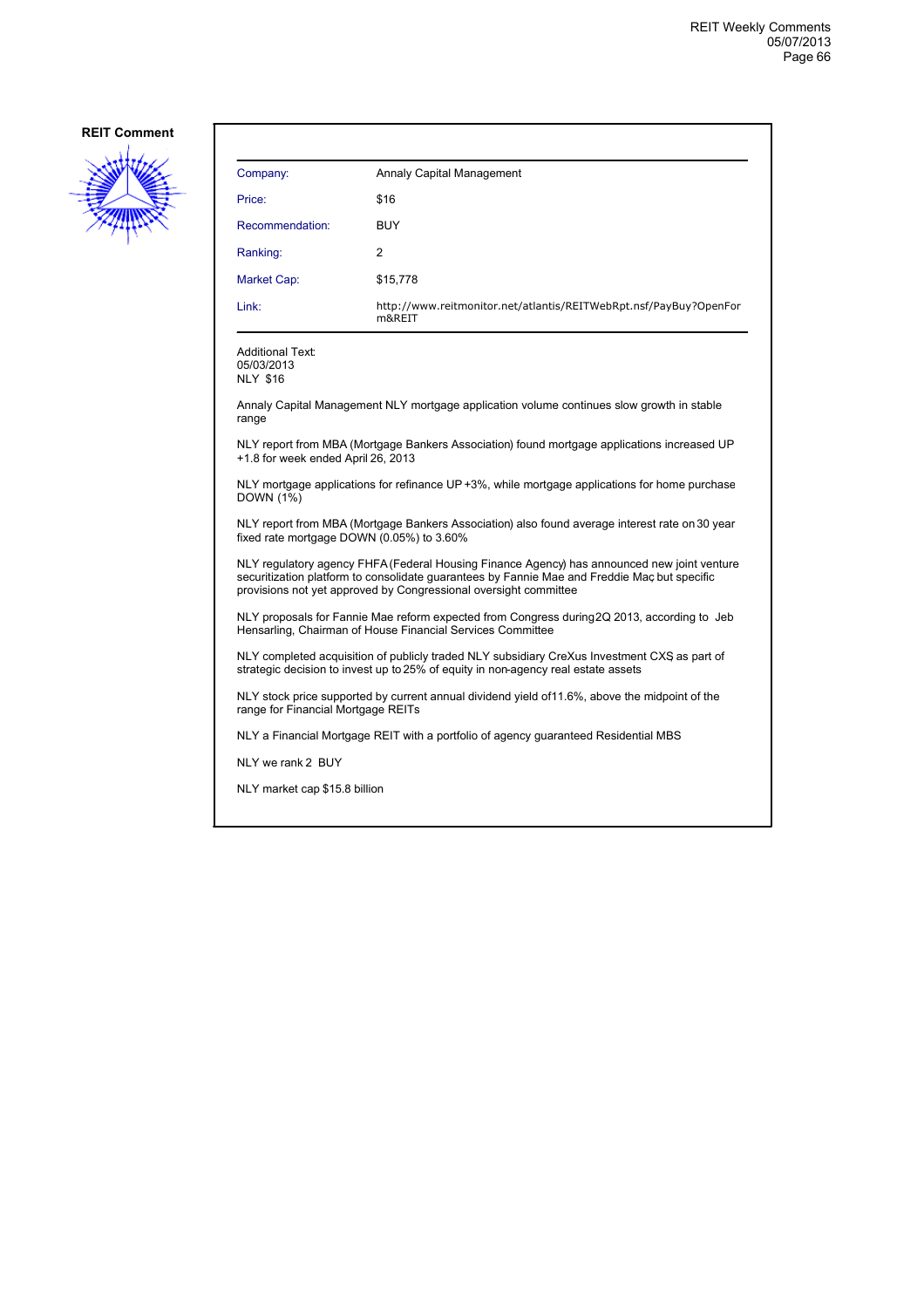**REIT Comment**

| Company: | Annaly Capital Management |
|---|---|
| Price: | $16 |
| Recommendation: | BUY |
| Ranking: | 2 |
| Market Cap: | $15,778 |
| Link: | http://www.reitmonitor.net/atlantis/REITWebRpt.nsf/PayBuy?OpenForm&REIT |

Additional Text:
05/03/2013
NLY $16

Annaly Capital Management NLY mortgage application volume continues slow growth in stable range

NLY report from MBA (Mortgage Bankers Association) found mortgage applications increased UP +1.8 for week ended April 26, 2013

NLY mortgage applications for refinance UP +3%, while mortgage applications for home purchase DOWN (1%)

NLY report from MBA (Mortgage Bankers Association) also found average interest rate on 30 year fixed rate mortgage DOWN (0.05%) to 3.60%

NLY regulatory agency FHFA (Federal Housing Finance Agency) has announced new joint venture securitization platform to consolidate guarantees by Fannie Mae and Freddie Mac, but specific provisions not yet approved by Congressional oversight committee

NLY proposals for Fannie Mae reform expected from Congress during 2Q 2013, according to Jeb Hensarling, Chairman of House Financial Services Committee

NLY completed acquisition of publicly traded NLY subsidiary CreXus Investment CXS, as part of strategic decision to invest up to 25% of equity in non-agency real estate assets

NLY stock price supported by current annual dividend yield of 11.6%, above the midpoint of the range for Financial Mortgage REITs

NLY a Financial Mortgage REIT with a portfolio of agency guaranteed Residential MBS

NLY we rank 2 BUY

NLY market cap $15.8 billion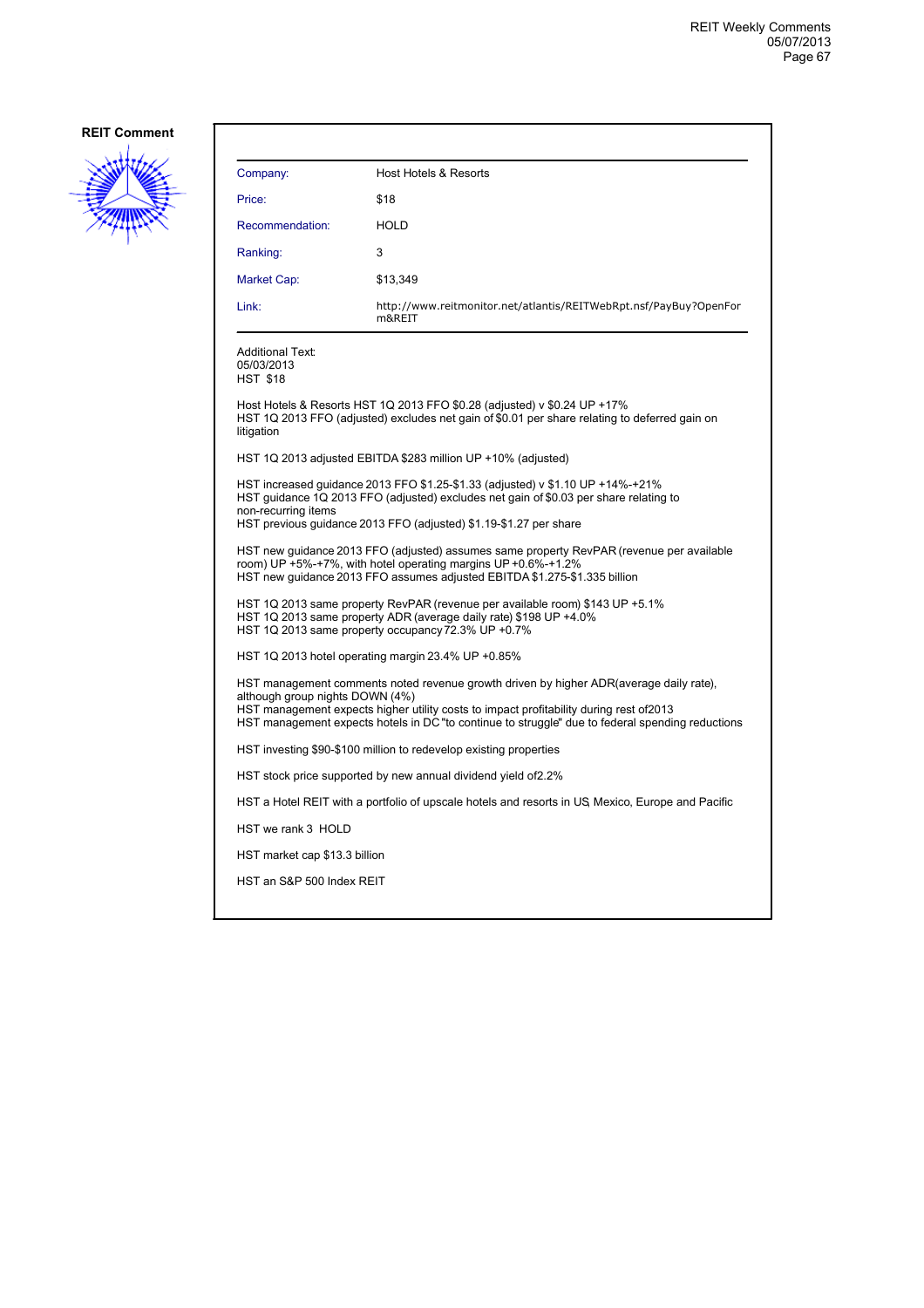**REIT Comment**

| Company: | Host Hotels & Resorts |
|---|---|
| Price: | $18 |
| Recommendation: | HOLD |
| Ranking: | 3 |
| Market Cap: | $13,349 |
| Link: | http://www.reitmonitor.net/atlantis/REITWebRpt.nsf/PayBuy?OpenForm&REIT |

Additional Text:
05/03/2013
HST $18

Host Hotels & Resorts HST 1Q 2013 FFO $0.28 (adjusted) v $0.24 UP +17%
HST 1Q 2013 FFO (adjusted) excludes net gain of $0.01 per share relating to deferred gain on litigation

HST 1Q 2013 adjusted EBITDA $283 million UP +10% (adjusted)

HST increased guidance 2013 FFO $1.25-$1.33 (adjusted) v $1.10 UP +14%-+21%
HST guidance 1Q 2013 FFO (adjusted) excludes net gain of $0.03 per share relating to non-recurring items
HST previous guidance 2013 FFO (adjusted) $1.19-$1.27 per share

HST new guidance 2013 FFO (adjusted) assumes same property RevPAR (revenue per available room) UP +5%-+7%, with hotel operating margins UP +0.6%-+1.2%
HST new guidance 2013 FFO assumes adjusted EBITDA $1.275-$1.335 billion

HST 1Q 2013 same property RevPAR (revenue per available room) $143 UP +5.1%
HST 1Q 2013 same property ADR (average daily rate) $198 UP +4.0%
HST 1Q 2013 same property occupancy 72.3% UP +0.7%

HST 1Q 2013 hotel operating margin 23.4% UP +0.85%

HST management comments noted revenue growth driven by higher ADR(average daily rate), although group nights DOWN (4%)
HST management expects higher utility costs to impact profitability during rest of2013
HST management expects hotels in DC "to continue to struggle" due to federal spending reductions

HST investing $90-$100 million to redevelop existing properties

HST stock price supported by new annual dividend yield of2.2%

HST a Hotel REIT with a portfolio of upscale hotels and resorts in US, Mexico, Europe and Pacific

HST we rank 3 HOLD

HST market cap $13.3 billion

HST an S&P 500 Index REIT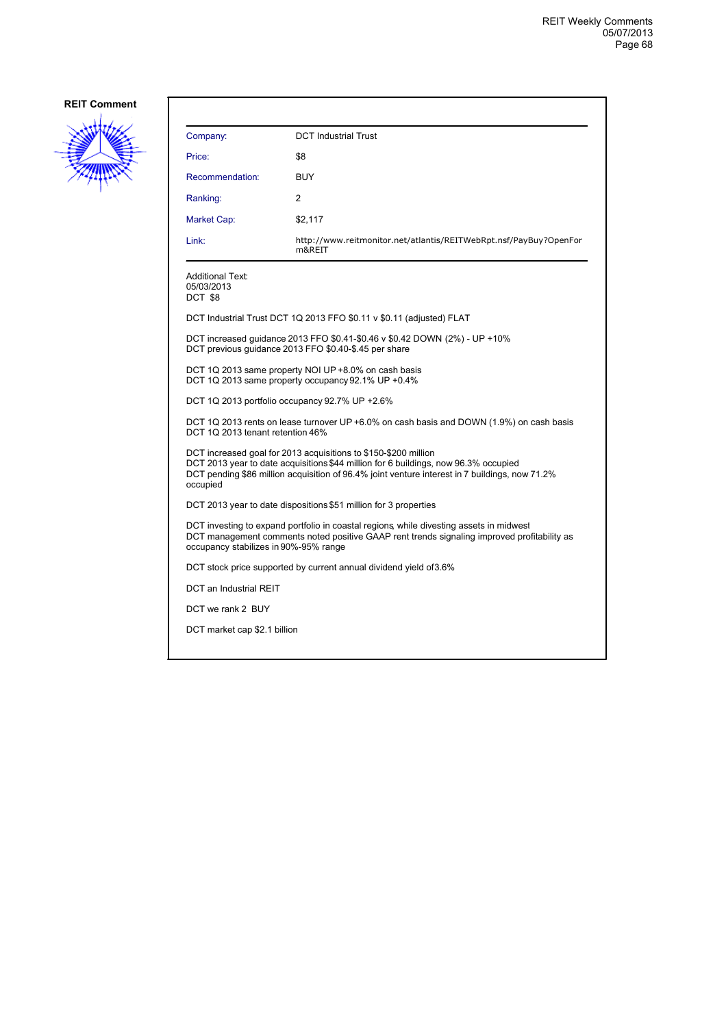**REIT Comment**

| Company: | DCT Industrial Trust |
|---|---|
| Price: | $8 |
| Recommendation: | BUY |
| Ranking: | 2 |
| Market Cap: | $2,117 |
| Link: | http://www.reitmonitor.net/atlantis/REITWebRpt.nsf/PayBuy?OpenForm&REIT |

Additional Text:
05/03/2013
DCT $8

DCT Industrial Trust DCT 1Q 2013 FFO $0.11 v $0.11 (adjusted) FLAT

DCT increased guidance 2013 FFO $0.41-$0.46 v $0.42 DOWN (2%) - UP +10%
DCT previous guidance 2013 FFO $0.40-$.45 per share

DCT 1Q 2013 same property NOI UP +8.0% on cash basis
DCT 1Q 2013 same property occupancy 92.1% UP +0.4%

DCT 1Q 2013 portfolio occupancy 92.7% UP +2.6%

DCT 1Q 2013 rents on lease turnover UP +6.0% on cash basis and DOWN (1.9%) on cash basis
DCT 1Q 2013 tenant retention 46%

DCT increased goal for 2013 acquisitions to $150-$200 million
DCT 2013 year to date acquisitions $44 million for 6 buildings, now 96.3% occupied
DCT pending $86 million acquisition of 96.4% joint venture interest in 7 buildings, now 71.2% occupied

DCT 2013 year to date dispositions $51 million for 3 properties

DCT investing to expand portfolio in coastal regions, while divesting assets in midwest
DCT management comments noted positive GAAP rent trends signaling improved profitability as occupancy stabilizes in 90%-95% range

DCT stock price supported by current annual dividend yield of3.6%

DCT an Industrial REIT

DCT we rank 2 BUY

DCT market cap $2.1 billion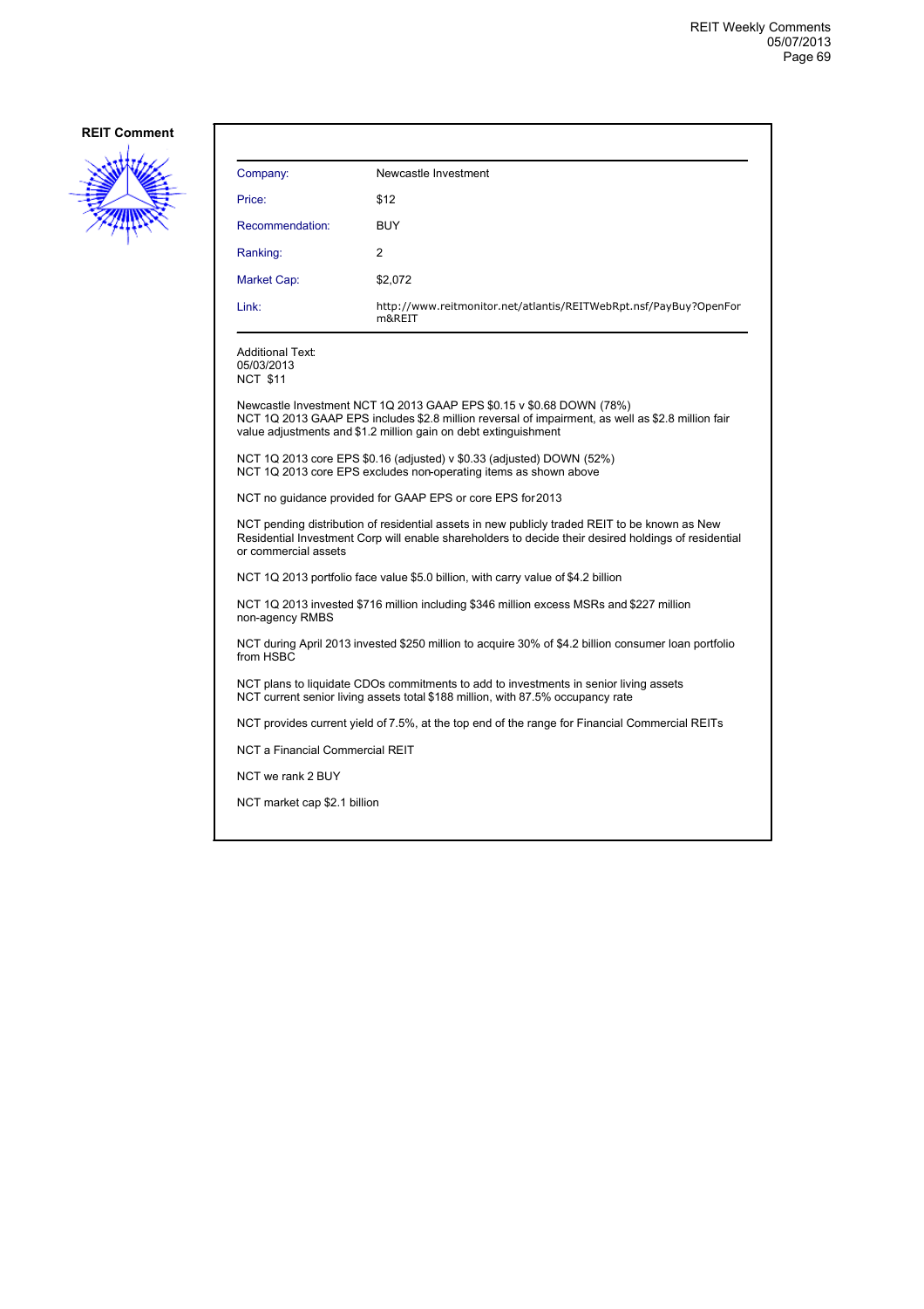**REIT Comment**

| Company: | Newcastle Investment |
|---|---|
| Price: | $12 |
| Recommendation: | BUY |
| Ranking: | 2 |
| Market Cap: | $2,072 |
| Link: | http://www.reitmonitor.net/atlantis/REITWebRpt.nsf/PayBuy?OpenForm&REIT |

Additional Text:
05/03/2013
NCT $11

Newcastle Investment NCT 1Q 2013 GAAP EPS $0.15 v $0.68 DOWN (78%)
NCT 1Q 2013 GAAP EPS includes $2.8 million reversal of impairment, as well as $2.8 million fair value adjustments and $1.2 million gain on debt extinguishment

NCT 1Q 2013 core EPS $0.16 (adjusted) v $0.33 (adjusted) DOWN (52%)
NCT 1Q 2013 core EPS excludes non-operating items as shown above

NCT no guidance provided for GAAP EPS or core EPS for 2013

NCT pending distribution of residential assets in new publicly traded REIT to be known as New Residential Investment Corp will enable shareholders to decide their desired holdings of residential or commercial assets

NCT 1Q 2013 portfolio face value $5.0 billion, with carry value of $4.2 billion

NCT 1Q 2013 invested $716 million including $346 million excess MSRs and $227 million non-agency RMBS

NCT during April 2013 invested $250 million to acquire 30% of $4.2 billion consumer loan portfolio from HSBC

NCT plans to liquidate CDOs commitments to add to investments in senior living assets
NCT current senior living assets total $188 million, with 87.5% occupancy rate

NCT provides current yield of 7.5%, at the top end of the range for Financial Commercial REITs

NCT a Financial Commercial REIT

NCT we rank 2 BUY

NCT market cap $2.1 billion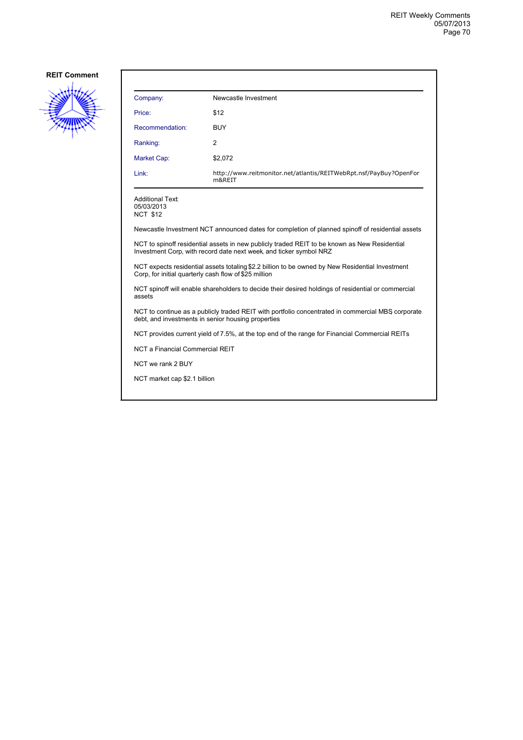**REIT Comment**

| Company: | Newcastle Investment |
|---|---|
| Price: | $12 |
| Recommendation: | BUY |
| Ranking: | 2 |
| Market Cap: | $2,072 |
| Link: | http://www.reitmonitor.net/atlantis/REITWebRpt.nsf/PayBuy?OpenForm&REIT |

Additional Text:
05/03/2013
NCT $12

Newcastle Investment NCT announced dates for completion of planned spinoff of residential assets

NCT to spinoff residential assets in new publicly traded REIT to be known as New Residential Investment Corp, with record date next week, and ticker symbol NRZ

NCT expects residential assets totaling $2.2 billion to be owned by New Residential Investment Corp, for initial quarterly cash flow of $25 million

NCT spinoff will enable shareholders to decide their desired holdings of residential or commercial assets

NCT to continue as a publicly traded REIT with portfolio concentrated in commercial MBS, corporate debt, and investments in senior housing properties

NCT provides current yield of 7.5%, at the top end of the range for Financial Commercial REITs

NCT a Financial Commercial REIT

NCT we rank 2 BUY

NCT market cap $2.1 billion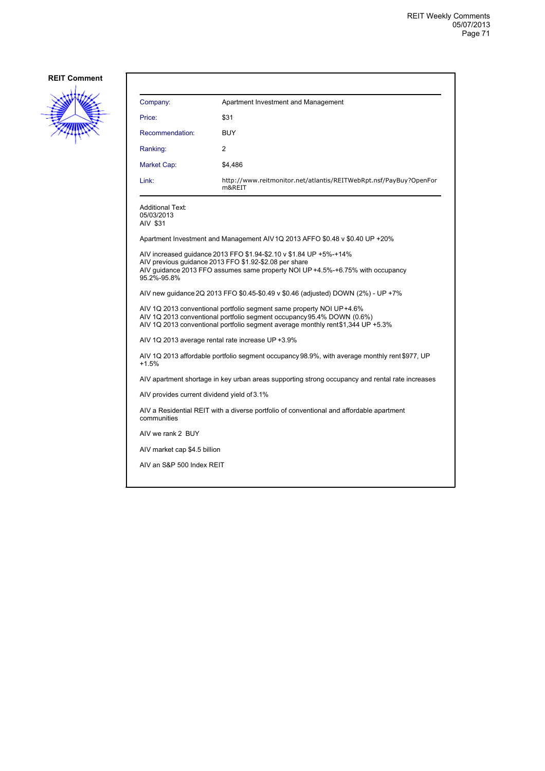**REIT Comment**

| | |
|---|---|
| Company: | Apartment Investment and Management |
| Price: | $31 |
| Recommendation: | BUY |
| Ranking: | 2 |
| Market Cap: | $4,486 |
| Link: | http://www.reitmonitor.net/atlantis/REITWebRpt.nsf/PayBuy?OpenForm&REIT |

Additional Text:
05/03/2013
AIV $31

Apartment Investment and Management AIV 1Q 2013 AFFO $0.48 v $0.40 UP +20%

AIV increased guidance 2013 FFO $1.94-$2.10 v $1.84 UP +5%-+14%
AIV previous guidance 2013 FFO $1.92-$2.08 per share
AIV guidance 2013 FFO assumes same property NOI UP +4.5%-+6.75% with occupancy 95.2%-95.8%

AIV new guidance 2Q 2013 FFO $0.45-$0.49 v $0.46 (adjusted) DOWN (2%) - UP +7%

AIV 1Q 2013 conventional portfolio segment same property NOI UP +4.6%
AIV 1Q 2013 conventional portfolio segment occupancy 95.4% DOWN (0.6%)
AIV 1Q 2013 conventional portfolio segment average monthly rent $1,344 UP +5.3%

AIV 1Q 2013 average rental rate increase UP +3.9%

AIV 1Q 2013 affordable portfolio segment occupancy 98.9%, with average monthly rent $977, UP +1.5%

AIV apartment shortage in key urban areas supporting strong occupancy and rental rate increases

AIV provides current dividend yield of 3.1%

AIV a Residential REIT with a diverse portfolio of conventional and affordable apartment communities

AIV we rank 2 BUY

AIV market cap $4.5 billion

AIV an S&P 500 Index REIT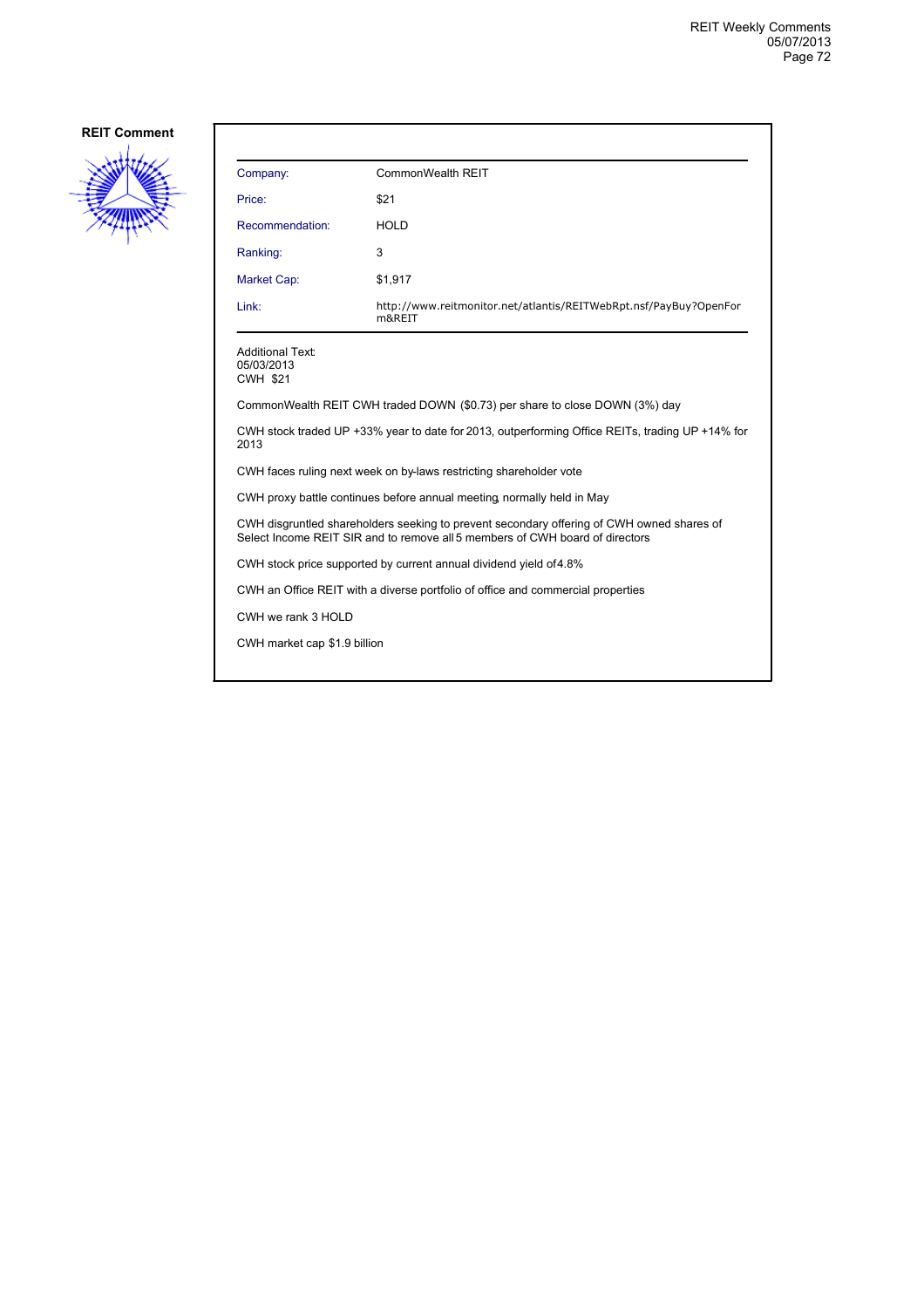**REIT Comment**

| Company: | CommonWealth REIT |
|---|---|
| Price: | $21 |
| Recommendation: | HOLD |
| Ranking: | 3 |
| Market Cap: | $1,917 |
| Link: | http://www.reitmonitor.net/atlantis/REITWebRpt.nsf/PayBuy?OpenForm&REIT |

Additional Text:
05/03/2013
CWH $21

CommonWealth REIT CWH traded DOWN ($0.73) per share to close DOWN (3%) day

CWH stock traded UP +33% year to date for 2013, outperforming Office REITs, trading UP +14% for 2013

CWH faces ruling next week on by-laws restricting shareholder vote

CWH proxy battle continues before annual meeting, normally held in May

CWH disgruntled shareholders seeking to prevent secondary offering of CWH owned shares of Select Income REIT SIR and to remove all 5 members of CWH board of directors

CWH stock price supported by current annual dividend yield of 4.8%

CWH an Office REIT with a diverse portfolio of office and commercial properties

CWH we rank 3 HOLD

CWH market cap $1.9 billion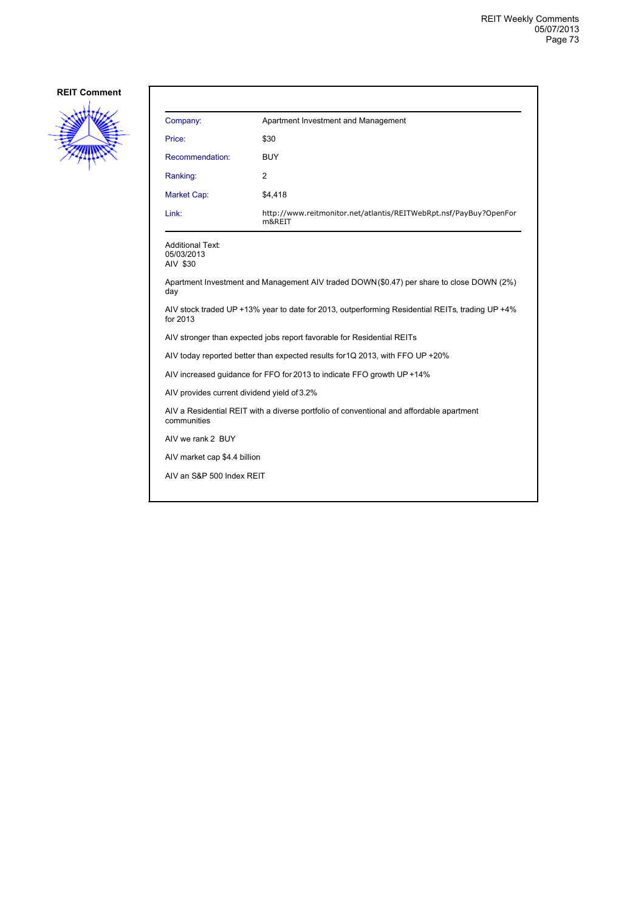**REIT Comment**

| Company: | Apartment Investment and Management |
|---|---|
| Price: | $30 |
| Recommendation: | BUY |
| Ranking: | 2 |
| Market Cap: | $4,418 |
| Link: | http://www.reitmonitor.net/atlantis/REITWebRpt.nsf/PayBuy?OpenForm&REIT |

Additional Text:
05/03/2013
AIV $30

Apartment Investment and Management AIV traded DOWN ($0.47) per share to close DOWN (2%) day

AIV stock traded UP +13% year to date for 2013, outperforming Residential REITs, trading UP +4% for 2013

AIV stronger than expected jobs report favorable for Residential REITs

AIV today reported better than expected results for 1Q 2013, with FFO UP +20%

AIV increased guidance for FFO for 2013 to indicate FFO growth UP +14%

AIV provides current dividend yield of 3.2%

AIV a Residential REIT with a diverse portfolio of conventional and affordable apartment communities

AIV we rank 2 BUY

AIV market cap $4.4 billion

AIV an S&P 500 Index REIT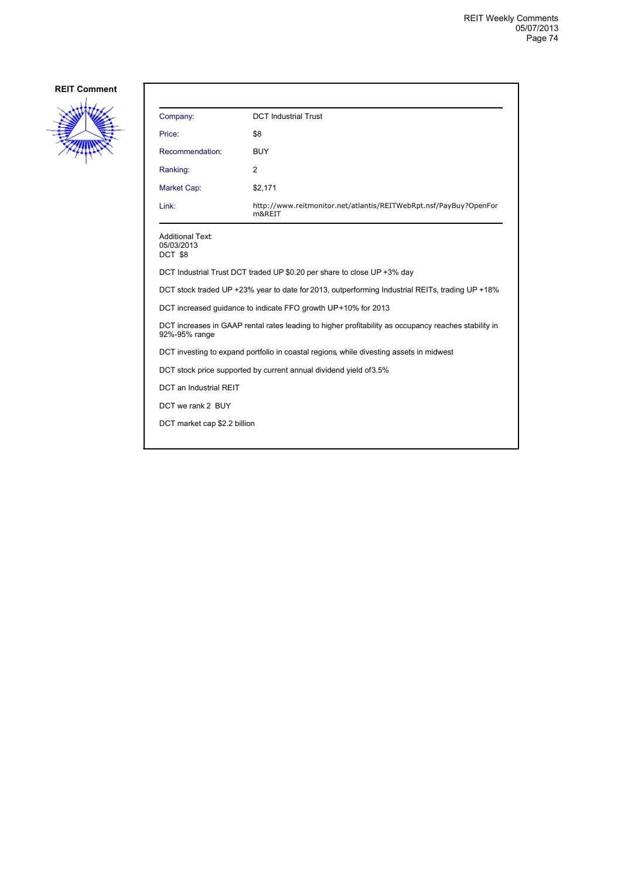**REIT Comment**

| Company: | DCT Industrial Trust |
|---|---|
| Price: | $8 |
| Recommendation: | BUY |
| Ranking: | 2 |
| Market Cap: | $2,171 |
| Link: | http://www.reitmonitor.net/atlantis/REITWebRpt.nsf/PayBuy?OpenForm&REIT |

Additional Text:
05/03/2013
DCT $8

DCT Industrial Trust DCT traded UP $0.20 per share to close UP +3% day

DCT stock traded UP +23% year to date for 2013, outperforming Industrial REITs, trading UP +18%

DCT increased guidance to indicate FFO growth UP+10% for 2013

DCT increases in GAAP rental rates leading to higher profitability as occupancy reaches stability in 92%-95% range

DCT investing to expand portfolio in coastal regions, while divesting assets in midwest

DCT stock price supported by current annual dividend yield of3.5%

DCT an Industrial REIT

DCT we rank 2 BUY

DCT market cap $2.2 billion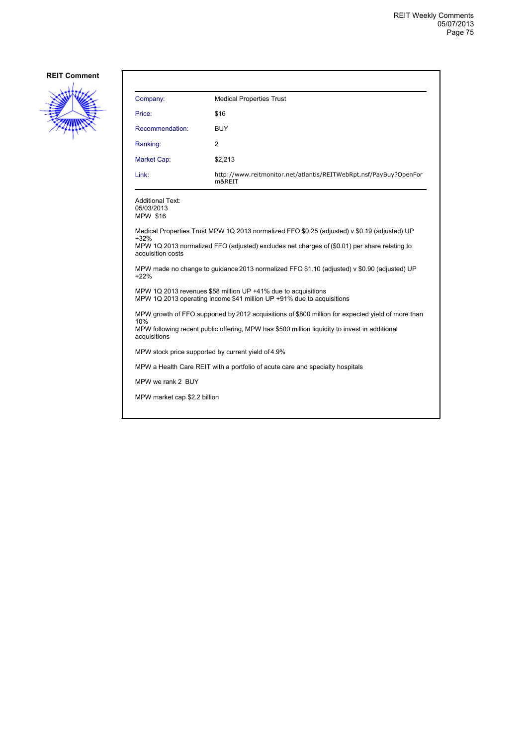**REIT Comment**

| Company: | Medical Properties Trust |
| --- | --- |
| Price: | $16 |
| Recommendation: | BUY |
| Ranking: | 2 |
| Market Cap: | $2,213 |
| Link: | http://www.reitmonitor.net/atlantis/REITWebRpt.nsf/PayBuy?OpenForm&REIT |

Additional Text:
05/03/2013
MPW $16

Medical Properties Trust MPW 1Q 2013 normalized FFO $0.25 (adjusted) v $0.19 (adjusted) UP +32%
MPW 1Q 2013 normalized FFO (adjusted) excludes net charges of ($0.01) per share relating to acquisition costs

MPW made no change to guidance 2013 normalized FFO $1.10 (adjusted) v $0.90 (adjusted) UP +22%

MPW 1Q 2013 revenues $58 million UP +41% due to acquisitions
MPW 1Q 2013 operating income $41 million UP +91% due to acquisitions

MPW growth of FFO supported by 2012 acquisitions of $800 million for expected yield of more than 10%
MPW following recent public offering, MPW has $500 million liquidity to invest in additional acquisitions

MPW stock price supported by current yield of 4.9%

MPW a Health Care REIT with a portfolio of acute care and specialty hospitals

MPW we rank 2 BUY

MPW market cap $2.2 billion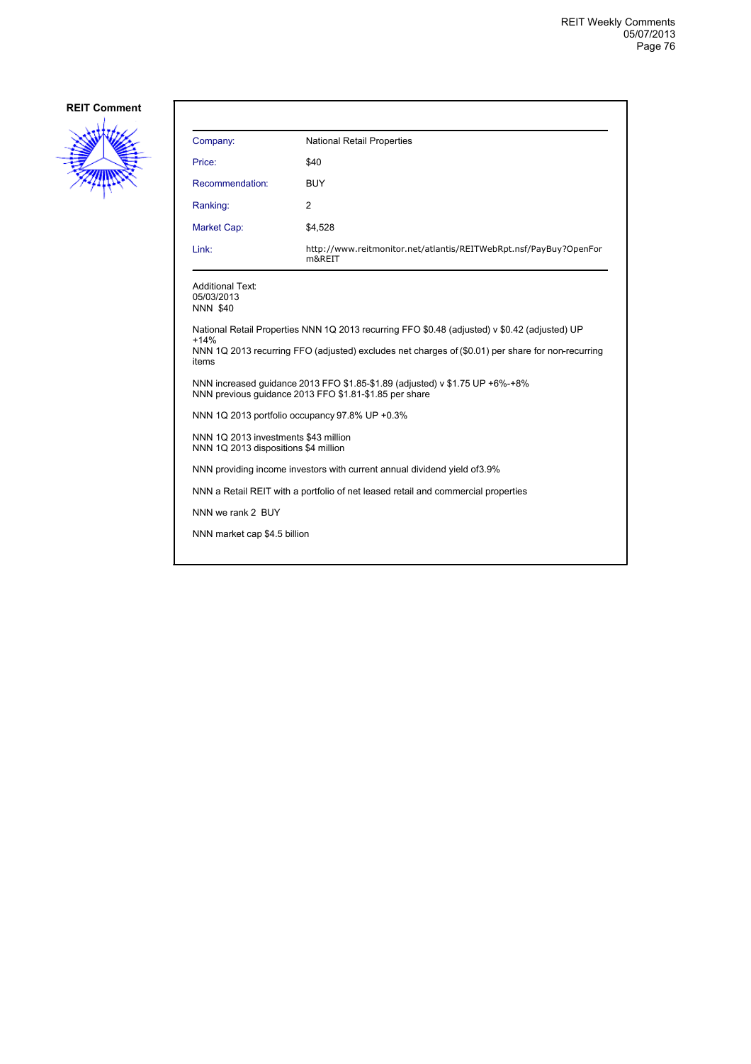**REIT Comment**

| Company: | National Retail Properties |
|---|---|
| Price: | $40 |
| Recommendation: | BUY |
| Ranking: | 2 |
| Market Cap: | $4,528 |
| Link: | http://www.reitmonitor.net/atlantis/REITWebRpt.nsf/PayBuy?OpenForm&REIT |

Additional Text:
05/03/2013
NNN $40

National Retail Properties NNN 1Q 2013 recurring FFO $0.48 (adjusted) v $0.42 (adjusted) UP +14%
NNN 1Q 2013 recurring FFO (adjusted) excludes net charges of ($0.01) per share for non-recurring items

NNN increased guidance 2013 FFO $1.85-$1.89 (adjusted) v $1.75 UP +6%-+8%
NNN previous guidance 2013 FFO $1.81-$1.85 per share

NNN 1Q 2013 portfolio occupancy 97.8% UP +0.3%

NNN 1Q 2013 investments $43 million
NNN 1Q 2013 dispositions $4 million

NNN providing income investors with current annual dividend yield of3.9%

NNN a Retail REIT with a portfolio of net leased retail and commercial properties

NNN we rank 2 BUY

NNN market cap $4.5 billion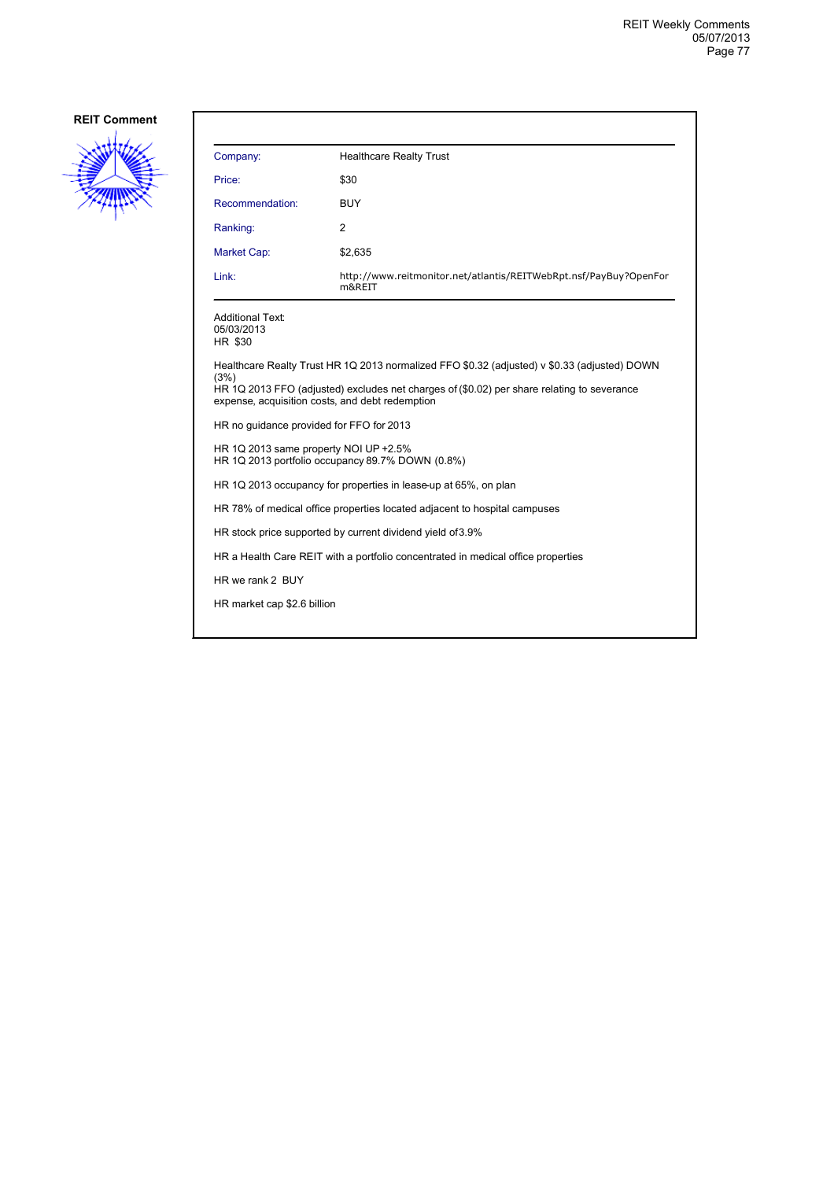**REIT Comment**

| Company: | Healthcare Realty Trust |
|---|---|
| Price: | $30 |
| Recommendation: | BUY |
| Ranking: | 2 |
| Market Cap: | $2,635 |
| Link: | http://www.reitmonitor.net/atlantis/REITWebRpt.nsf/PayBuy?OpenForm&REIT |

Additional Text:
05/03/2013
HR $30

Healthcare Realty Trust HR 1Q 2013 normalized FFO $0.32 (adjusted) v $0.33 (adjusted) DOWN (3%)
HR 1Q 2013 FFO (adjusted) excludes net charges of ($0.02) per share relating to severance expense, acquisition costs, and debt redemption

HR no guidance provided for FFO for 2013

HR 1Q 2013 same property NOI UP +2.5%
HR 1Q 2013 portfolio occupancy 89.7% DOWN (0.8%)

HR 1Q 2013 occupancy for properties in lease-up at 65%, on plan

HR 78% of medical office properties located adjacent to hospital campuses

HR stock price supported by current dividend yield of 3.9%

HR a Health Care REIT with a portfolio concentrated in medical office properties

HR we rank 2 BUY

HR market cap $2.6 billion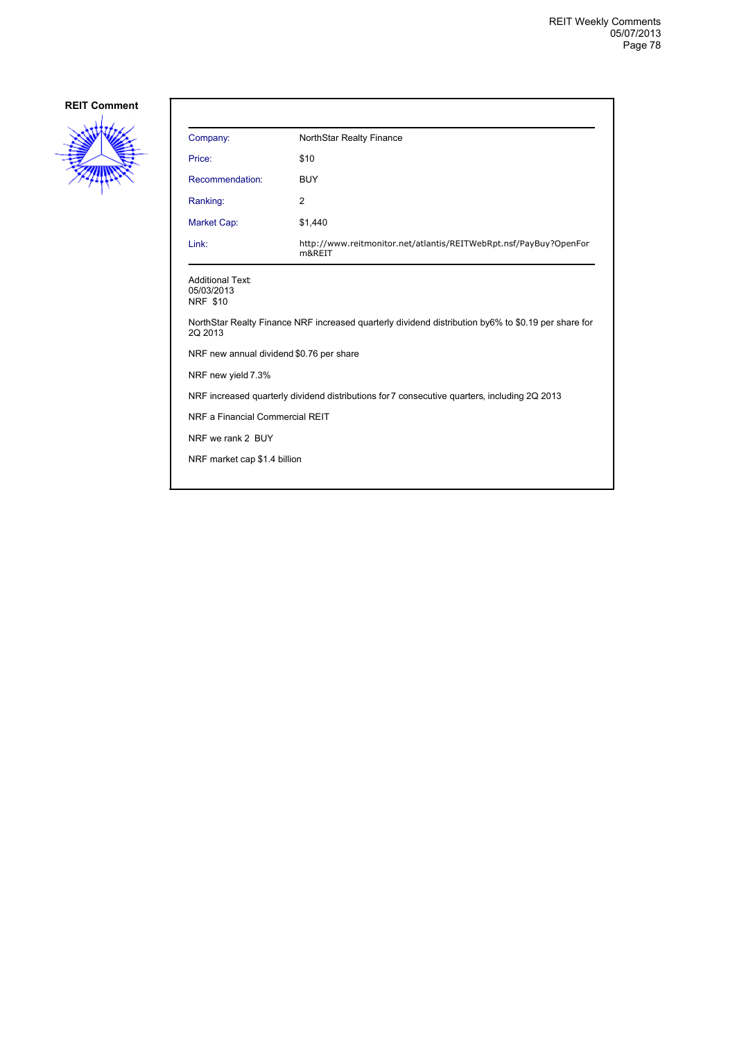## REIT Comment

| | |
|---|---|
| Company: | NorthStar Realty Finance |
| Price: | $10 |
| Recommendation: | BUY |
| Ranking: | 2 |
| Market Cap: | $1,440 |
| Link: | http://www.reitmonitor.net/atlantis/REITWebRpt.nsf/PayBuy?OpenForm&REIT |

Additional Text:
05/03/2013
NRF $10

NorthStar Realty Finance NRF increased quarterly dividend distribution by6% to $0.19 per share for 2Q 2013

NRF new annual dividend $0.76 per share

NRF new yield 7.3%

NRF increased quarterly dividend distributions for 7 consecutive quarters, including 2Q 2013

NRF a Financial Commercial REIT

NRF we rank 2 BUY

NRF market cap $1.4 billion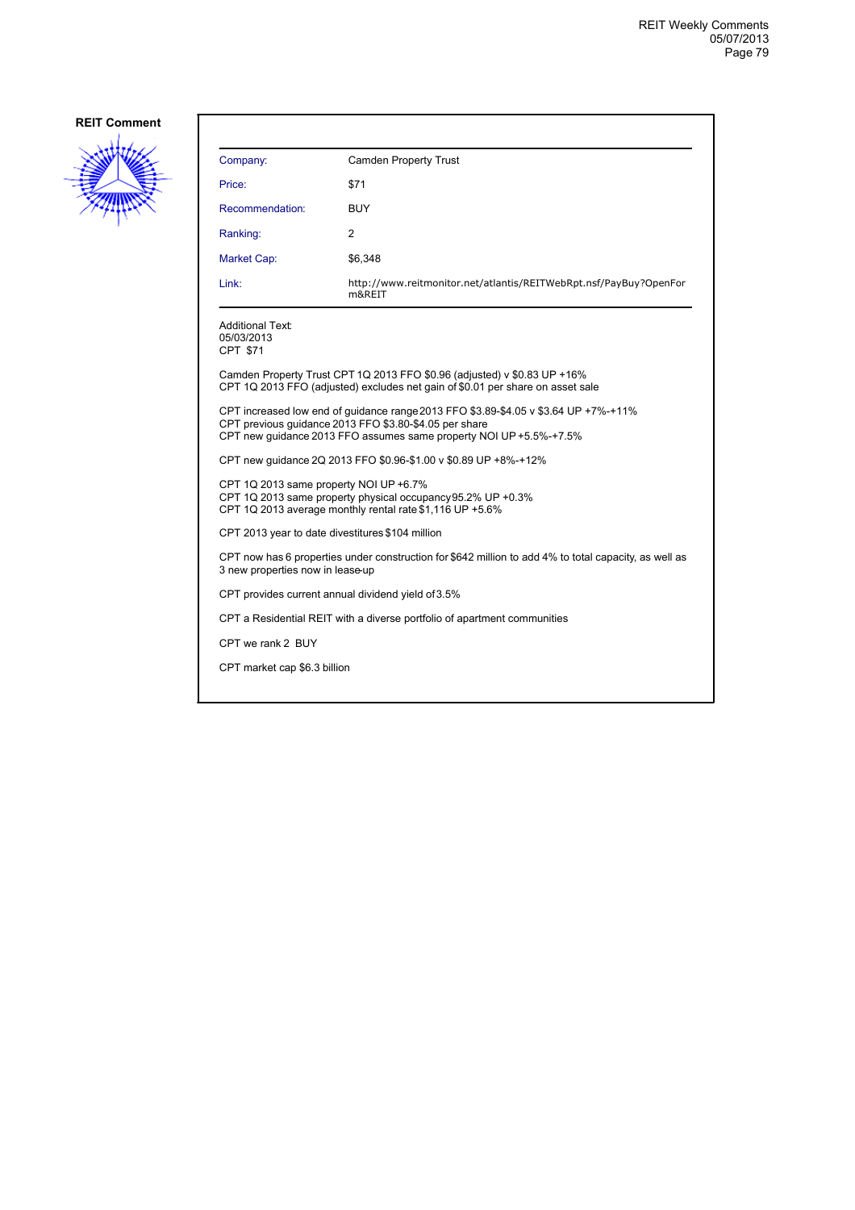**REIT Comment**

| Company: | Camden Property Trust |
|---|---|
| Price: | $71 |
| Recommendation: | BUY |
| Ranking: | 2 |
| Market Cap: | $6,348 |
| Link: | http://www.reitmonitor.net/atlantis/REITWebRpt.nsf/PayBuy?OpenForm&REIT |

Additional Text:
05/03/2013
CPT $71

Camden Property Trust CPT 1Q 2013 FFO $0.96 (adjusted) v $0.83 UP +16%
CPT 1Q 2013 FFO (adjusted) excludes net gain of $0.01 per share on asset sale

CPT increased low end of guidance range 2013 FFO $3.89-$4.05 v $3.64 UP +7%-+11%
CPT previous guidance 2013 FFO $3.80-$4.05 per share
CPT new guidance 2013 FFO assumes same property NOI UP +5.5%-+7.5%

CPT new guidance 2Q 2013 FFO $0.96-$1.00 v $0.89 UP +8%-+12%

CPT 1Q 2013 same property NOI UP +6.7%
CPT 1Q 2013 same property physical occupancy 95.2% UP +0.3%
CPT 1Q 2013 average monthly rental rate $1,116 UP +5.6%

CPT 2013 year to date divestitures $104 million

CPT now has 6 properties under construction for $642 million to add 4% to total capacity, as well as 3 new properties now in lease-up

CPT provides current annual dividend yield of 3.5%

CPT a Residential REIT with a diverse portfolio of apartment communities

CPT we rank 2 BUY

CPT market cap $6.3 billion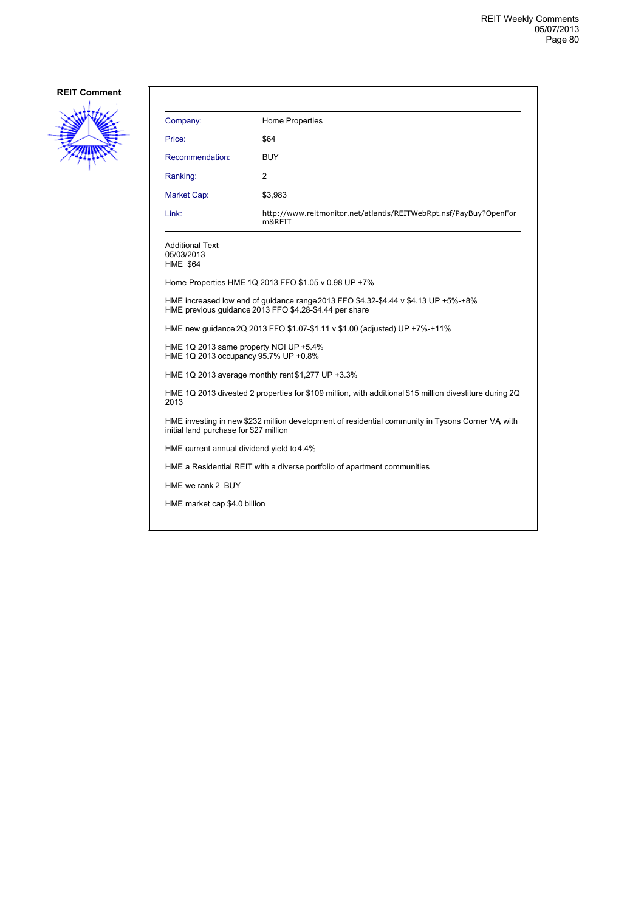**REIT Comment**

| Company: | Home Properties |
| --- | --- |
| Price: | $64 |
| Recommendation: | BUY |
| Ranking: | 2 |
| Market Cap: | $3,983 |
| Link: | http://www.reitmonitor.net/atlantis/REITWebRpt.nsf/PayBuy?OpenForm&REIT |

Additional Text:
05/03/2013
HME $64

Home Properties HME 1Q 2013 FFO $1.05 v 0.98 UP +7%

HME increased low end of guidance range 2013 FFO $4.32-$4.44 v $4.13 UP +5%-+8%
HME previous guidance 2013 FFO $4.28-$4.44 per share

HME new guidance 2Q 2013 FFO $1.07-$1.11 v $1.00 (adjusted) UP +7%-+11%

HME 1Q 2013 same property NOI UP +5.4%
HME 1Q 2013 occupancy 95.7% UP +0.8%

HME 1Q 2013 average monthly rent $1,277 UP +3.3%

HME 1Q 2013 divested 2 properties for $109 million, with additional $15 million divestiture during 2Q 2013

HME investing in new $232 million development of residential community in Tysons Corner VA with initial land purchase for $27 million

HME current annual dividend yield to 4.4%

HME a Residential REIT with a diverse portfolio of apartment communities

HME we rank 2 BUY

HME market cap $4.0 billion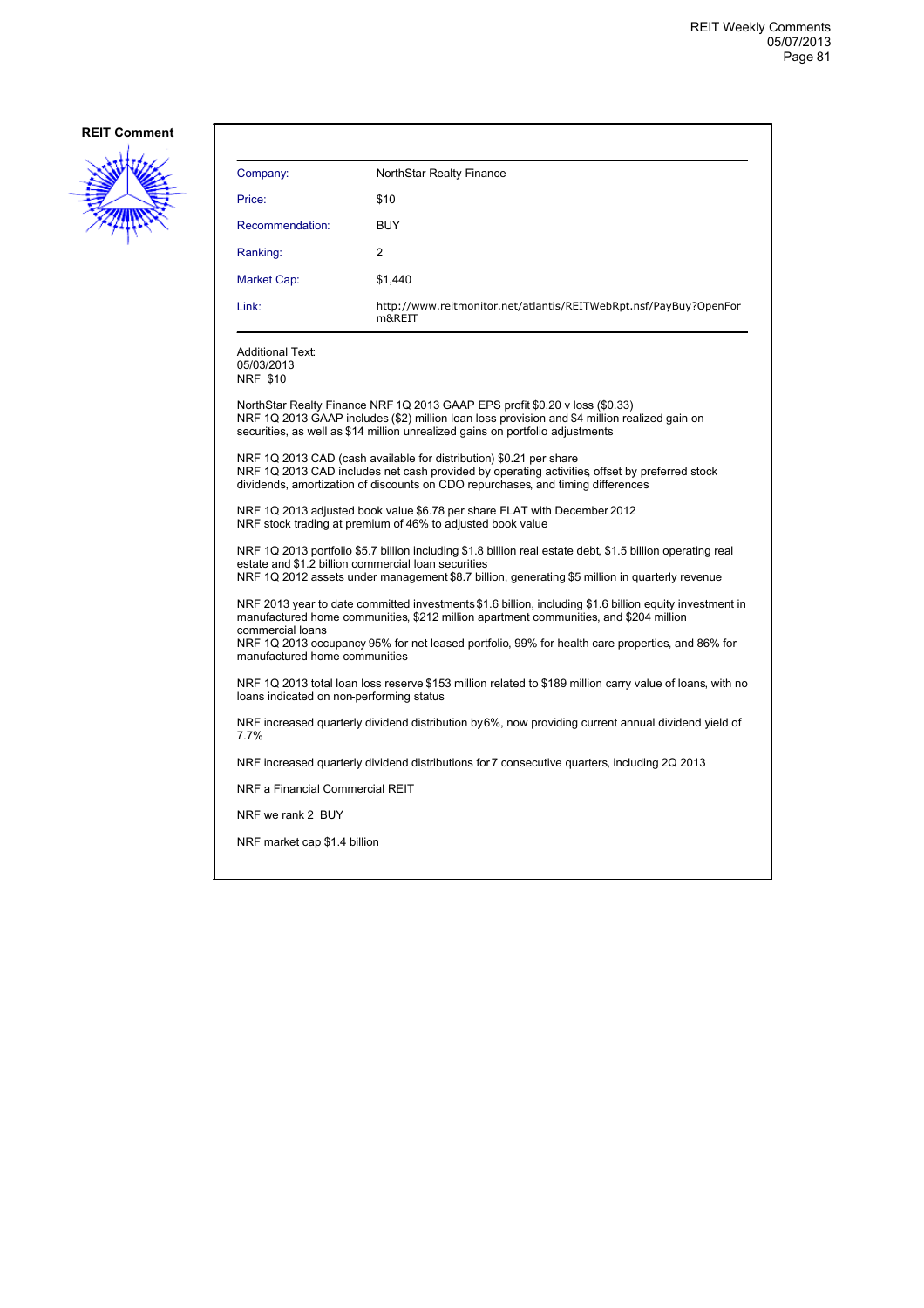**REIT Comment**

| Company: | NorthStar Realty Finance |
|---|---|
| Price: | $10 |
| Recommendation: | BUY |
| Ranking: | 2 |
| Market Cap: | $1,440 |
| Link: | http://www.reitmonitor.net/atlantis/REITWebRpt.nsf/PayBuy?OpenForm&REIT |

Additional Text:
05/03/2013
NRF $10

NorthStar Realty Finance NRF 1Q 2013 GAAP EPS profit $0.20 v loss ($0.33)
NRF 1Q 2013 GAAP includes ($2) million loan loss provision and $4 million realized gain on securities, as well as $14 million unrealized gains on portfolio adjustments

NRF 1Q 2013 CAD (cash available for distribution) $0.21 per share
NRF 1Q 2013 CAD includes net cash provided by operating activities, offset by preferred stock dividends, amortization of discounts on CDO repurchases, and timing differences

NRF 1Q 2013 adjusted book value $6.78 per share FLAT with December 2012
NRF stock trading at premium of 46% to adjusted book value

NRF 1Q 2013 portfolio $5.7 billion including $1.8 billion real estate debt, $1.5 billion operating real estate and $1.2 billion commercial loan securities
NRF 1Q 2012 assets under management $8.7 billion, generating $5 million in quarterly revenue

NRF 2013 year to date committed investments $1.6 billion, including $1.6 billion equity investment in manufactured home communities, $212 million apartment communities, and $204 million commercial loans
NRF 1Q 2013 occupancy 95% for net leased portfolio, 99% for health care properties, and 86% for manufactured home communities

NRF 1Q 2013 total loan loss reserve $153 million related to $189 million carry value of loans, with no loans indicated on non-performing status

NRF increased quarterly dividend distribution by 6%, now providing current annual dividend yield of 7.7%

NRF increased quarterly dividend distributions for 7 consecutive quarters, including 2Q 2013

NRF a Financial Commercial REIT

NRF we rank 2 BUY

NRF market cap $1.4 billion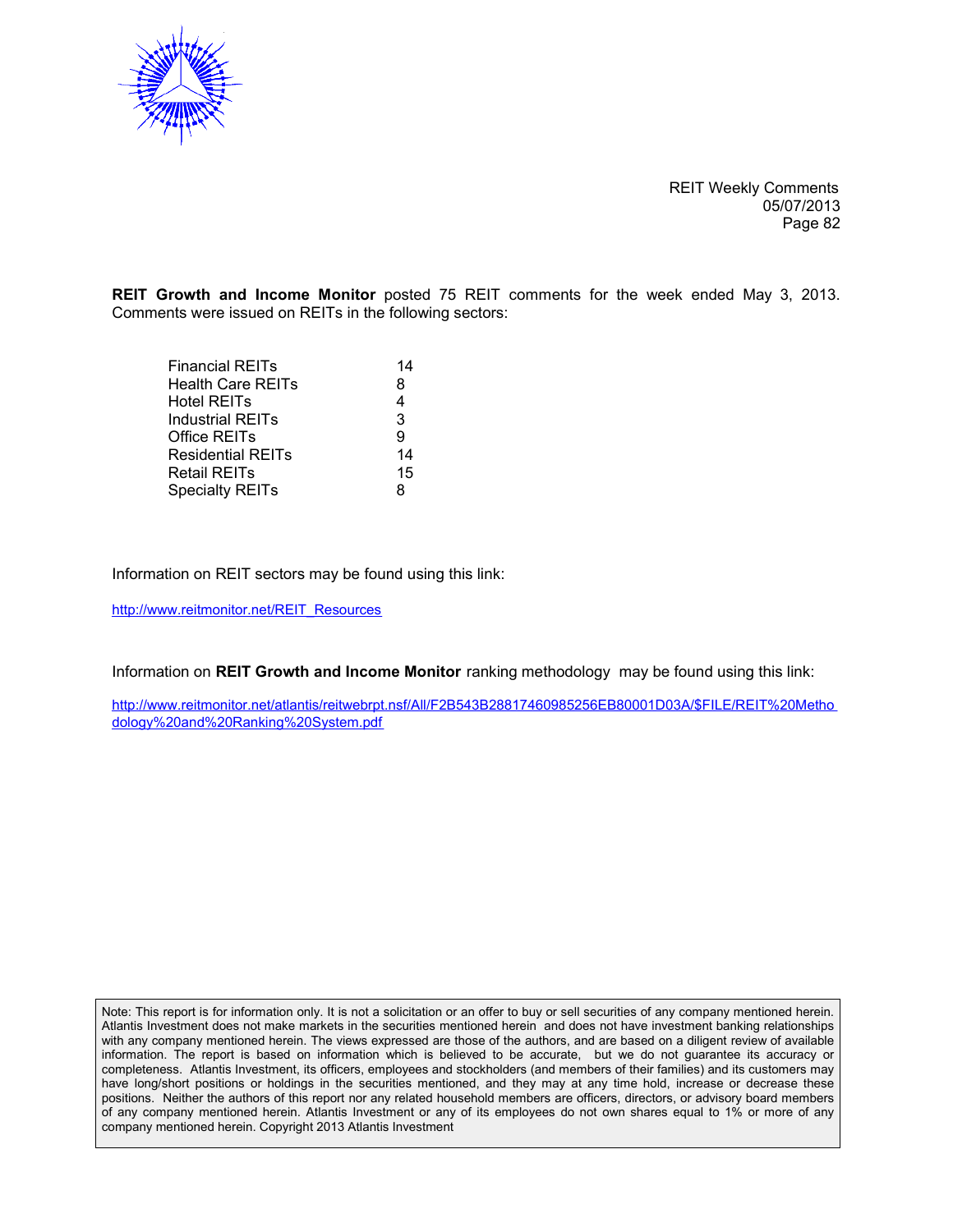REIT Weekly Comments
05/07/2013

**REIT Growth and Income Monitor** posted 75 REIT comments for the week ended May 3, 2013. Comments were issued on REITs in the following sectors:

| | |
|---|---|
| Financial REITs | 14 |
| Health Care REITs | 8 |
| Hotel REITs | 4 |
| Industrial REITs | 3 |
| Office REITs | 9 |
| Residential REITs | 14 |
| Retail REITs | 15 |
| Specialty REITs | 8 |

Information on REIT sectors may be found using this link:

http://www.reitmonitor.net/REIT_Resources

Information on **REIT Growth and Income Monitor** ranking methodology may be found using this link:

http://www.reitmonitor.net/atlantis/reitwebrpt.nsf/All/F2B543B28817460985256EB80001D03A/$FILE/REIT%20Methodology%20and%20Ranking%20System.pdf

Note: This report is for information only. It is not a solicitation or an offer to buy or sell securities of any company mentioned herein. Atlantis Investment does not make markets in the securities mentioned herein and does not have investment banking relationships with any company mentioned herein. The views expressed are those of the authors, and are based on a diligent review of available information. The report is based on information which is believed to be accurate, but we do not guarantee its accuracy or completeness. Atlantis Investment, its officers, employees and stockholders (and members of their families) and its customers may have long/short positions or holdings in the securities mentioned, and they may at any time hold, increase or decrease these positions. Neither the authors of this report nor any related household members are officers, directors, or advisory board members of any company mentioned herein. Atlantis Investment or any of its employees do not own shares equal to 1% or more of any company mentioned herein. Copyright 2013 Atlantis Investment